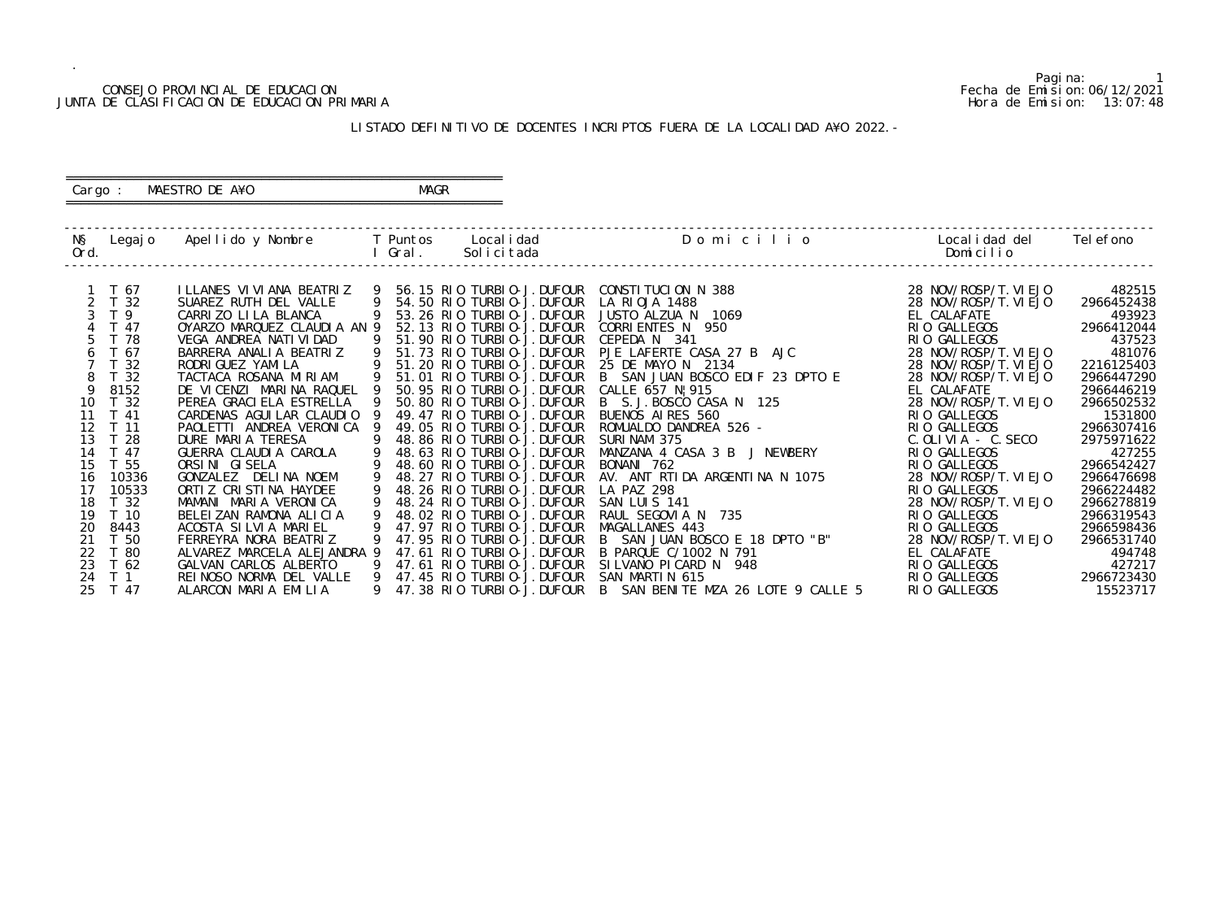CONSEJO PROVINCIAL DE EDUCACION
JUNTA DE CLASIFICACION DE EDUCACION PRIMARIA

Pagina: 1
Fecha de Emision: 06/12/2021
Hora de Emision: 13:07:48

LISTADO DEFINITIVO DE DOCENTES INCRIPTOS FUERA DE LA LOCALIDAD A¥O 2022.-

Cargo : MAESTRO DE A¥O MAGR

| N§ Ord. | Legajo | Apellido y Nombre | T I | Puntos Gral. | Localidad Solicitada | Domicilio | Localidad del Domicilio | Telefono |
|---|---|---|---|---|---|---|---|---|
| 1 | T 67 | ILLANES VIVIANA BEATRIZ | 9 | 56.15 | RIO TURBIO-J.DUFOUR | CONSTITUCION N 388 | 28 NOV/ROSP/T.VIEJO | 482515 |
| 2 | T 32 | SUAREZ RUTH DEL VALLE | 9 | 54.50 | RIO TURBIO-J.DUFOUR | LA RIOJA 1488 | 28 NOV/ROSP/T.VIEJO | 2966452438 |
| 3 | T 9 | CARRIZO LILA BLANCA | 9 | 53.26 | RIO TURBIO-J.DUFOUR | JUSTO ALZUA N 1069 | EL CALAFATE | 493923 |
| 4 | T 47 | OYARZO MARQUEZ CLAUDIA AN | 9 | 52.13 | RIO TURBIO-J.DUFOUR | CORRIENTES N 950 | RIO GALLEGOS | 2966412044 |
| 5 | T 78 | VEGA ANDREA NATIVIDAD | 9 | 51.90 | RIO TURBIO-J.DUFOUR | CEPEDA N 341 | RIO GALLEGOS | 437523 |
| 6 | T 67 | BARRERA ANALIA BEATRIZ | 9 | 51.73 | RIO TURBIO-J.DUFOUR | PJE LAFERTE CASA 27 B AJC | 28 NOV/ROSP/T.VIEJO | 481076 |
| 7 | T 32 | RODRIGUEZ YAMILA | 9 | 51.20 | RIO TURBIO-J.DUFOUR | 25 DE MAYO N 2134 | 28 NOV/ROSP/T.VIEJO | 2216125403 |
| 8 | T 32 | TACTACA ROSANA MIRIAM | 9 | 51.01 | RIO TURBIO-J.DUFOUR | B SAN JUAN BOSCO EDIF 23 DPTO E | 28 NOV/ROSP/T.VIEJO | 2966447290 |
| 9 | 8152 | DE VICENZI MARINA RAQUEL | 9 | 50.95 | RIO TURBIO-J.DUFOUR | CALLE 657 N¦915 | EL CALAFATE | 2966446219 |
| 10 | T 32 | PEREA GRACIELA ESTRELLA | 9 | 50.80 | RIO TURBIO-J.DUFOUR | B S.J.BOSCO CASA N 125 | 28 NOV/ROSP/T.VIEJO | 2966502532 |
| 11 | T 41 | CARDENAS AGUILAR CLAUDIO | 9 | 49.47 | RIO TURBIO-J.DUFOUR | BUENOS AIRES 560 | RIO GALLEGOS | 1531800 |
| 12 | T 11 | PAOLETTI ANDREA VERONICA | 9 | 49.05 | RIO TURBIO-J.DUFOUR | ROMUALDO DANDREA 526 - | RIO GALLEGOS | 2966307416 |
| 13 | T 28 | DURE MARIA TERESA | 9 | 48.86 | RIO TURBIO-J.DUFOUR | SURINAM 375 | C.OLIVIA - C.SECO | 2975971622 |
| 14 | T 47 | GUERRA CLAUDIA CAROLA | 9 | 48.63 | RIO TURBIO-J.DUFOUR | MANZANA 4 CASA 3 B J NEWBERY | RIO GALLEGOS | 427255 |
| 15 | T 55 | ORSINI GISELA | 9 | 48.60 | RIO TURBIO-J.DUFOUR | BONANI 762 | RIO GALLEGOS | 2966542427 |
| 16 | 10336 | GONZALEZ DELINA NOEM | 9 | 48.27 | RIO TURBIO-J.DUFOUR | AV. ANT RTIDA ARGENTINA N 1075 | 28 NOV/ROSP/T.VIEJO | 2966476698 |
| 17 | 10533 | ORTIZ CRISTINA HAYDEE | 9 | 48.26 | RIO TURBIO-J.DUFOUR | LA PAZ 298 | RIO GALLEGOS | 2966224482 |
| 18 | T 32 | MAMANI MARIA VERONICA | 9 | 48.24 | RIO TURBIO-J.DUFOUR | SAN LUIS 141 | 28 NOV/ROSP/T.VIEJO | 2966278819 |
| 19 | T 10 | BELEIZAN RAMONA ALICIA | 9 | 48.02 | RIO TURBIO-J.DUFOUR | RAUL SEGOVIA N 735 | RIO GALLEGOS | 2966319543 |
| 20 | 8443 | ACOSTA SILVIA MARIEL | 9 | 47.97 | RIO TURBIO-J.DUFOUR | MAGALLANES 443 | RIO GALLEGOS | 2966598436 |
| 21 | T 50 | FERREYRA NORA BEATRIZ | 9 | 47.95 | RIO TURBIO-J.DUFOUR | B SAN JUAN BOSCO E 18 DPTO "B" | 28 NOV/ROSP/T.VIEJO | 2966531740 |
| 22 | T 80 | ALVAREZ MARCELA ALEJANDRA | 9 | 47.61 | RIO TURBIO-J.DUFOUR | B PARQUE C/1002 N 791 | EL CALAFATE | 494748 |
| 23 | T 62 | GALVAN CARLOS ALBERTO | 9 | 47.61 | RIO TURBIO-J.DUFOUR | SILVANO PICARD N 948 | RIO GALLEGOS | 427217 |
| 24 | T 1 | REINOSO NORMA DEL VALLE | 9 | 47.45 | RIO TURBIO-J.DUFOUR | SAN MARTIN 615 | RIO GALLEGOS | 2966723430 |
| 25 | T 47 | ALARCON MARIA EMILIA | 9 | 47.38 | RIO TURBIO-J.DUFOUR | B SAN BENITE MZA 26 LOTE 9 CALLE 5 | RIO GALLEGOS | 15523717 |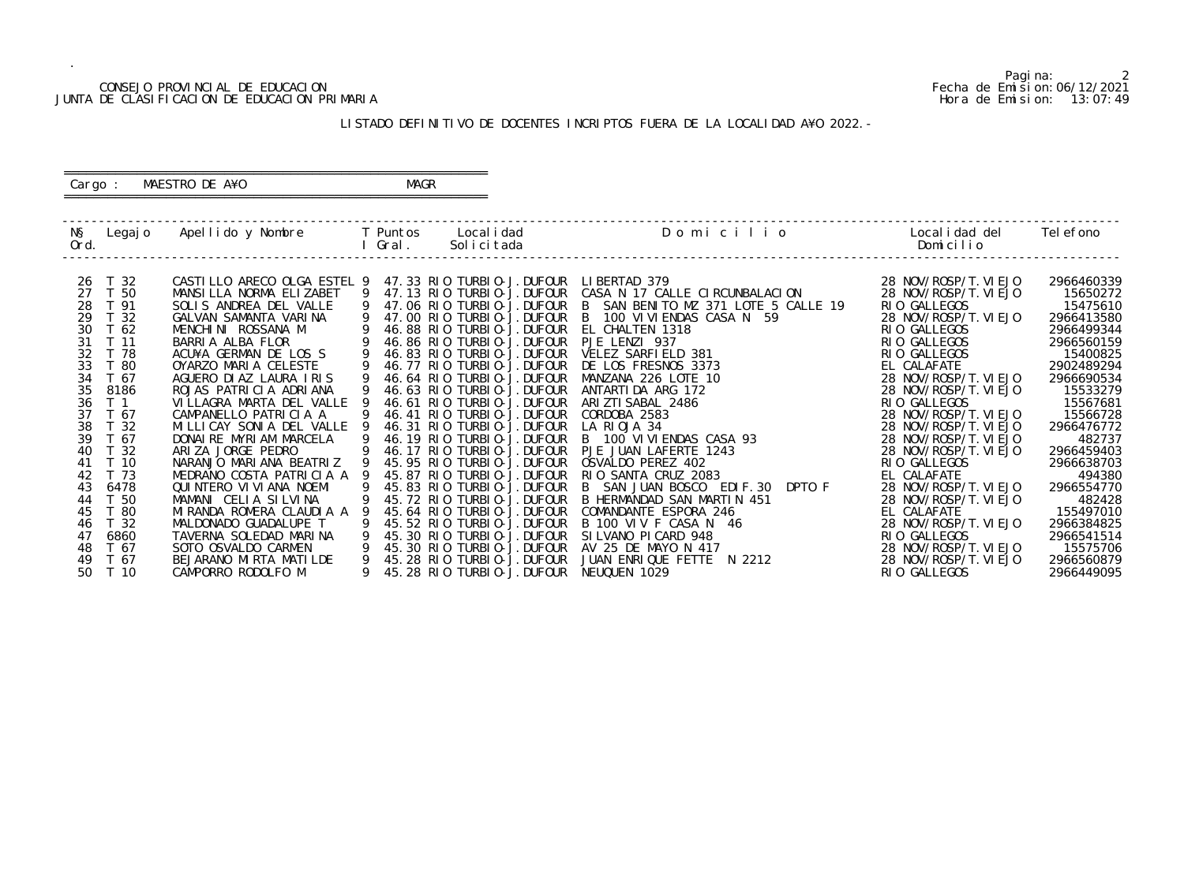CONSEJO PROVINCIAL DE EDUCACION
JUNTA DE CLASIFICACION DE EDUCACION PRIMARIA

Fecha de Emision:06/12/2021
Hora de Emision: 13:07:49

LISTADO DEFINITIVO DE DOCENTES INCRIPTOS FUERA DE LA LOCALIDAD A¥O 2022.-

Cargo : MAESTRO DE A¥O MAGR

| N§ Ord. | Legajo | Apellido y Nombre | T I | Puntos Gral. | Localidad Solicitada | Domicilio | Localidad del Domicilio | Telefono |
|---|---|---|---|---|---|---|---|---|
| 26 | T 32 | CASTILLO ARECO OLGA ESTEL | 9 | 47.33 | RIO TURBIO-J.DUFOUR | LIBERTAD 379 | 28 NOV/ROSP/T.VIEJO | 2966460339 |
| 27 | T 50 | MANSILLA NORMA ELIZABET | 9 | 47.13 | RIO TURBIO-J.DUFOUR | CASA N 17 CALLE CIRCUNBALACION | 28 NOV/ROSP/T.VIEJO | 15650272 |
| 28 | T 91 | SOLIS ANDREA DEL VALLE | 9 | 47.06 | RIO TURBIO-J.DUFOUR | B SAN BENITO MZ 371 LOTE 5 CALLE 19 | RIO GALLEGOS | 15475610 |
| 29 | T 32 | GALVAN SAMANTA VARINA | 9 | 47.00 | RIO TURBIO-J.DUFOUR | B 100 VIVIENDAS CASA N 59 | 28 NOV/ROSP/T.VIEJO | 2966413580 |
| 30 | T 62 | MENCHINI ROSSANA M | 9 | 46.88 | RIO TURBIO-J.DUFOUR | EL CHALTEN 1318 | RIO GALLEGOS | 2966499344 |
| 31 | T 11 | BARRIA ALBA FLOR | 9 | 46.86 | RIO TURBIO-J.DUFOUR | PJE LENZI 937 | RIO GALLEGOS | 2966560159 |
| 32 | T 78 | ACU¥A GERMAN DE LOS S | 9 | 46.83 | RIO TURBIO-J.DUFOUR | VELEZ SARFIELD 381 | RIO GALLEGOS | 15400825 |
| 33 | T 80 | OYARZO MARIA CELESTE | 9 | 46.77 | RIO TURBIO-J.DUFOUR | DE LOS FRESNOS 3373 | EL CALAFATE | 2902489294 |
| 34 | T 67 | AGUERO DIAZ LAURA IRIS | 9 | 46.64 | RIO TURBIO-J.DUFOUR | MANZANA 226 LOTE 10 | 28 NOV/ROSP/T.VIEJO | 2966690534 |
| 35 | 8186 | ROJAS PATRICIA ADRIANA | 9 | 46.63 | RIO TURBIO-J.DUFOUR | ANTARTIDA ARG 172 | 28 NOV/ROSP/T.VIEJO | 15533279 |
| 36 | T 1 | VILLAGRA MARTA DEL VALLE | 9 | 46.61 | RIO TURBIO-J.DUFOUR | ARIZTISABAL 2486 | RIO GALLEGOS | 15567681 |
| 37 | T 67 | CAMPANELLO PATRICIA A | 9 | 46.41 | RIO TURBIO-J.DUFOUR | CORDOBA 2583 | 28 NOV/ROSP/T.VIEJO | 15566728 |
| 38 | T 32 | MILLICAY SONIA DEL VALLE | 9 | 46.31 | RIO TURBIO-J.DUFOUR | LA RIOJA 34 | 28 NOV/ROSP/T.VIEJO | 2966476772 |
| 39 | T 67 | DONAIRE MYRIAM MARCELA | 9 | 46.19 | RIO TURBIO-J.DUFOUR | B 100 VIVIENDAS CASA 93 | 28 NOV/ROSP/T.VIEJO | 482737 |
| 40 | T 32 | ARIZA JORGE PEDRO | 9 | 46.17 | RIO TURBIO-J.DUFOUR | PJE JUAN LAFERTE 1243 | 28 NOV/ROSP/T.VIEJO | 2966459403 |
| 41 | T 10 | NARANJO MARIANA BEATRIZ | 9 | 45.95 | RIO TURBIO-J.DUFOUR | OSVALDO PEREZ 402 | RIO GALLEGOS | 2966638703 |
| 42 | T 73 | MEDRANO COSTA PATRICIA A | 9 | 45.87 | RIO TURBIO-J.DUFOUR | RIO SANTA CRUZ 2083 | EL CALAFATE | 494380 |
| 43 | 6478 | QUINTERO VIVIANA NOEMI | 9 | 45.83 | RIO TURBIO-J.DUFOUR | B SAN JUAN BOSCO EDIF.30 DPTO F | 28 NOV/ROSP/T.VIEJO | 2966554770 |
| 44 | T 50 | MAMANI CELIA SILVINA | 9 | 45.72 | RIO TURBIO-J.DUFOUR | B HERMANDAD SAN MARTIN 451 | 28 NOV/ROSP/T.VIEJO | 482428 |
| 45 | T 80 | MIRANDA ROMERA CLAUDIA A | 9 | 45.64 | RIO TURBIO-J.DUFOUR | COMANDANTE ESPORA 246 | EL CALAFATE | 155497010 |
| 46 | T 32 | MALDONADO GUADALUPE T | 9 | 45.52 | RIO TURBIO-J.DUFOUR | B 100 VIV F CASA N 46 | 28 NOV/ROSP/T.VIEJO | 2966384825 |
| 47 | 6860 | TAVERNA SOLEDAD MARINA | 9 | 45.30 | RIO TURBIO-J.DUFOUR | SILVANO PICARD 948 | RIO GALLEGOS | 2966541514 |
| 48 | T 67 | SOTO OSVALDO CARMEN | 9 | 45.30 | RIO TURBIO-J.DUFOUR | AV 25 DE MAYO N 417 | 28 NOV/ROSP/T.VIEJO | 15575706 |
| 49 | T 67 | BEJARANO MIRTA MATILDE | 9 | 45.28 | RIO TURBIO-J.DUFOUR | JUAN ENRIQUE FETTE N 2212 | 28 NOV/ROSP/T.VIEJO | 2966560879 |
| 50 | T 10 | CAMPORRO RODOLFO M | 9 | 45.28 | RIO TURBIO-J.DUFOUR | NEUQUEN 1029 | RIO GALLEGOS | 2966449095 |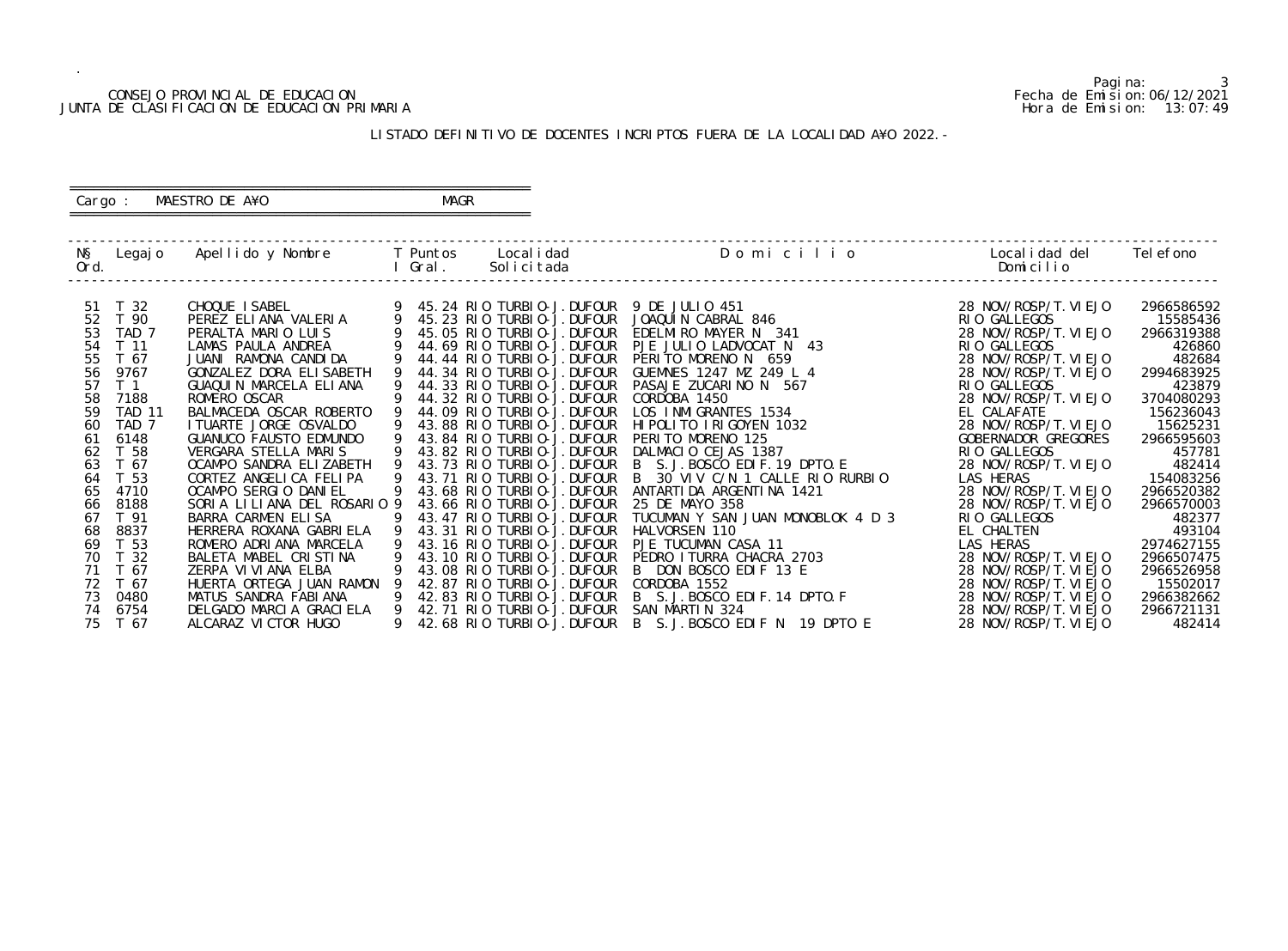CONSEJO PROVINCIAL DE EDUCACION
JUNTA DE CLASIFICACION DE EDUCACION PRIMARIA

Pagina: 3
Fecha de Emision: 06/12/2021
Hora de Emision: 13:07:49

## LISTADO DEFINITIVO DE DOCENTES INCRIPTOS FUERA DE LA LOCALIDAD A¥O 2022.-

Cargo : MAESTRO DE A¥O MAGR

| N§ Ord. | Legajo | Apellido y Nombre | T I | Puntos Gral. | Localidad Solicitada | D o m i c i l i o | Localidad del Domicilio | Telefono |
|---|---|---|---|---|---|---|---|---|
| 51 | T 32 | CHOQUE ISABEL | 9 | 45.24 | RIO TURBIO-J.DUFOUR | 9 DE JULIO 451 | 28 NOV/ROSP/T.VIEJO | 2966586592 |
| 52 | T 90 | PEREZ ELIANA VALERIA | 9 | 45.23 | RIO TURBIO-J.DUFOUR | JOAQUIN CABRAL 846 | RIO GALLEGOS | 15585436 |
| 53 | TAD 7 | PERALTA MARIO LUIS | 9 | 45.05 | RIO TURBIO-J.DUFOUR | EDELMIRO MAYER N 341 | 28 NOV/ROSP/T.VIEJO | 2966319388 |
| 54 | T 11 | LAMAS PAULA ANDREA | 9 | 44.69 | RIO TURBIO-J.DUFOUR | PJE JULIO LADVOCAT N 43 | RIO GALLEGOS | 426860 |
| 55 | T 67 | JUANI RAMONA CANDIDA | 9 | 44.44 | RIO TURBIO-J.DUFOUR | PERITO MORENO N 659 | 28 NOV/ROSP/T.VIEJO | 482684 |
| 56 | 9767 | GONZALEZ DORA ELISABETH | 9 | 44.34 | RIO TURBIO-J.DUFOUR | GUEMNES 1247 MZ 249 L 4 | 28 NOV/ROSP/T.VIEJO | 2994683925 |
| 57 | T 1 | GUAQUIN MARCELA ELIANA | 9 | 44.33 | RIO TURBIO-J.DUFOUR | PASAJE ZUCARINO N 567 | RIO GALLEGOS | 423879 |
| 58 | 7188 | ROMERO OSCAR | 9 | 44.32 | RIO TURBIO-J.DUFOUR | CORDOBA 1450 | 28 NOV/ROSP/T.VIEJO | 3704080293 |
| 59 | TAD 11 | BALMACEDA OSCAR ROBERTO | 9 | 44.09 | RIO TURBIO-J.DUFOUR | LOS INMIGRANTES 1534 | EL CALAFATE | 156236043 |
| 60 | TAD 7 | ITUARTE JORGE OSVALDO | 9 | 43.88 | RIO TURBIO-J.DUFOUR | HIPOLITO IRIGOYEN 1032 | 28 NOV/ROSP/T.VIEJO | 15625231 |
| 61 | 6148 | GUANUCO FAUSTO EDMUNDO | 9 | 43.84 | RIO TURBIO-J.DUFOUR | PERITO MORENO 125 | GOBERNADOR GREGORES | 2966595603 |
| 62 | T 58 | VERGARA STELLA MARIS | 9 | 43.82 | RIO TURBIO-J.DUFOUR | DALMACIO CEJAS 1387 | RIO GALLEGOS | 457781 |
| 63 | T 67 | OCAMPO SANDRA ELIZABETH | 9 | 43.73 | RIO TURBIO-J.DUFOUR | B S.J.BOSCO EDIF.19 DPTO.E | 28 NOV/ROSP/T.VIEJO | 482414 |
| 64 | T 53 | CORTEZ ANGELICA FELIPA | 9 | 43.71 | RIO TURBIO-J.DUFOUR | B 30 VIV C/N 1 CALLE RIO RURBIO | LAS HERAS | 154083256 |
| 65 | 4710 | OCAMPO SERGIO DANIEL | 9 | 43.68 | RIO TURBIO-J.DUFOUR | ANTARTIDA ARGENTINA 1421 | 28 NOV/ROSP/T.VIEJO | 2966520382 |
| 66 | 8188 | SORIA LILIANA DEL ROSARIO | 9 | 43.66 | RIO TURBIO-J.DUFOUR | 25 DE MAYO 358 | 28 NOV/ROSP/T.VIEJO | 2966570003 |
| 67 | T 91 | BARRA CARMEN ELISA | 9 | 43.47 | RIO TURBIO-J.DUFOUR | TUCUMAN Y SAN JUAN MONOBLOK 4 D 3 | RIO GALLEGOS | 482377 |
| 68 | 8837 | HERRERA ROXANA GABRIELA | 9 | 43.31 | RIO TURBIO-J.DUFOUR | HALVORSEN 110 | EL CHALTEN | 493104 |
| 69 | T 53 | ROMERO ADRIANA MARCELA | 9 | 43.16 | RIO TURBIO-J.DUFOUR | PJE TUCUMAN CASA 11 | LAS HERAS | 2974627155 |
| 70 | T 32 | BALETA MABEL CRISTINA | 9 | 43.10 | RIO TURBIO-J.DUFOUR | PEDRO ITURRA CHACRA 2703 | 28 NOV/ROSP/T.VIEJO | 2966507475 |
| 71 | T 67 | ZERPA VIVIANA ELBA | 9 | 43.08 | RIO TURBIO-J.DUFOUR | B DON BOSCO EDIF 13 E | 28 NOV/ROSP/T.VIEJO | 2966526958 |
| 72 | T 67 | HUERTA ORTEGA JUAN RAMON | 9 | 42.87 | RIO TURBIO-J.DUFOUR | CORDOBA 1552 | 28 NOV/ROSP/T.VIEJO | 15502017 |
| 73 | 0480 | MATUS SANDRA FABIANA | 9 | 42.83 | RIO TURBIO-J.DUFOUR | B S.J.BOSCO EDIF.14 DPTO.F | 28 NOV/ROSP/T.VIEJO | 2966382662 |
| 74 | 6754 | DELGADO MARCIA GRACIELA | 9 | 42.71 | RIO TURBIO-J.DUFOUR | SAN MARTIN 324 | 28 NOV/ROSP/T.VIEJO | 2966721131 |
| 75 | T 67 | ALCARAZ VICTOR HUGO | 9 | 42.68 | RIO TURBIO-J.DUFOUR | B S.J.BOSCO EDIF N 19 DPTO E | 28 NOV/ROSP/T.VIEJO | 482414 |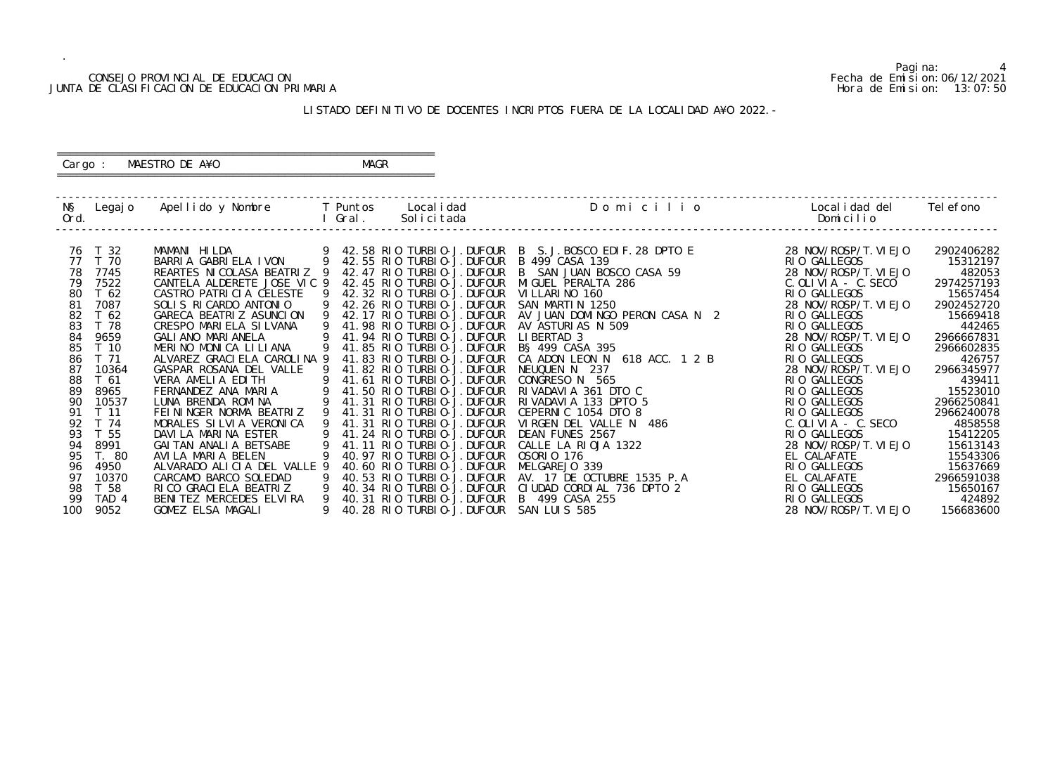CONSEJO PROVINCIAL DE EDUCACION
JUNTA DE CLASIFICACION DE EDUCACION PRIMARIA

Fecha de Emision: 06/12/2021
Hora de Emision: 13:07:50

## LISTADO DEFINITIVO DE DOCENTES INCRIPTOS FUERA DE LA LOCALIDAD A¥O 2022.-

Cargo : MAESTRO DE A¥O    MAGR

| N§ Ord. | Legajo | Apellido y Nombre | T I | Puntos Gral. | Localidad Solicitada | Domicilio | Localidad del Domicilio | Telefono |
|---|---|---|---|---|---|---|---|---|
| 76 | T 32 | MAMANI HILDA | 9 | 42.58 | RIO TURBIO-J.DUFOUR | B S.J.BOSCO EDIF.28 DPTO E | 28 NOV/ROSP/T.VIEJO | 2902406282 |
| 77 | T 70 | BARRIA GABRIELA IVON | 9 | 42.55 | RIO TURBIO-J.DUFOUR | B 499 CASA 139 | RIO GALLEGOS | 15312197 |
| 78 | 7745 | REARTES NICOLASA BEATRIZ | 9 | 42.47 | RIO TURBIO-J.DUFOUR | B SAN JUAN BOSCO CASA 59 | 28 NOV/ROSP/T.VIEJO | 482053 |
| 79 | 7522 | CANTELA ALDERETE JOSE VIC | 9 | 42.45 | RIO TURBIO-J.DUFOUR | MIGUEL PERALTA 286 | C.OLIVIA - C.SECO | 2974257193 |
| 80 | T 62 | CASTRO PATRICIA CELESTE | 9 | 42.32 | RIO TURBIO-J.DUFOUR | VILLARINO 160 | RIO GALLEGOS | 15657454 |
| 81 | 7087 | SOLIS RICARDO ANTONIO | 9 | 42.26 | RIO TURBIO-J.DUFOUR | SAN MARTIN 1250 | 28 NOV/ROSP/T.VIEJO | 2902452720 |
| 82 | T 62 | GARECA BEATRIZ ASUNCION | 9 | 42.17 | RIO TURBIO-J.DUFOUR | AV JUAN DOMINGO PERON CASA N 2 | RIO GALLEGOS | 15669418 |
| 83 | T 78 | CRESPO MARIELA SILVANA | 9 | 41.98 | RIO TURBIO-J.DUFOUR | AV ASTURIAS N 509 | RIO GALLEGOS | 442465 |
| 84 | 9659 | GALIANO MARIANELA | 9 | 41.94 | RIO TURBIO-J.DUFOUR | LIBERTAD 3 | 28 NOV/ROSP/T.VIEJO | 2966667831 |
| 85 | T 10 | MERINO MONICA LILIANA | 9 | 41.85 | RIO TURBIO-J.DUFOUR | B§ 499 CASA 395 | RIO GALLEGOS | 2966602835 |
| 86 | T 71 | ALVAREZ GRACIELA CAROLINA | 9 | 41.83 | RIO TURBIO-J.DUFOUR | CA ADON LEON N 618 ACC. 1 2 B | RIO GALLEGOS | 426757 |
| 87 | 10364 | GASPAR ROSANA DEL VALLE | 9 | 41.82 | RIO TURBIO-J.DUFOUR | NEUQUEN N 237 | 28 NOV/ROSP/T.VIEJO | 2966345977 |
| 88 | T 61 | VERA AMELIA EDITH | 9 | 41.61 | RIO TURBIO-J.DUFOUR | CONGRESO N 565 | RIO GALLEGOS | 439411 |
| 89 | 8965 | FERNANDEZ ANA MARIA | 9 | 41.50 | RIO TURBIO-J.DUFOUR | RIVADAVIA 361 DTO C | RIO GALLEGOS | 15523010 |
| 90 | 10537 | LUNA BRENDA ROMINA | 9 | 41.31 | RIO TURBIO-J.DUFOUR | RIVADAVIA 133 DPTO 5 | RIO GALLEGOS | 2966250841 |
| 91 | T 11 | FEININGER NORMA BEATRIZ | 9 | 41.31 | RIO TURBIO-J.DUFOUR | CEPERNIC 1054 DTO 8 | RIO GALLEGOS | 2966240078 |
| 92 | T 74 | MORALES SILVIA VERONICA | 9 | 41.31 | RIO TURBIO-J.DUFOUR | VIRGEN DEL VALLE N 486 | C.OLIVIA - C.SECO | 4858558 |
| 93 | T 55 | DAVILA MARINA ESTER | 9 | 41.24 | RIO TURBIO-J.DUFOUR | DEAN FUNES 2567 | RIO GALLEGOS | 15412205 |
| 94 | 8991 | GAITAN ANALIA BETSABE | 9 | 41.11 | RIO TURBIO-J.DUFOUR | CALLE LA RIOJA 1322 | 28 NOV/ROSP/T.VIEJO | 15613143 |
| 95 | T. 80 | AVILA MARIA BELEN | 9 | 40.97 | RIO TURBIO-J.DUFOUR | OSORIO 176 | EL CALAFATE | 15543306 |
| 96 | 4950 | ALVARADO ALICIA DEL VALLE | 9 | 40.60 | RIO TURBIO-J.DUFOUR | MELGAREJO 339 | RIO GALLEGOS | 15637669 |
| 97 | 10370 | CARCAMO BARCO SOLEDAD | 9 | 40.53 | RIO TURBIO-J.DUFOUR | AV. 17 DE OCTUBRE 1535 P.A | EL CALAFATE | 2966591038 |
| 98 | T 58 | RICO GRACIELA BEATRIZ | 9 | 40.34 | RIO TURBIO-J.DUFOUR | CIUDAD CORDIAL 736 DPTO 2 | RIO GALLEGOS | 15650167 |
| 99 | TAD 4 | BENITEZ MERCEDES ELVIRA | 9 | 40.31 | RIO TURBIO-J.DUFOUR | B 499 CASA 255 | RIO GALLEGOS | 424892 |
| 100 | 9052 | GOMEZ ELSA MAGALI | 9 | 40.28 | RIO TURBIO-J.DUFOUR | SAN LUIS 585 | 28 NOV/ROSP/T.VIEJO | 156683600 |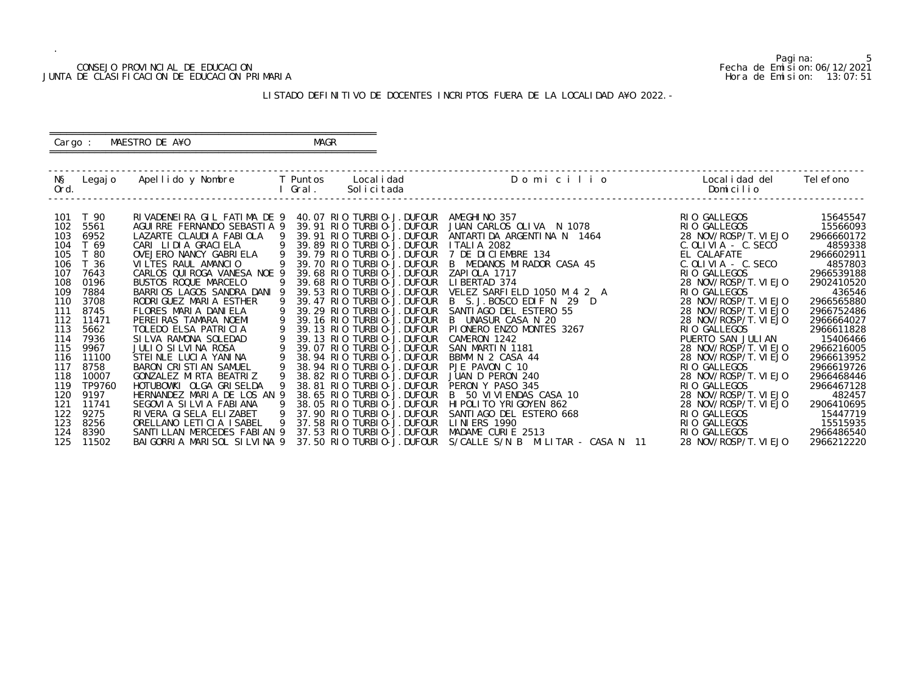CONSEJO PROVINCIAL DE EDUCACION
JUNTA DE CLASIFICACION DE EDUCACION PRIMARIA

Pagina: 5
Fecha de Emision: 06/12/2021
Hora de Emision: 13:07:51

LISTADO DEFINITIVO DE DOCENTES INCRIPTOS FUERA DE LA LOCALIDAD A¥O 2022.-

Cargo : MAESTRO DE A¥O MAGR

| N§ Ord. | Legajo | Apellido y Nombre | T | Puntos I Gral. | Localidad Solicitada | D o m i c i l i o | Localidad del Domicilio | Telefono |
|---|---|---|---|---|---|---|---|---|
| 101 | T 90 | RIVADENEIRA GIL FATIMA DE | 9 | 40.07 | RIO TURBIO-J.DUFOUR | AMEGHINO 357 | RIO GALLEGOS | 15645547 |
| 102 | 5561 | AGUIRRE FERNANDO SEBASTIA | 9 | 39.91 | RIO TURBIO-J.DUFOUR | JUAN CARLOS OLIVA N 1078 | RIO GALLEGOS | 15566093 |
| 103 | 6952 | LAZARTE CLAUDIA FABIOLA | 9 | 39.91 | RIO TURBIO-J.DUFOUR | ANTARTIDA ARGENTINA N 1464 | 28 NOV/ROSP/T.VIEJO | 2966660172 |
| 104 | T 69 | CARI LIDIA GRACIELA | 9 | 39.89 | RIO TURBIO-J.DUFOUR | ITALIA 2082 | C.OLIVIA - C.SECO | 4859338 |
| 105 | T 80 | OVEJERO NANCY GABRIELA | 9 | 39.79 | RIO TURBIO-J.DUFOUR | 7 DE DICIEMBRE 134 | EL CALAFATE | 2966602911 |
| 106 | T 36 | VILTES RAUL AMANCIO | 9 | 39.70 | RIO TURBIO-J.DUFOUR | B MEDANOS MIRADOR CASA 45 | C.OLIVIA - C.SECO | 4857803 |
| 107 | 7643 | CARLOS QUIROGA VANESA NOE | 9 | 39.68 | RIO TURBIO-J.DUFOUR | ZAPIOLA 1717 | RIO GALLEGOS | 2966539188 |
| 108 | 0196 | BUSTOS ROQUE MARCELO | 9 | 39.68 | RIO TURBIO-J.DUFOUR | LIBERTAD 374 | 28 NOV/ROSP/T.VIEJO | 2902410520 |
| 109 | 7884 | BARRIOS LAGOS SANDRA DANI | 9 | 39.53 | RIO TURBIO-J.DUFOUR | VELEZ SARFIELD 1050 M 4 2 A | RIO GALLEGOS | 436546 |
| 110 | 3708 | RODRIGUEZ MARIA ESTHER | 9 | 39.47 | RIO TURBIO-J.DUFOUR | B S.J.BOSCO EDIF N 29 D | 28 NOV/ROSP/T.VIEJO | 2966565880 |
| 111 | 8745 | FLORES MARIA DANIELA | 9 | 39.29 | RIO TURBIO-J.DUFOUR | SANTIAGO DEL ESTERO 55 | 28 NOV/ROSP/T.VIEJO | 2966752486 |
| 112 | 11471 | PEREIRAS TAMARA NOEMI | 9 | 39.16 | RIO TURBIO-J.DUFOUR | B UNASUR CASA N 20 | 28 NOV/ROSP/T.VIEJO | 2966664027 |
| 113 | 5662 | TOLEDO ELSA PATRICIA | 9 | 39.13 | RIO TURBIO-J.DUFOUR | PIONERO ENZO MONTES 3267 | RIO GALLEGOS | 2966611828 |
| 114 | 7936 | SILVA RAMONA SOLEDAD | 9 | 39.13 | RIO TURBIO-J.DUFOUR | CAMERON 1242 | PUERTO SAN JULIAN | 15406466 |
| 115 | 9967 | JULIO SILVINA ROSA | 9 | 39.07 | RIO TURBIO-J.DUFOUR | SAN MARTIN 1181 | 28 NOV/ROSP/T.VIEJO | 2966216005 |
| 116 | 11100 | STEINLE LUCIA YANINA | 9 | 38.94 | RIO TURBIO-J.DUFOUR | BBMM N 2 CASA 44 | 28 NOV/ROSP/T.VIEJO | 2966613952 |
| 117 | 8758 | BARON CRISTIAN SAMUEL | 9 | 38.94 | RIO TURBIO-J.DUFOUR | PJE PAVON C 10 | RIO GALLEGOS | 2966619726 |
| 118 | 10007 | GONZALEZ MIRTA BEATRIZ | 9 | 38.82 | RIO TURBIO-J.DUFOUR | JUAN D PERON 240 | 28 NOV/ROSP/T.VIEJO | 2966468446 |
| 119 | TP9760 | HOTUBOWKI OLGA GRISELDA | 9 | 38.81 | RIO TURBIO-J.DUFOUR | PERON Y PASO 345 | RIO GALLEGOS | 2966467128 |
| 120 | 9197 | HERNANDEZ MARIA DE LOS AN | 9 | 38.65 | RIO TURBIO-J.DUFOUR | B 50 VIVIENDAS CASA 10 | 28 NOV/ROSP/T.VIEJO | 482457 |
| 121 | 11741 | SEGOVIA SILVIA FABIANA | 9 | 38.05 | RIO TURBIO-J.DUFOUR | HIPOLITO YRIGOYEN 862 | 28 NOV/ROSP/T.VIEJO | 2906410695 |
| 122 | 9275 | RIVERA GISELA ELIZABET | 9 | 37.90 | RIO TURBIO-J.DUFOUR | SANTIAGO DEL ESTERO 668 | RIO GALLEGOS | 15447719 |
| 123 | 8256 | ORELLANO LETICIA ISABEL | 9 | 37.58 | RIO TURBIO-J.DUFOUR | LINIERS 1990 | RIO GALLEGOS | 15515935 |
| 124 | 8390 | SANTILLAN MERCEDES FABIAN | 9 | 37.53 | RIO TURBIO-J.DUFOUR | MADAME CURIE 2513 | RIO GALLEGOS | 2966486540 |
| 125 | 11502 | BAIGORRIA MARISOL SILVINA | 9 | 37.50 | RIO TURBIO-J.DUFOUR | S/CALLE S/N B MILITAR - CASA N 11 | 28 NOV/ROSP/T.VIEJO | 2966212220 |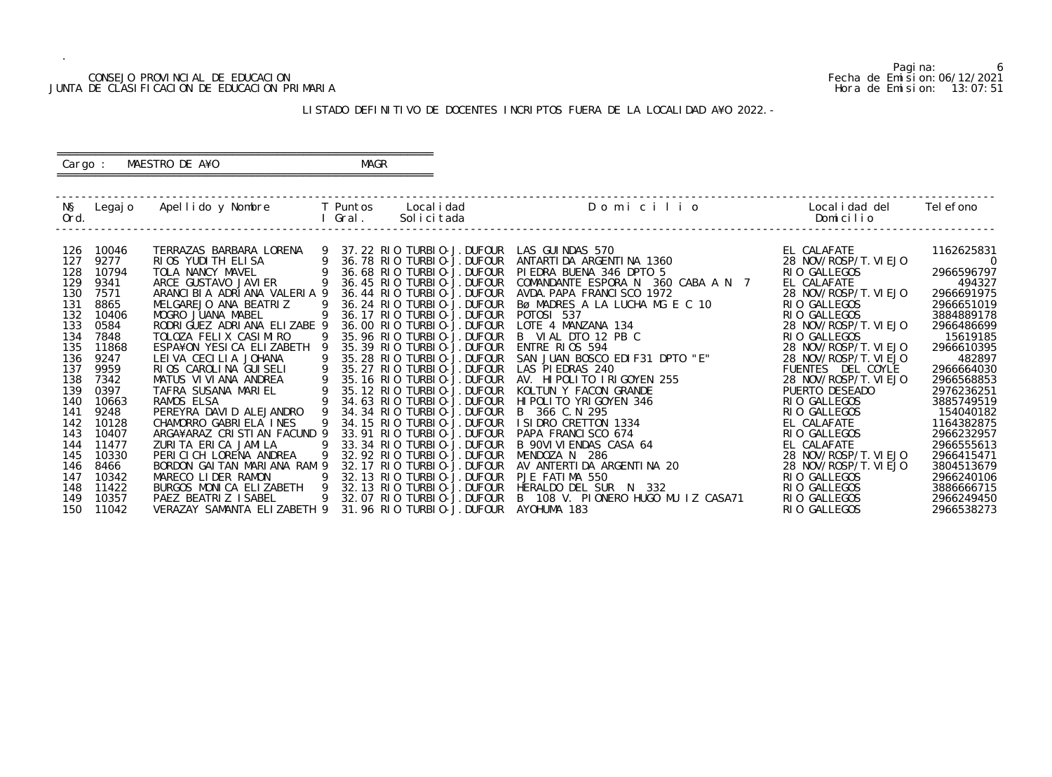CONSEJO PROVINCIAL DE EDUCACION
JUNTA DE CLASIFICACION DE EDUCACION PRIMARIA

Pagina: 6
Fecha de Emision: 06/12/2021
Hora de Emision: 13:07:51

## LISTADO DEFINITIVO DE DOCENTES INCRIPTOS FUERA DE LA LOCALIDAD A¥O 2022.-

Cargo : MAESTRO DE A¥O MAGR

| N§ Ord. | Legajo | Apellido y Nombre | T I | Puntos Gral. | Localidad Solicitada | D o m i c i l i o | Localidad del Domicilio | Telefono |
|---|---|---|---|---|---|---|---|---|
| 126 | 10046 | TERRAZAS BARBARA LORENA | 9 | 37.22 | RIO TURBIO-J.DUFOUR | LAS GUINDAS 570 | EL CALAFATE | 1162625831 |
| 127 | 9277 | RIOS YUDITH ELISA | 9 | 36.78 | RIO TURBIO-J.DUFOUR | ANTARTIDA ARGENTINA 1360 | 28 NOV/ROSP/T.VIEJO | 0 |
| 128 | 10794 | TOLA NANCY MAVEL | 9 | 36.68 | RIO TURBIO-J.DUFOUR | PIEDRA BUENA 346 DPTO 5 | RIO GALLEGOS | 2966596797 |
| 129 | 9341 | ARCE GUSTAVO JAVIER | 9 | 36.45 | RIO TURBIO-J.DUFOUR | COMANDANTE ESPORA N 360 CABA A N 7 | EL CALAFATE | 494327 |
| 130 | 7571 | ARANCIBIA ADRIANA VALERIA | 9 | 36.44 | RIO TURBIO-J.DUFOUR | AVDA.PAPA FRANCISCO 1972 | 28 NOV/ROSP/T.VIEJO | 2966691975 |
| 131 | 8865 | MELGAREJO ANA BEATRIZ | 9 | 36.24 | RIO TURBIO-J.DUFOUR | Bø MADRES A LA LUCHA MG E C 10 | RIO GALLEGOS | 2966651019 |
| 132 | 10406 | MOGRO JUANA MABEL | 9 | 36.17 | RIO TURBIO-J.DUFOUR | POTOSI 537 | RIO GALLEGOS | 3884889178 |
| 133 | 0584 | RODRIGUEZ ADRIANA ELIZABE | 9 | 36.00 | RIO TURBIO-J.DUFOUR | LOTE 4 MANZANA 134 | 28 NOV/ROSP/T.VIEJO | 2966486699 |
| 134 | 7848 | TOLOZA FELIX CASIMIRO | 9 | 35.96 | RIO TURBIO-J.DUFOUR | B VIAL DTO 12 PB C | RIO GALLEGOS | 15619185 |
| 135 | 11868 | ESPA¥ON YESICA ELIZABETH | 9 | 35.39 | RIO TURBIO-J.DUFOUR | ENTRE RIOS 594 | 28 NOV/ROSP/T.VIEJO | 2966610395 |
| 136 | 9247 | LEIVA CECILIA JOHANA | 9 | 35.28 | RIO TURBIO-J.DUFOUR | SAN JUAN BOSCO EDIF31 DPTO "E" | 28 NOV/ROSP/T.VIEJO | 482897 |
| 137 | 9959 | RIOS CAROLINA GUISELI | 9 | 35.27 | RIO TURBIO-J.DUFOUR | LAS PIEDRAS 240 | FUENTES DEL COYLE | 2966664030 |
| 138 | 7342 | MATUS VIVIANA ANDREA | 9 | 35.16 | RIO TURBIO-J.DUFOUR | AV. HIPOLITO IRIGOYEN 255 | 28 NOV/ROSP/T.VIEJO | 2966568853 |
| 139 | 0397 | TAFRA SUSANA MARIEL | 9 | 35.12 | RIO TURBIO-J.DUFOUR | KOLTUN Y FACON GRANDE | PUERTO DESEADO | 2976236251 |
| 140 | 10663 | RAMOS ELSA | 9 | 34.63 | RIO TURBIO-J.DUFOUR | HIPOLITO YRIGOYEN 346 | RIO GALLEGOS | 3885749519 |
| 141 | 9248 | PEREYRA DAVID ALEJANDRO | 9 | 34.34 | RIO TURBIO-J.DUFOUR | B 366 C.N 295 | RIO GALLEGOS | 154040182 |
| 142 | 10128 | CHAMORRO GABRIELA INES | 9 | 34.15 | RIO TURBIO-J.DUFOUR | ISIDRO CRETTON 1334 | EL CALAFATE | 1164382875 |
| 143 | 10407 | ARGA¥ARAZ CRISTIAN FACUND | 9 | 33.91 | RIO TURBIO-J.DUFOUR | PAPA FRANCISCO 674 | RIO GALLEGOS | 2966232957 |
| 144 | 11477 | ZURITA ERICA JAMILA | 9 | 33.34 | RIO TURBIO-J.DUFOUR | B 90VIVIENDAS CASA 64 | EL CALAFATE | 2966555613 |
| 145 | 10330 | PERICICH LORENA ANDREA | 9 | 32.92 | RIO TURBIO-J.DUFOUR | MENDOZA N 286 | 28 NOV/ROSP/T.VIEJO | 2966415471 |
| 146 | 8466 | BORDON GAITAN MARIANA RAM | 9 | 32.17 | RIO TURBIO-J.DUFOUR | AV ANTERTIDA ARGENTINA 20 | 28 NOV/ROSP/T.VIEJO | 3804513679 |
| 147 | 10342 | MARECO LIDER RAMON | 9 | 32.13 | RIO TURBIO-J.DUFOUR | PJE FATIMA 550 | RIO GALLEGOS | 2966240106 |
| 148 | 11422 | BURGOS MONICA ELIZABETH | 9 | 32.13 | RIO TURBIO-J.DUFOUR | HERALDO DEL SUR N 332 | RIO GALLEGOS | 3886666715 |
| 149 | 10357 | PAEZ BEATRIZ ISABEL | 9 | 32.07 | RIO TURBIO-J.DUFOUR | B 108 V. PIONERO HUGO MU IZ CASA71 | RIO GALLEGOS | 2966249450 |
| 150 | 11042 | VERAZAY SAMANTA ELIZABETH | 9 | 31.96 | RIO TURBIO-J.DUFOUR | AYOHUMA 183 | RIO GALLEGOS | 2966538273 |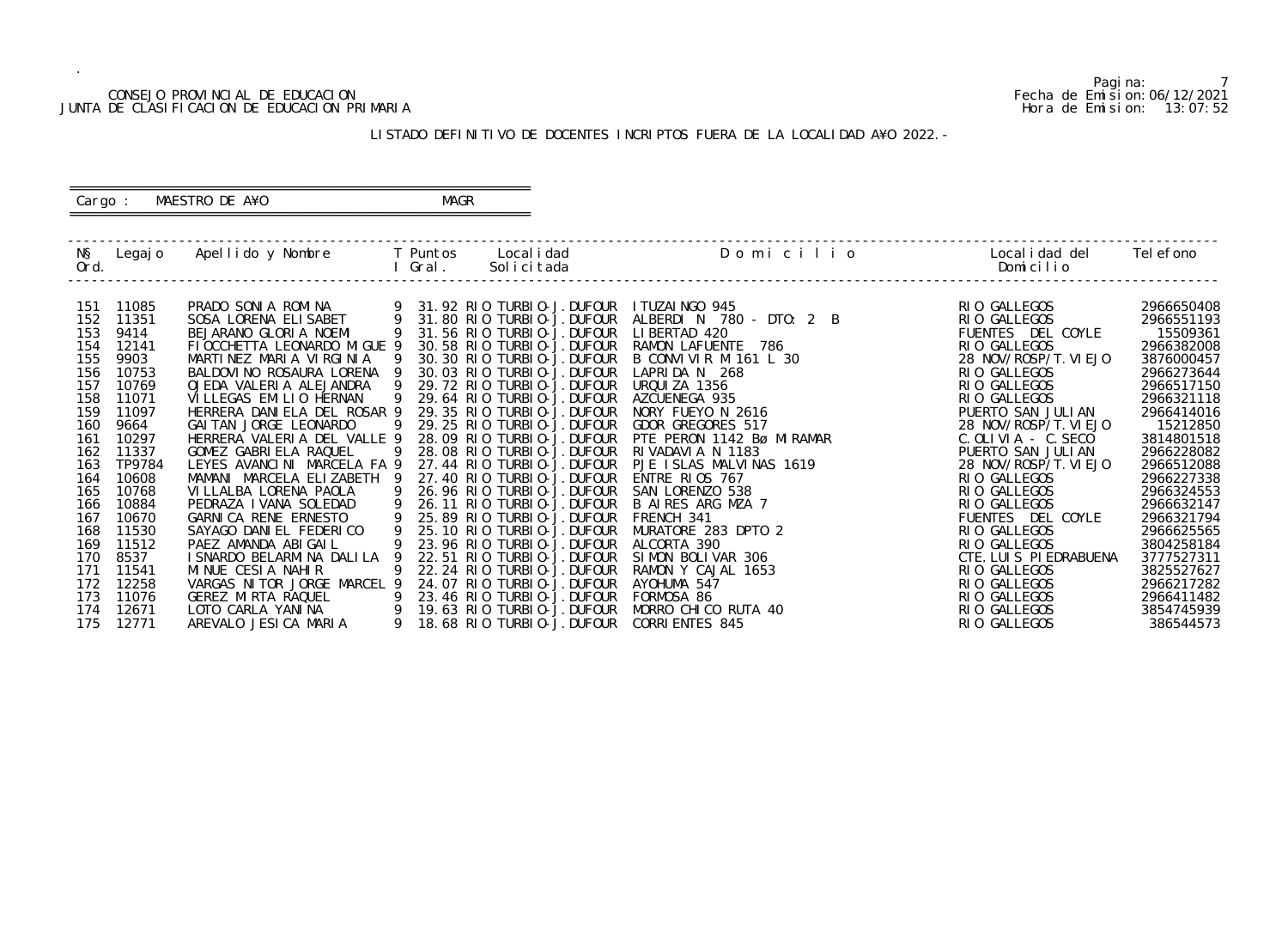CONSEJO PROVINCIAL DE EDUCACION
JUNTA DE CLASIFICACION DE EDUCACION PRIMARIA

Fecha de Emision: 06/12/2021
Hora de Emision: 13:07:52

LISTADO DEFINITIVO DE DOCENTES INCRIPTOS FUERA DE LA LOCALIDAD A¥O 2022.-

Cargo : MAESTRO DE A¥O MAGR

| N§ Ord. | Legajo | Apellido y Nombre | T I | Puntos Gral. | Localidad Solicitada | D o m i c i l i o | Localidad del Domicilio | Telefono |
|---|---|---|---|---|---|---|---|---|
| 151 | 11085 | PRADO SONIA ROMINA | 9 | 31.92 | RIO TURBIO-J.DUFOUR | ITUZAINGO 945 | RIO GALLEGOS | 2966650408 |
| 152 | 11351 | SOSA LORENA ELISABET | 9 | 31.80 | RIO TURBIO-J.DUFOUR | ALBERDI N 780 - DTO: 2 B | RIO GALLEGOS | 2966551193 |
| 153 | 9414 | BEJARANO GLORIA NOEMI | 9 | 31.56 | RIO TURBIO-J.DUFOUR | LIBERTAD 420 | FUENTES DEL COYLE | 15509361 |
| 154 | 12141 | FIOCCHETTA LEONARDO MIGUE | 9 | 30.58 | RIO TURBIO-J.DUFOUR | RAMON LAFUENTE 786 | RIO GALLEGOS | 2966382008 |
| 155 | 9903 | MARTINEZ MARIA VIRGINIA | 9 | 30.30 | RIO TURBIO-J.DUFOUR | B CONVIVIR M 161 L 30 | 28 NOV/ROSP/T.VIEJO | 3876000457 |
| 156 | 10753 | BALDOVINO ROSAURA LORENA | 9 | 30.03 | RIO TURBIO-J.DUFOUR | LAPRIDA N 268 | RIO GALLEGOS | 2966273644 |
| 157 | 10769 | OJEDA VALERIA ALEJANDRA | 9 | 29.72 | RIO TURBIO-J.DUFOUR | URQUIZA 1356 | RIO GALLEGOS | 2966517150 |
| 158 | 11071 | VILLEGAS EMILIO HERNAN | 9 | 29.64 | RIO TURBIO-J.DUFOUR | AZCUENEGA 935 | RIO GALLEGOS | 2966321118 |
| 159 | 11097 | HERRERA DANIELA DEL ROSAR | 9 | 29.35 | RIO TURBIO-J.DUFOUR | NORY FUEYO N 2616 | PUERTO SAN JULIAN | 2966414016 |
| 160 | 9664 | GAITAN JORGE LEONARDO | 9 | 29.25 | RIO TURBIO-J.DUFOUR | GDOR GREGORES 517 | 28 NOV/ROSP/T.VIEJO | 15212850 |
| 161 | 10297 | HERRERA VALERIA DEL VALLE | 9 | 28.09 | RIO TURBIO-J.DUFOUR | PTE PERON 1142 Bø MIRAMAR | C.OLIVIA - C.SECO | 3814801518 |
| 162 | 11337 | GOMEZ GABRIELA RAQUEL | 9 | 28.08 | RIO TURBIO-J.DUFOUR | RIVADAVIA N 1183 | PUERTO SAN JULIAN | 2966228082 |
| 163 | TP9784 | LEYES AVANCINI MARCELA FA | 9 | 27.44 | RIO TURBIO-J.DUFOUR | PJE ISLAS MALVINAS 1619 | 28 NOV/ROSP/T.VIEJO | 2966512088 |
| 164 | 10608 | MAMANI MARCELA ELIZABETH | 9 | 27.40 | RIO TURBIO-J.DUFOUR | ENTRE RIOS 767 | RIO GALLEGOS | 2966227338 |
| 165 | 10768 | VILLALBA LORENA PAOLA | 9 | 26.96 | RIO TURBIO-J.DUFOUR | SAN LORENZO 538 | RIO GALLEGOS | 2966324553 |
| 166 | 10884 | PEDRAZA IVANA SOLEDAD | 9 | 26.11 | RIO TURBIO-J.DUFOUR | B AIRES ARG MZA 7 | RIO GALLEGOS | 2966632147 |
| 167 | 10670 | GARNICA RENE ERNESTO | 9 | 25.89 | RIO TURBIO-J.DUFOUR | FRENCH 341 | FUENTES DEL COYLE | 2966321794 |
| 168 | 11530 | SAYAGO DANIEL FEDERICO | 9 | 25.10 | RIO TURBIO-J.DUFOUR | MURATORE 283 DPTO 2 | RIO GALLEGOS | 2966625565 |
| 169 | 11512 | PAEZ AMANDA ABIGAIL | 9 | 23.96 | RIO TURBIO-J.DUFOUR | ALCORTA 390 | RIO GALLEGOS | 3804258184 |
| 170 | 8537 | ISNARDO BELARMINA DALILA | 9 | 22.51 | RIO TURBIO-J.DUFOUR | SIMON BOLIVAR 306 | CTE.LUIS PIEDRABUENA | 3777527311 |
| 171 | 11541 | MINUE CESIA NAHIR | 9 | 22.24 | RIO TURBIO-J.DUFOUR | RAMON Y CAJAL 1653 | RIO GALLEGOS | 3825527627 |
| 172 | 12258 | VARGAS NITOR JORGE MARCEL | 9 | 24.07 | RIO TURBIO-J.DUFOUR | AYOHUMA 547 | RIO GALLEGOS | 2966217282 |
| 173 | 11076 | GEREZ MIRTA RAQUEL | 9 | 23.46 | RIO TURBIO-J.DUFOUR | FORMOSA 86 | RIO GALLEGOS | 2966411482 |
| 174 | 12671 | LOTO CARLA YANINA | 9 | 19.63 | RIO TURBIO-J.DUFOUR | MORRO CHICO RUTA 40 | RIO GALLEGOS | 3854745939 |
| 175 | 12771 | AREVALO JESICA MARIA | 9 | 18.68 | RIO TURBIO-J.DUFOUR | CORRIENTES 845 | RIO GALLEGOS | 386544573 |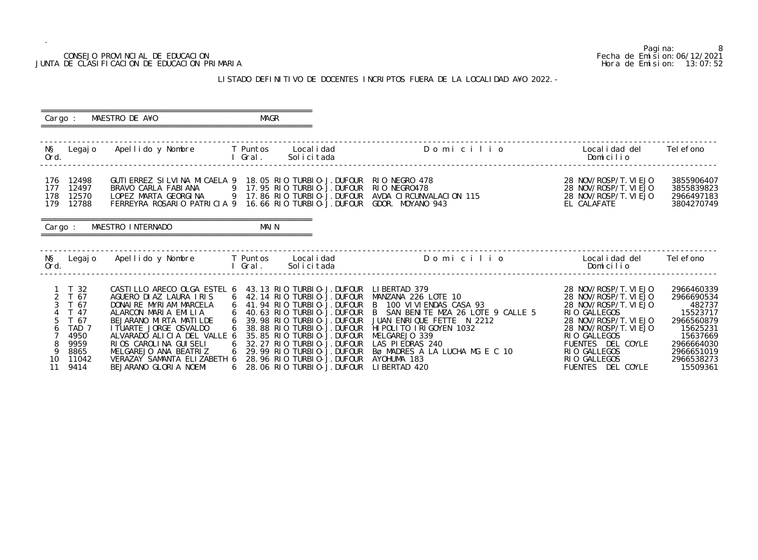CONSEJO PROVINCIAL DE EDUCACION
JUNTA DE CLASIFICACION DE EDUCACION PRIMARIA

Pagina: 8
Fecha de Emision: 06/12/2021
Hora de Emision: 13:07:52

LISTADO DEFINITIVO DE DOCENTES INCRIPTOS FUERA DE LA LOCALIDAD A¥O 2022.-

Cargo : MAESTRO DE A¥O — MAGR

| N§ Ord. | Legajo | Apellido y Nombre | T I | Puntos Gral. | Localidad Solicitada | D o m i c i l i o | Localidad del Domicilio | Telefono |
|---|---|---|---|---|---|---|---|---|
| 176 | 12498 | GUTIERREZ SILVINA MICAELA | 9 | 18.05 | RIO TURBIO-J.DUFOUR | RIO NEGRO 478 | 28 NOV/ROSP/T.VIEJO | 3855906407 |
| 177 | 12497 | BRAVO CARLA FABIANA | 9 | 17.95 | RIO TURBIO-J.DUFOUR | RIO NEGRO478 | 28 NOV/ROSP/T.VIEJO | 3855839823 |
| 178 | 12570 | LOPEZ MARTA GEORGINA | 9 | 17.86 | RIO TURBIO-J.DUFOUR | AVDA CIRCUNVALACION 115 | 28 NOV/ROSP/T.VIEJO | 2966497183 |
| 179 | 12788 | FERREYRA ROSARIO PATRICIA | 9 | 16.66 | RIO TURBIO-J.DUFOUR | GDOR. MOYANO 943 | EL CALAFATE | 3804270749 |

Cargo : MAESTRO INTERNADO — MAIN

| N§ Ord. | Legajo | Apellido y Nombre | T I | Puntos Gral. | Localidad Solicitada | D o m i c i l i o | Localidad del Domicilio | Telefono |
|---|---|---|---|---|---|---|---|---|
| 1 | T 32 | CASTILLO ARECO OLGA ESTEL | 6 | 43.13 | RIO TURBIO-J.DUFOUR | LIBERTAD 379 | 28 NOV/ROSP/T.VIEJO | 2966460339 |
| 2 | T 67 | AGUERO DIAZ LAURA IRIS | 6 | 42.14 | RIO TURBIO-J.DUFOUR | MANZANA 226 LOTE 10 | 28 NOV/ROSP/T.VIEJO | 2966690534 |
| 3 | T 67 | DONAIRE MYRIAM MARCELA | 6 | 41.94 | RIO TURBIO-J.DUFOUR | B 100 VIVIENDAS CASA 93 | 28 NOV/ROSP/T.VIEJO | 482737 |
| 4 | T 47 | ALARCON MARIA EMILIA | 6 | 40.63 | RIO TURBIO-J.DUFOUR | B SAN BENITE MZA 26 LOTE 9 CALLE 5 | RIO GALLEGOS | 15523717 |
| 5 | T 67 | BEJARANO MIRTA MATILDE | 6 | 39.98 | RIO TURBIO-J.DUFOUR | JUAN ENRIQUE FETTE N 2212 | 28 NOV/ROSP/T.VIEJO | 2966560879 |
| 6 | TAD 7 | ITUARTE JORGE OSVALDO | 6 | 38.88 | RIO TURBIO-J.DUFOUR | HIPOLITO IRIGOYEN 1032 | 28 NOV/ROSP/T.VIEJO | 15625231 |
| 7 | 4950 | ALVARADO ALICIA DEL VALLE | 6 | 35.85 | RIO TURBIO-J.DUFOUR | MELGAREJO 339 | RIO GALLEGOS | 15637669 |
| 8 | 9959 | RIOS CAROLINA GUISELI | 6 | 32.27 | RIO TURBIO-J.DUFOUR | LAS PIEDRAS 240 | FUENTES DEL COYLE | 2966664030 |
| 9 | 8865 | MELGAREJO ANA BEATRIZ | 6 | 29.99 | RIO TURBIO-J.DUFOUR | Bø MADRES A LA LUCHA MG E C 10 | RIO GALLEGOS | 2966651019 |
| 10 | 11042 | VERAZAY SAMANTA ELIZABETH | 6 | 28.96 | RIO TURBIO-J.DUFOUR | AYOHUMA 183 | RIO GALLEGOS | 2966538273 |
| 11 | 9414 | BEJARANO GLORIA NOEMI | 6 | 28.06 | RIO TURBIO-J.DUFOUR | LIBERTAD 420 | FUENTES DEL COYLE | 15509361 |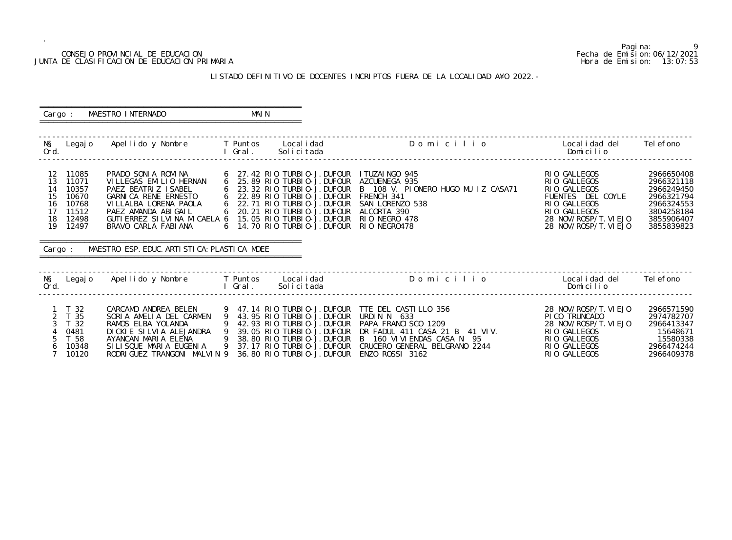CONSEJO PROVINCIAL DE EDUCACION
JUNTA DE CLASIFICACION DE EDUCACION PRIMARIA

Pagina: 9
Fecha de Emision: 06/12/2021
Hora de Emision: 13:07:53

LISTADO DEFINITIVO DE DOCENTES INCRIPTOS FUERA DE LA LOCALIDAD A¥O 2022.-

Cargo : MAESTRO INTERNADO MAIN

| N§ Ord. | Legajo | Apellido y Nombre | T I | Puntos Gral. | Localidad Solicitada | Domicilio | Localidad del Domicilio | Telefono |
|---|---|---|---|---|---|---|---|---|
| 12 | 11085 | PRADO SONIA ROMINA | 6 | 27.42 | RIO TURBIO-J.DUFOUR | ITUZAINGO 945 | RIO GALLEGOS | 2966650408 |
| 13 | 11071 | VILLEGAS EMILIO HERNAN | 6 | 25.89 | RIO TURBIO-J.DUFOUR | AZCUENEGA 935 | RIO GALLEGOS | 2966321118 |
| 14 | 10357 | PAEZ BEATRIZ ISABEL | 6 | 23.32 | RIO TURBIO-J.DUFOUR | B 108 V. PIONERO HUGO MU IZ CASA71 | RIO GALLEGOS | 2966249450 |
| 15 | 10670 | GARNICA RENE ERNESTO | 6 | 22.89 | RIO TURBIO-J.DUFOUR | FRENCH 341 | FUENTES DEL COYLE | 2966321794 |
| 16 | 10768 | VILLALBA LORENA PAOLA | 6 | 22.71 | RIO TURBIO-J.DUFOUR | SAN LORENZO 538 | RIO GALLEGOS | 2966324553 |
| 17 | 11512 | PAEZ AMANDA ABIGAIL | 6 | 20.21 | RIO TURBIO-J.DUFOUR | ALCORTA 390 | RIO GALLEGOS | 3804258184 |
| 18 | 12498 | GUTIERREZ SILVINA MICAELA | 6 | 15.05 | RIO TURBIO-J.DUFOUR | RIO NEGRO 478 | 28 NOV/ROSP/T.VIEJO | 3855906407 |
| 19 | 12497 | BRAVO CARLA FABIANA | 6 | 14.70 | RIO TURBIO-J.DUFOUR | RIO NEGRO478 | 28 NOV/ROSP/T.VIEJO | 3855839823 |

Cargo : MAESTRO ESP.EDUC.ARTISTICA:PLASTICA MDEE

| N§ Ord. | Legajo | Apellido y Nombre | T I | Puntos Gral. | Localidad Solicitada | Domicilio | Localidad del Domicilio | Telefono |
|---|---|---|---|---|---|---|---|---|
| 1 | T 32 | CARCAMO ANDREA BELEN | 9 | 47.14 | RIO TURBIO-J.DUFOUR | TTE DEL CASTILLO 356 | 28 NOV/ROSP/T.VIEJO | 2966571590 |
| 2 | T 35 | SORIA AMELIA DEL CARMEN | 9 | 43.95 | RIO TURBIO-J.DUFOUR | URDIN N 633 | PICO TRUNCADO | 2974782707 |
| 3 | T 32 | RAMOS ELBA YOLANDA | 9 | 42.93 | RIO TURBIO-J.DUFOUR | PAPA FRANCISCO 1209 | 28 NOV/ROSP/T.VIEJO | 2966413347 |
| 4 | 0481 | DICKIE SILVIA ALEJANDRA | 9 | 39.05 | RIO TURBIO-J.DUFOUR | DR FADUL 411 CASA 21 B 41 VIV. | RIO GALLEGOS | 15648671 |
| 5 | T 58 | AYANCAN MARIA ELENA | 9 | 38.80 | RIO TURBIO-J.DUFOUR | B 160 VIVIENDAS CASA N 95 | RIO GALLEGOS | 15580338 |
| 6 | 10348 | SILISQUE MARIA EUGENIA | 9 | 37.17 | RIO TURBIO-J.DUFOUR | CRUCERO GENERAL BELGRANO 2244 | RIO GALLEGOS | 2966474244 |
| 7 | 10120 | RODRIGUEZ TRANGONI MALVIN | 9 | 36.80 | RIO TURBIO-J.DUFOUR | ENZO ROSSI 3162 | RIO GALLEGOS | 2966409378 |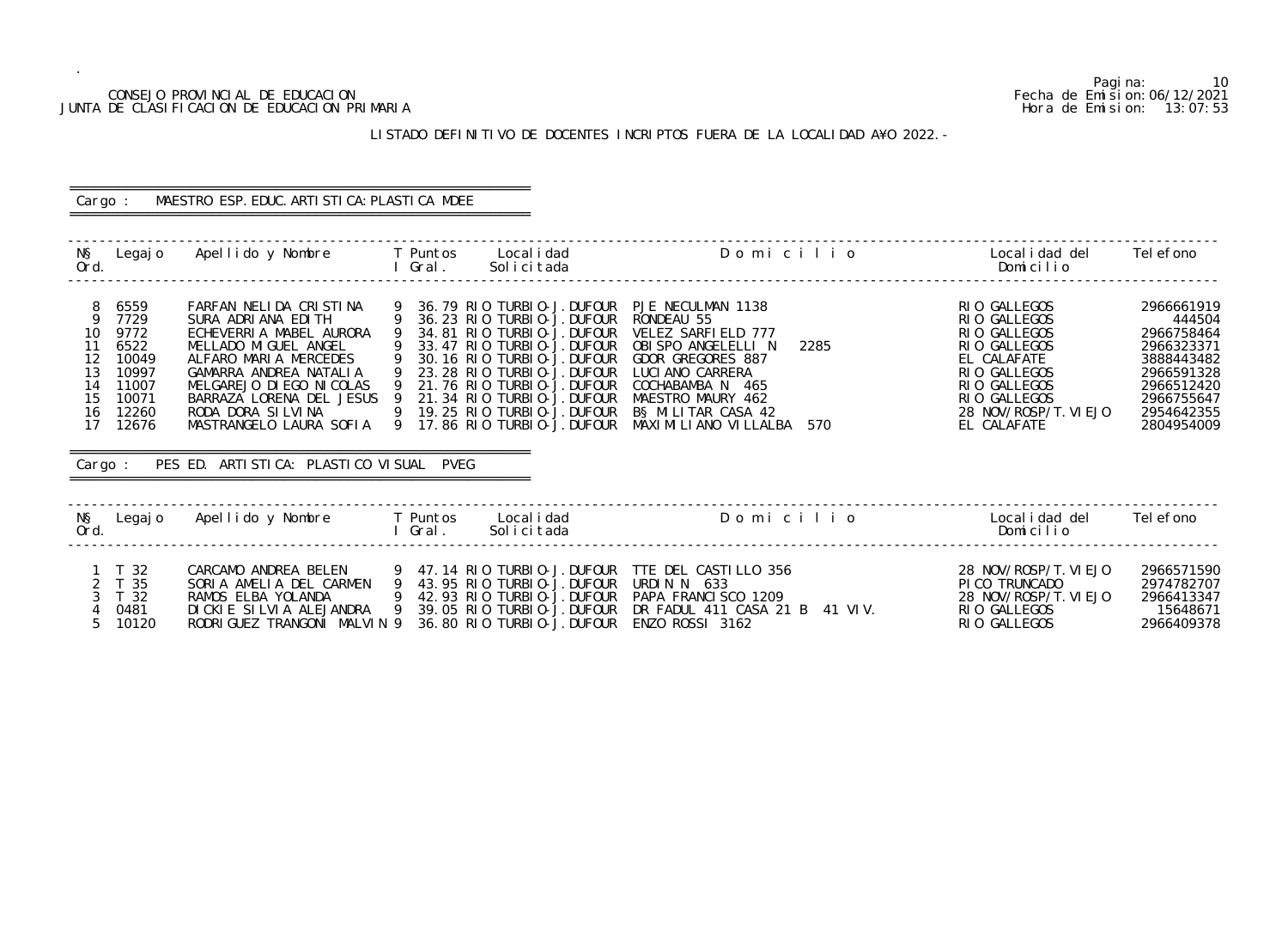CONSEJO PROVINCIAL DE EDUCACION
JUNTA DE CLASIFICACION DE EDUCACION PRIMARIA

Fecha de Emision:06/12/2021
Hora de Emision: 13:07:53

## LISTADO DEFINITIVO DE DOCENTES INCRIPTOS FUERA DE LA LOCALIDAD A¥O 2022.-

Cargo : MAESTRO ESP. EDUC. ARTISTICA: PLASTICA MDEE

| N§ Ord. | Legajo | Apellido y Nombre | T I | Puntos Gral. | Localidad Solicitada | Domicilio | Localidad del Domicilio | Telefono |
|---|---|---|---|---|---|---|---|---|
| 8 | 6559 | FARFAN NELIDA CRISTINA | 9 | 36.79 | RIO TURBIO-J.DUFOUR | PJE NECULMAN 1138 | RIO GALLEGOS | 2966661919 |
| 9 | 7729 | SURA ADRIANA EDITH | 9 | 36.23 | RIO TURBIO-J.DUFOUR | RONDEAU 55 | RIO GALLEGOS | 444504 |
| 10 | 9772 | ECHEVERRIA MABEL AURORA | 9 | 34.81 | RIO TURBIO-J.DUFOUR | VELEZ SARFIELD 777 | RIO GALLEGOS | 2966758464 |
| 11 | 6522 | MELLADO MIGUEL ANGEL | 9 | 33.47 | RIO TURBIO-J.DUFOUR | OBISPO ANGELELLI N 2285 | RIO GALLEGOS | 2966323371 |
| 12 | 10049 | ALFARO MARIA MERCEDES | 9 | 30.16 | RIO TURBIO-J.DUFOUR | GDOR GREGORES 887 | EL CALAFATE | 3888443482 |
| 13 | 10997 | GAMARRA ANDREA NATALIA | 9 | 23.28 | RIO TURBIO-J.DUFOUR | LUCIANO CARRERA | RIO GALLEGOS | 2966591328 |
| 14 | 11007 | MELGAREJO DIEGO NICOLAS | 9 | 21.76 | RIO TURBIO-J.DUFOUR | COCHABAMBA N 465 | RIO GALLEGOS | 2966512420 |
| 15 | 10071 | BARRAZA LORENA DEL JESUS | 9 | 21.34 | RIO TURBIO-J.DUFOUR | MAESTRO MAURY 462 | RIO GALLEGOS | 2966755647 |
| 16 | 12260 | RODA DORA SILVINA | 9 | 19.25 | RIO TURBIO-J.DUFOUR | B§ MILITAR CASA 42 | 28 NOV/ROSP/T.VIEJO | 2954642355 |
| 17 | 12676 | MASTRANGELO LAURA SOFIA | 9 | 17.86 | RIO TURBIO-J.DUFOUR | MAXIMILIANO VILLALBA 570 | EL CALAFATE | 2804954009 |

Cargo : PES ED. ARTISTICA: PLASTICO VISUAL PVEG

| N§ Ord. | Legajo | Apellido y Nombre | T I | Puntos Gral. | Localidad Solicitada | Domicilio | Localidad del Domicilio | Telefono |
|---|---|---|---|---|---|---|---|---|
| 1 | T 32 | CARCAMO ANDREA BELEN | 9 | 47.14 | RIO TURBIO-J.DUFOUR | TTE DEL CASTILLO 356 | 28 NOV/ROSP/T.VIEJO | 2966571590 |
| 2 | T 35 | SORIA AMELIA DEL CARMEN | 9 | 43.95 | RIO TURBIO-J.DUFOUR | URDIN N 633 | PICO TRUNCADO | 2974782707 |
| 3 | T 32 | RAMOS ELBA YOLANDA | 9 | 42.93 | RIO TURBIO-J.DUFOUR | PAPA FRANCISCO 1209 | 28 NOV/ROSP/T.VIEJO | 2966413347 |
| 4 | 0481 | DICKIE SILVIA ALEJANDRA | 9 | 39.05 | RIO TURBIO-J.DUFOUR | DR FADUL 411 CASA 21 B 41 VIV. | RIO GALLEGOS | 15648671 |
| 5 | 10120 | RODRIGUEZ TRANGONI MALVIN | 9 | 36.80 | RIO TURBIO-J.DUFOUR | ENZO ROSSI 3162 | RIO GALLEGOS | 2966409378 |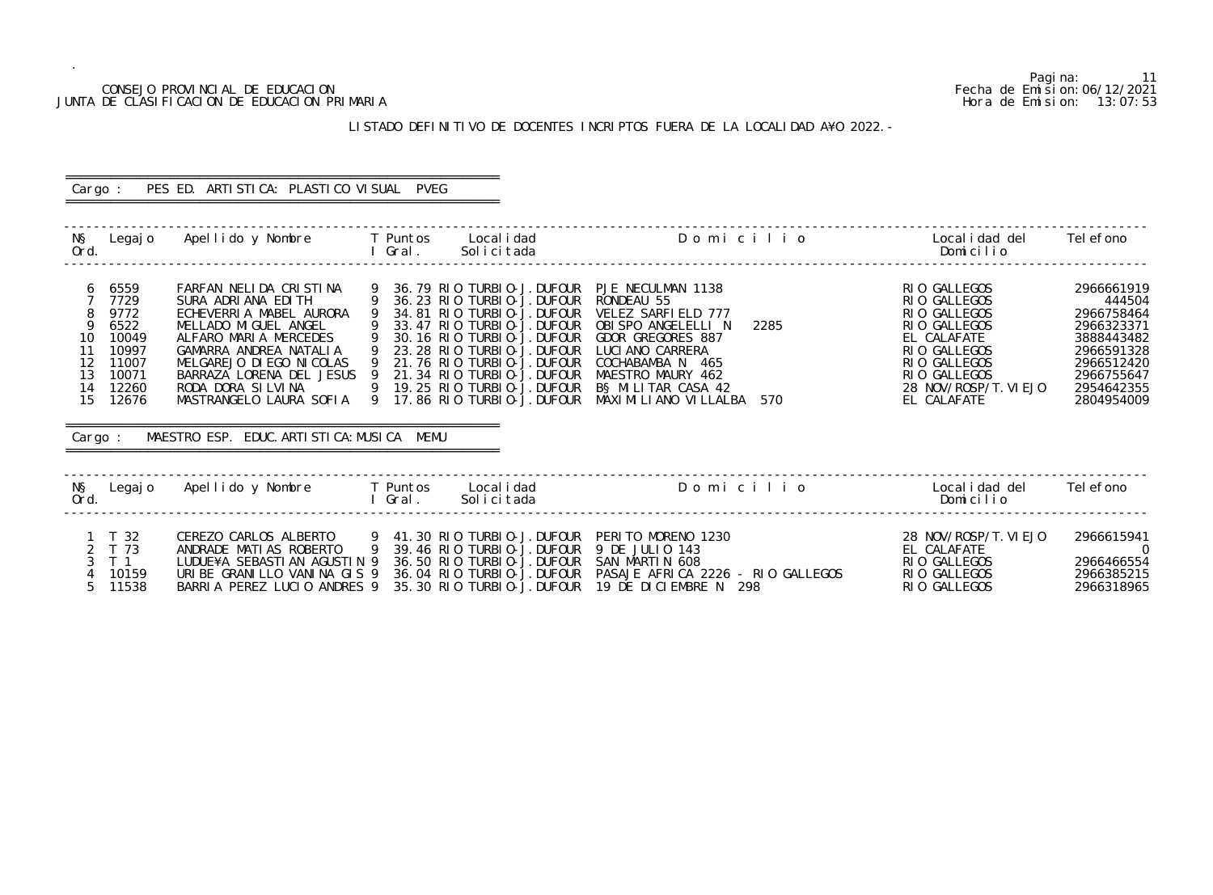CONSEJO PROVINCIAL DE EDUCACION
JUNTA DE CLASIFICACION DE EDUCACION PRIMARIA

Fecha de Emision: 06/12/2021
Hora de Emision: 13:07:53

LISTADO DEFINITIVO DE DOCENTES INCRIPTOS FUERA DE LA LOCALIDAD A¥O 2022.-

Cargo : PES ED. ARTISTICA: PLASTICO VISUAL PVEG

| N§ Ord. | Legajo | Apellido y Nombre | T I | Puntos Gral. | Localidad Solicitada | Domicilio | Localidad del Domicilio | Telefono |
|---|---|---|---|---|---|---|---|---|
| 6 | 6559 | FARFAN NELIDA CRISTINA | 9 | 36.79 | RIO TURBIO-J.DUFOUR | PJE NECULMAN 1138 | RIO GALLEGOS | 2966661919 |
| 7 | 7729 | SURA ADRIANA EDITH | 9 | 36.23 | RIO TURBIO-J.DUFOUR | RONDEAU 55 | RIO GALLEGOS | 444504 |
| 8 | 9772 | ECHEVERRIA MABEL AURORA | 9 | 34.81 | RIO TURBIO-J.DUFOUR | VELEZ SARFIELD 777 | RIO GALLEGOS | 2966758464 |
| 9 | 6522 | MELLADO MIGUEL ANGEL | 9 | 33.47 | RIO TURBIO-J.DUFOUR | OBISPO ANGELELLI N 2285 | RIO GALLEGOS | 2966323371 |
| 10 | 10049 | ALFARO MARIA MERCEDES | 9 | 30.16 | RIO TURBIO-J.DUFOUR | GDOR GREGORES 887 | EL CALAFATE | 3888443482 |
| 11 | 10997 | GAMARRA ANDREA NATALIA | 9 | 23.28 | RIO TURBIO-J.DUFOUR | LUCIANO CARRERA | RIO GALLEGOS | 2966591328 |
| 12 | 11007 | MELGAREJO DIEGO NICOLAS | 9 | 21.76 | RIO TURBIO-J.DUFOUR | COCHABAMBA N 465 | RIO GALLEGOS | 2966512420 |
| 13 | 10071 | BARRAZA LORENA DEL JESUS | 9 | 21.34 | RIO TURBIO-J.DUFOUR | MAESTRO MAURY 462 | RIO GALLEGOS | 2966755647 |
| 14 | 12260 | RODA DORA SILVINA | 9 | 19.25 | RIO TURBIO-J.DUFOUR | B§ MILITAR CASA 42 | 28 NOV/ROSP/T.VIEJO | 2954642355 |
| 15 | 12676 | MASTRANGELO LAURA SOFIA | 9 | 17.86 | RIO TURBIO-J.DUFOUR | MAXIMILIANO VILLALBA 570 | EL CALAFATE | 2804954009 |

Cargo : MAESTRO ESP. EDUC.ARTISTICA:MUSICA MEMU

| N§ Ord. | Legajo | Apellido y Nombre | T I | Puntos Gral. | Localidad Solicitada | Domicilio | Localidad del Domicilio | Telefono |
|---|---|---|---|---|---|---|---|---|
| 1 | T 32 | CEREZO CARLOS ALBERTO | 9 | 41.30 | RIO TURBIO-J.DUFOUR | PERITO MORENO 1230 | 28 NOV/ROSP/T.VIEJO | 2966615941 |
| 2 | T 73 | ANDRADE MATIAS ROBERTO | 9 | 39.46 | RIO TURBIO-J.DUFOUR | 9 DE JULIO 143 | EL CALAFATE | 0 |
| 3 | T 1 | LUDUE¥A SEBASTIAN AGUSTIN | 9 | 36.50 | RIO TURBIO-J.DUFOUR | SAN MARTIN 608 | RIO GALLEGOS | 2966466554 |
| 4 | 10159 | URIBE GRANILLO VANINA GIS | 9 | 36.04 | RIO TURBIO-J.DUFOUR | PASAJE AFRICA 2226 - RIO GALLEGOS | RIO GALLEGOS | 2966385215 |
| 5 | 11538 | BARRIA PEREZ LUCIO ANDRES | 9 | 35.30 | RIO TURBIO-J.DUFOUR | 19 DE DICIEMBRE N 298 | RIO GALLEGOS | 2966318965 |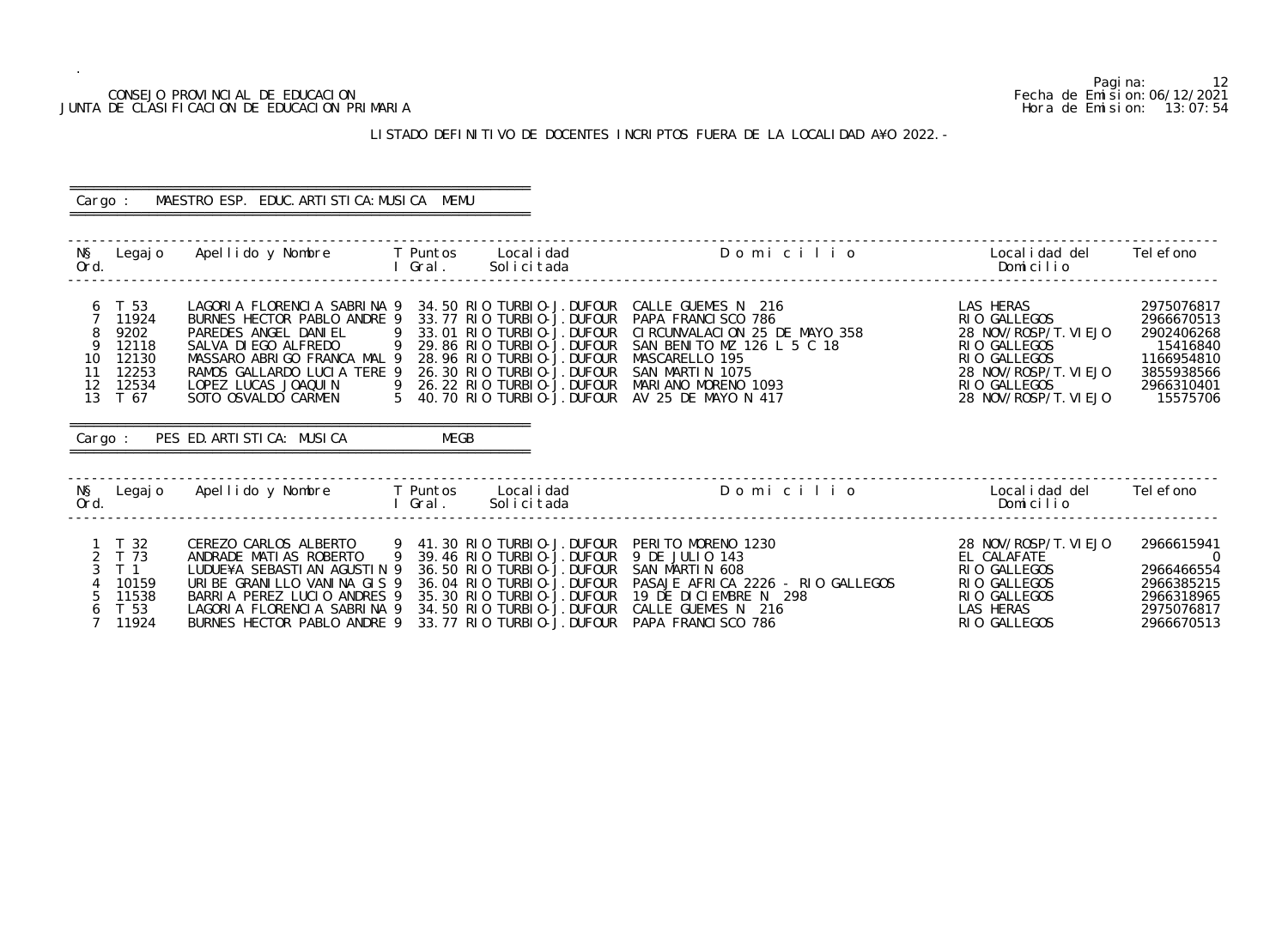CONSEJO PROVINCIAL DE EDUCACION
JUNTA DE CLASIFICACION DE EDUCACION PRIMARIA

Fecha de Emision: 06/12/2021
Hora de Emision: 13:07:54

LISTADO DEFINITIVO DE DOCENTES INCRIPTOS FUERA DE LA LOCALIDAD A¥O 2022.-

Cargo : MAESTRO ESP. EDUC.ARTISTICA:MUSICA MEMU

| N§ Ord. | Legajo | Apellido y Nombre | T I | Puntos Gral. | Localidad Solicitada | Domicilio | Localidad del Domicilio | Telefono |
|---|---|---|---|---|---|---|---|---|
| 6 | T 53 | LAGORIA FLORENCIA SABRINA | 9 | 34.50 | RIO TURBIO-J.DUFOUR | CALLE GUEMES N 216 | LAS HERAS | 2975076817 |
| 7 | 11924 | BURNES HECTOR PABLO ANDRE | 9 | 33.77 | RIO TURBIO-J.DUFOUR | PAPA FRANCISCO 786 | RIO GALLEGOS | 2966670513 |
| 8 | 9202 | PAREDES ANGEL DANIEL | 9 | 33.01 | RIO TURBIO-J.DUFOUR | CIRCUNVALACION 25 DE MAYO 358 | 28 NOV/ROSP/T.VIEJO | 2902406268 |
| 9 | 12118 | SALVA DIEGO ALFREDO | 9 | 29.86 | RIO TURBIO-J.DUFOUR | SAN BENITO MZ 126 L 5 C 18 | RIO GALLEGOS | 15416840 |
| 10 | 12130 | MASSARO ABRIGO FRANCA MAL | 9 | 28.96 | RIO TURBIO-J.DUFOUR | MASCARELLO 195 | RIO GALLEGOS | 1166954810 |
| 11 | 12253 | RAMOS GALLARDO LUCIA TERE | 9 | 26.30 | RIO TURBIO-J.DUFOUR | SAN MARTIN 1075 | 28 NOV/ROSP/T.VIEJO | 3855938566 |
| 12 | 12534 | LOPEZ LUCAS JOAQUIN | 9 | 26.22 | RIO TURBIO-J.DUFOUR | MARIANO MORENO 1093 | RIO GALLEGOS | 2966310401 |
| 13 | T 67 | SOTO OSVALDO CARMEN | 5 | 40.70 | RIO TURBIO-J.DUFOUR | AV 25 DE MAYO N 417 | 28 NOV/ROSP/T.VIEJO | 15575706 |

Cargo : PES ED.ARTISTICA: MUSICA MEGB

| N§ Ord. | Legajo | Apellido y Nombre | T I | Puntos Gral. | Localidad Solicitada | Domicilio | Localidad del Domicilio | Telefono |
|---|---|---|---|---|---|---|---|---|
| 1 | T 32 | CEREZO CARLOS ALBERTO | 9 | 41.30 | RIO TURBIO-J.DUFOUR | PERITO MORENO 1230 | 28 NOV/ROSP/T.VIEJO | 2966615941 |
| 2 | T 73 | ANDRADE MATIAS ROBERTO | 9 | 39.46 | RIO TURBIO-J.DUFOUR | 9 DE JULIO 143 | EL CALAFATE | 0 |
| 3 | T 1 | LUDUE¥A SEBASTIAN AGUSTIN | 9 | 36.50 | RIO TURBIO-J.DUFOUR | SAN MARTIN 608 | RIO GALLEGOS | 2966466554 |
| 4 | 10159 | URIBE GRANILLO VANINA GIS | 9 | 36.04 | RIO TURBIO-J.DUFOUR | PASAJE AFRICA 2226 - RIO GALLEGOS | RIO GALLEGOS | 2966385215 |
| 5 | 11538 | BARRIA PEREZ LUCIO ANDRES | 9 | 35.30 | RIO TURBIO-J.DUFOUR | 19 DE DICIEMBRE N 298 | RIO GALLEGOS | 2966318965 |
| 6 | T 53 | LAGORIA FLORENCIA SABRINA | 9 | 34.50 | RIO TURBIO-J.DUFOUR | CALLE GUEMES N 216 | LAS HERAS | 2975076817 |
| 7 | 11924 | BURNES HECTOR PABLO ANDRE | 9 | 33.77 | RIO TURBIO-J.DUFOUR | PAPA FRANCISCO 786 | RIO GALLEGOS | 2966670513 |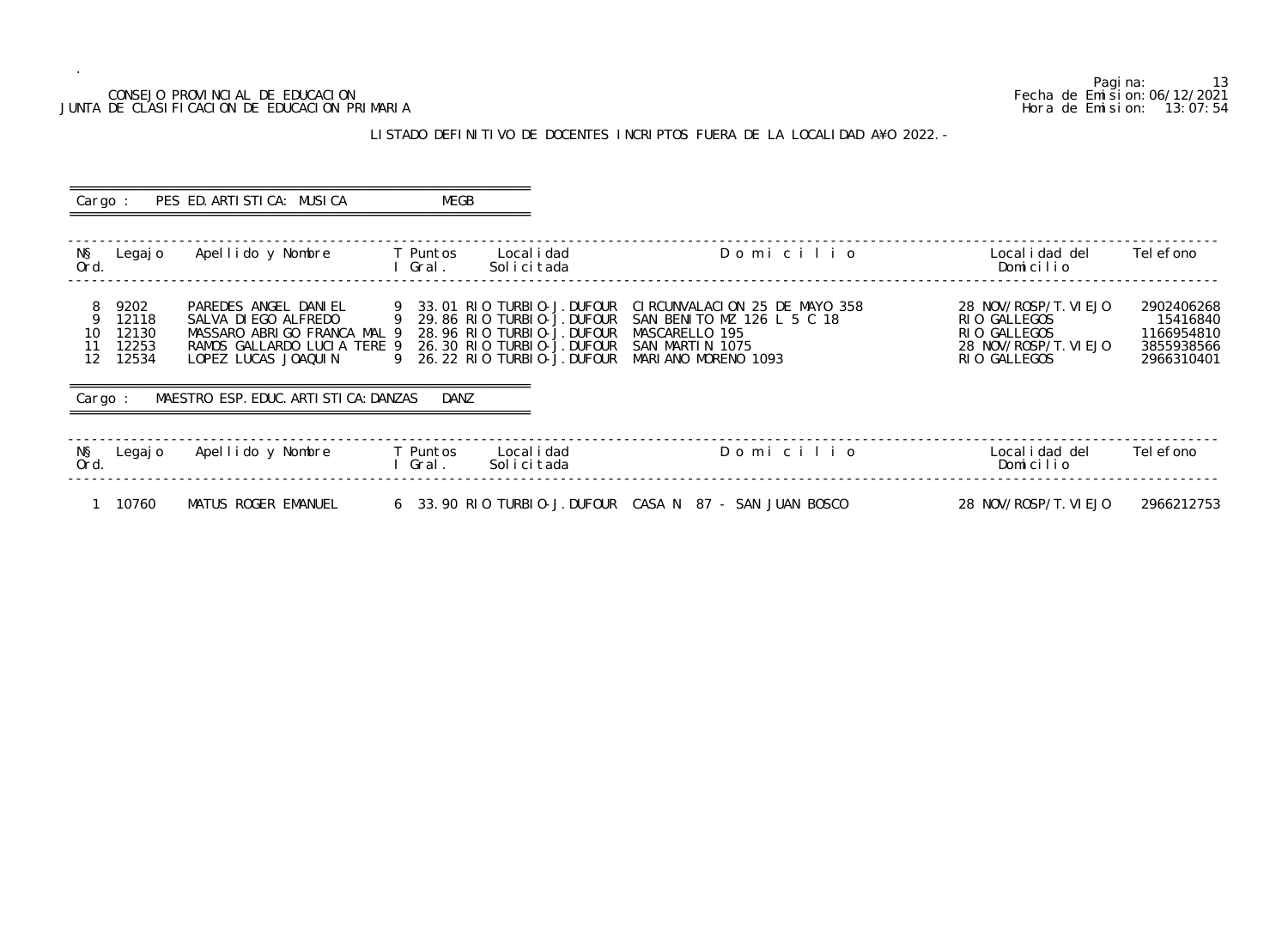CONSEJO PROVINCIAL DE EDUCACION
JUNTA DE CLASIFICACION DE EDUCACION PRIMARIA

Pagina: 13
Fecha de Emision: 06/12/2021
Hora de Emision: 13:07:54

LISTADO DEFINITIVO DE DOCENTES INCRIPTOS FUERA DE LA LOCALIDAD A¥O 2022.-

Cargo : PES ED.ARTISTICA: MUSICA MEGB

| Nº Ord. | Legajo | Apellido y Nombre | T I | Puntos Gral. | Localidad Solicitada | Domicilio | Localidad del Domicilio | Telefono |
|---|---|---|---|---|---|---|---|---|
| 8 | 9202 | PAREDES ANGEL DANIEL | 9 | 33.01 | RIO TURBIO-J.DUFOUR | CIRCUNVALACION 25 DE MAYO 358 | 28 NOV/ROSP/T.VIEJO | 2902406268 |
| 9 | 12118 | SALVA DIEGO ALFREDO | 9 | 29.86 | RIO TURBIO-J.DUFOUR | SAN BENITO MZ 126 L 5 C 18 | RIO GALLEGOS | 15416840 |
| 10 | 12130 | MASSARO ABRIGO FRANCA MAL | 9 | 28.96 | RIO TURBIO-J.DUFOUR | MASCARELLO 195 | RIO GALLEGOS | 1166954810 |
| 11 | 12253 | RAMOS GALLARDO LUCIA TERE | 9 | 26.30 | RIO TURBIO-J.DUFOUR | SAN MARTIN 1075 | 28 NOV/ROSP/T.VIEJO | 3855938566 |
| 12 | 12534 | LOPEZ LUCAS JOAQUIN | 9 | 26.22 | RIO TURBIO-J.DUFOUR | MARIANO MORENO 1093 | RIO GALLEGOS | 2966310401 |

Cargo : MAESTRO ESP.EDUC.ARTISTICA:DANZAS DANZ

| Nº Ord. | Legajo | Apellido y Nombre | T I | Puntos Gral. | Localidad Solicitada | Domicilio | Localidad del Domicilio | Telefono |
|---|---|---|---|---|---|---|---|---|
| 1 | 10760 | MATUS ROGER EMANUEL | 6 | 33.90 | RIO TURBIO-J.DUFOUR | CASA N 87 - SAN JUAN BOSCO | 28 NOV/ROSP/T.VIEJO | 2966212753 |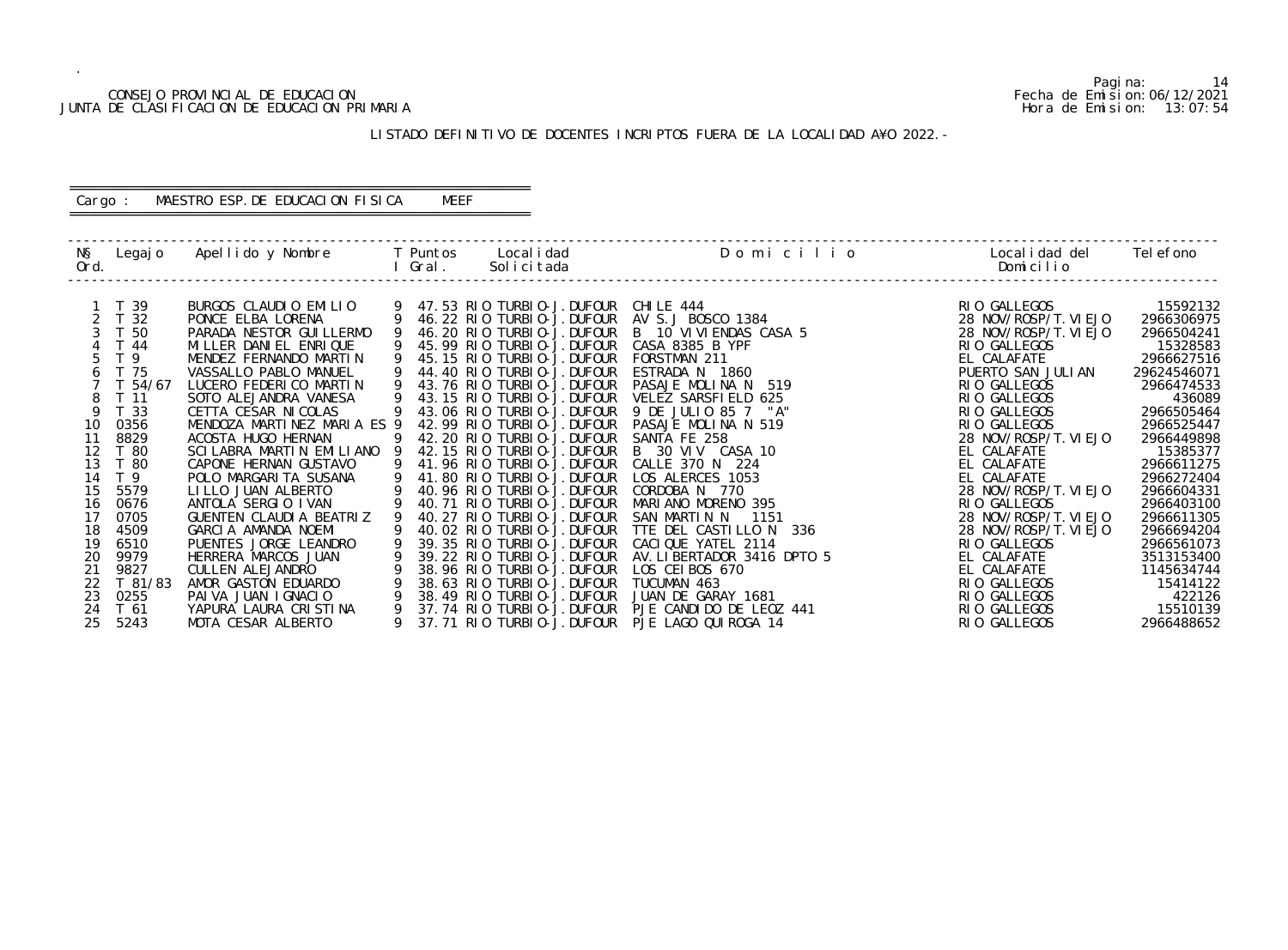CONSEJO PROVINCIAL DE EDUCACION
JUNTA DE CLASIFICACION DE EDUCACION PRIMARIA

Fecha de Emision: 06/12/2021
Hora de Emision: 13:07:54

LISTADO DEFINITIVO DE DOCENTES INCRIPTOS FUERA DE LA LOCALIDAD A¥O 2022.-

Cargo : MAESTRO ESP. DE EDUCACION FISICA MEEF

| N§ Ord. | Legajo | Apellido y Nombre | T I | Puntos Gral. | Localidad Solicitada | D o m i c i l i o | Localidad del Domicilio | Telefono |
|---|---|---|---|---|---|---|---|---|
| 1 | T 39 | BURGOS CLAUDIO EMILIO | 9 | 47.53 | RIO TURBIO-J.DUFOUR | CHILE 444 | RIO GALLEGOS | 15592132 |
| 2 | T 32 | PONCE ELBA LORENA | 9 | 46.22 | RIO TURBIO-J.DUFOUR | AV S.J BOSCO 1384 | 28 NOV/ROSP/T.VIEJO | 2966306975 |
| 3 | T 50 | PARADA NESTOR GUILLERMO | 9 | 46.20 | RIO TURBIO-J.DUFOUR | B 10 VIVIENDAS CASA 5 | 28 NOV/ROSP/T.VIEJO | 2966504241 |
| 4 | T 44 | MILLER DANIEL ENRIQUE | 9 | 45.99 | RIO TURBIO-J.DUFOUR | CASA 8385 B YPF | RIO GALLEGOS | 15328583 |
| 5 | T 9 | MENDEZ FERNANDO MARTIN | 9 | 45.15 | RIO TURBIO-J.DUFOUR | FORSTMAN 211 | EL CALAFATE | 2966627516 |
| 6 | T 75 | VASSALLO PABLO MANUEL | 9 | 44.40 | RIO TURBIO-J.DUFOUR | ESTRADA N 1860 | PUERTO SAN JULIAN | 29624546071 |
| 7 | T 54/67 | LUCERO FEDERICO MARTIN | 9 | 43.76 | RIO TURBIO-J.DUFOUR | PASAJE MOLINA N 519 | RIO GALLEGOS | 2966474533 |
| 8 | T 11 | SOTO ALEJANDRA VANESA | 9 | 43.15 | RIO TURBIO-J.DUFOUR | VELEZ SARSFIELD 625 | RIO GALLEGOS | 436089 |
| 9 | T 33 | CETTA CESAR NICOLAS | 9 | 43.06 | RIO TURBIO-J.DUFOUR | 9 DE JULIO 85 7 "A" | RIO GALLEGOS | 2966505464 |
| 10 | 0356 | MENDOZA MARTINEZ MARIA ES | 9 | 42.99 | RIO TURBIO-J.DUFOUR | PASAJE MOLINA N 519 | RIO GALLEGOS | 2966525447 |
| 11 | 8829 | ACOSTA HUGO HERNAN | 9 | 42.20 | RIO TURBIO-J.DUFOUR | SANTA FE 258 | 28 NOV/ROSP/T.VIEJO | 2966449898 |
| 12 | T 80 | SCILABRA MARTIN EMILIANO | 9 | 42.15 | RIO TURBIO-J.DUFOUR | B 30 VIV CASA 10 | EL CALAFATE | 15385377 |
| 13 | T 80 | CAPONE HERNAN GUSTAVO | 9 | 41.96 | RIO TURBIO-J.DUFOUR | CALLE 370 N 224 | EL CALAFATE | 2966611275 |
| 14 | T 9 | POLO MARGARITA SUSANA | 9 | 41.80 | RIO TURBIO-J.DUFOUR | LOS ALERCES 1053 | EL CALAFATE | 2966272404 |
| 15 | 5579 | LILLO JUAN ALBERTO | 9 | 40.96 | RIO TURBIO-J.DUFOUR | CORDOBA N 770 | 28 NOV/ROSP/T.VIEJO | 2966604331 |
| 16 | 0676 | ANTOLA SERGIO IVAN | 9 | 40.71 | RIO TURBIO-J.DUFOUR | MARIANO MORENO 395 | RIO GALLEGOS | 2966403100 |
| 17 | 0705 | GUENTEN CLAUDIA BEATRIZ | 9 | 40.27 | RIO TURBIO-J.DUFOUR | SAN MARTIN N 1151 | 28 NOV/ROSP/T.VIEJO | 2966611305 |
| 18 | 4509 | GARCIA AMANDA NOEMI | 9 | 40.02 | RIO TURBIO-J.DUFOUR | TTE DEL CASTILLO N 336 | 28 NOV/ROSP/T.VIEJO | 2966694204 |
| 19 | 6510 | PUENTES JORGE LEANDRO | 9 | 39.35 | RIO TURBIO-J.DUFOUR | CACIQUE YATEL 2114 | RIO GALLEGOS | 2966561073 |
| 20 | 9979 | HERRERA MARCOS JUAN | 9 | 39.22 | RIO TURBIO-J.DUFOUR | AV.LIBERTADOR 3416 DPTO 5 | EL CALAFATE | 3513153400 |
| 21 | 9827 | CULLEN ALEJANDRO | 9 | 38.96 | RIO TURBIO-J.DUFOUR | LOS CEIBOS 670 | EL CALAFATE | 1145634744 |
| 22 | T 81/83 | AMOR GASTON EDUARDO | 9 | 38.63 | RIO TURBIO-J.DUFOUR | TUCUMAN 463 | RIO GALLEGOS | 15414122 |
| 23 | 0255 | PAIVA JUAN IGNACIO | 9 | 38.49 | RIO TURBIO-J.DUFOUR | JUAN DE GARAY 1681 | RIO GALLEGOS | 422126 |
| 24 | T 61 | YAPURA LAURA CRISTINA | 9 | 37.74 | RIO TURBIO-J.DUFOUR | PJE CANDIDO DE LEOZ 441 | RIO GALLEGOS | 15510139 |
| 25 | 5243 | MOTA CESAR ALBERTO | 9 | 37.71 | RIO TURBIO-J.DUFOUR | PJE LAGO QUIROGA 14 | RIO GALLEGOS | 2966488652 |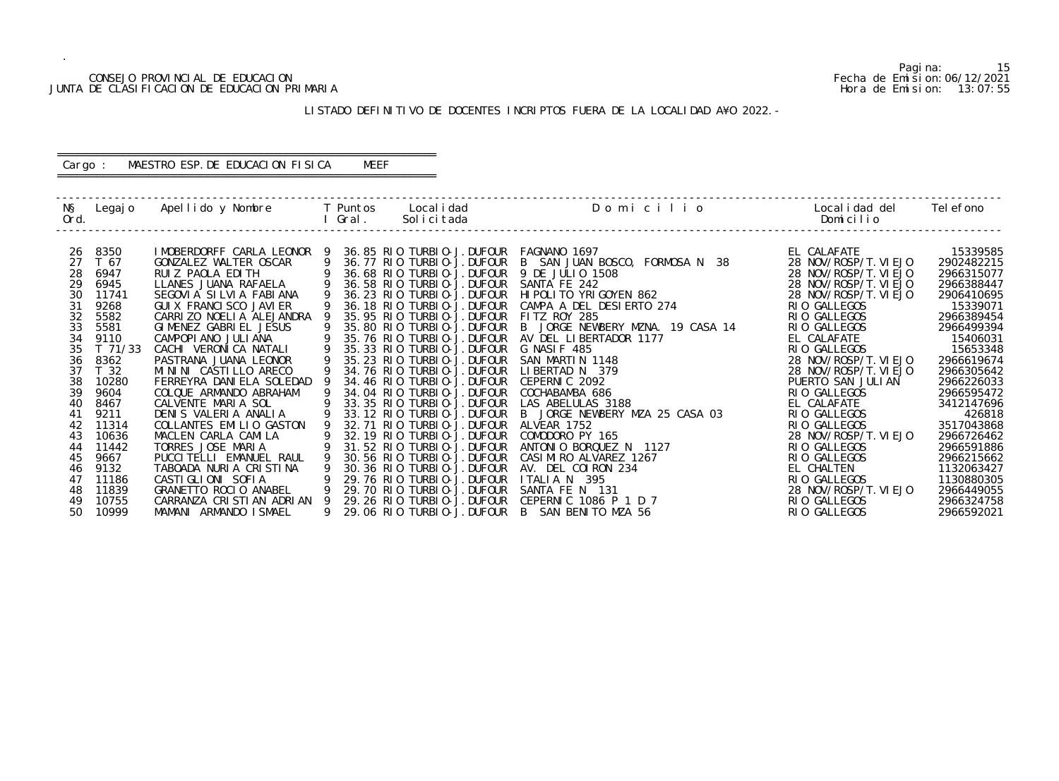CONSEJO PROVINCIAL DE EDUCACION
JUNTA DE CLASIFICACION DE EDUCACION PRIMARIA

Pagina: 15
Fecha de Emision: 06/12/2021
Hora de Emision: 13:07:55

LISTADO DEFINITIVO DE DOCENTES INCRIPTOS FUERA DE LA LOCALIDAD A¥O 2022.-

Cargo : MAESTRO ESP.DE EDUCACION FISICA MEEF

| N§ Ord. | Legajo | Apellido y Nombre | T I | Puntos Gral. | Localidad Solicitada | Domicilio | Localidad del Domicilio | Telefono |
|---|---|---|---|---|---|---|---|---|
| 26 | 8350 | IMOBERDORFF CARLA LEONOR | 9 | 36.85 | RIO TURBIO-J.DUFOUR | FAGNANO 1697 | EL CALAFATE | 15339585 |
| 27 | T 67 | GONZALEZ WALTER OSCAR | 9 | 36.77 | RIO TURBIO-J.DUFOUR | B SAN JUAN BOSCO, FORMOSA N 38 | 28 NOV/ROSP/T.VIEJO | 2902482215 |
| 28 | 6947 | RUIZ PAOLA EDITH | 9 | 36.68 | RIO TURBIO-J.DUFOUR | 9 DE JULIO 1508 | 28 NOV/ROSP/T.VIEJO | 2966315077 |
| 29 | 6945 | LLANES JUANA RAFAELA | 9 | 36.58 | RIO TURBIO-J.DUFOUR | SANTA FE 242 | 28 NOV/ROSP/T.VIEJO | 2966388447 |
| 30 | 11741 | SEGOVIA SILVIA FABIANA | 9 | 36.23 | RIO TURBIO-J.DUFOUR | HIPOLITO YRIGOYEN 862 | 28 NOV/ROSP/T.VIEJO | 2906410695 |
| 31 | 9268 | GUIX FRANCISCO JAVIER | 9 | 36.18 | RIO TURBIO-J.DUFOUR | CAMPA A DEL DESIERTO 274 | RIO GALLEGOS | 15339071 |
| 32 | 5582 | CARRIZO NOELIA ALEJANDRA | 9 | 35.95 | RIO TURBIO-J.DUFOUR | FITZ ROY 285 | RIO GALLEGOS | 2966389454 |
| 33 | 5581 | GIMENEZ GABRIEL JESUS | 9 | 35.80 | RIO TURBIO-J.DUFOUR | B JORGE NEWBERY MZNA. 19 CASA 14 | RIO GALLEGOS | 2966499394 |
| 34 | 9110 | CAMPOPIANO JULIANA | 9 | 35.76 | RIO TURBIO-J.DUFOUR | AV DEL LIBERTADOR 1177 | EL CALAFATE | 15406031 |
| 35 | T 71/33 | CACHI VERONICA NATALI | 9 | 35.33 | RIO TURBIO-J.DUFOUR | G NASIF 485 | RIO GALLEGOS | 15653348 |
| 36 | 8362 | PASTRANA JUANA LEONOR | 9 | 35.23 | RIO TURBIO-J.DUFOUR | SAN MARTIN 1148 | 28 NOV/ROSP/T.VIEJO | 2966619674 |
| 37 | T 32 | MININI CASTILLO ARECO | 9 | 34.76 | RIO TURBIO-J.DUFOUR | LIBERTAD N 379 | 28 NOV/ROSP/T.VIEJO | 2966305642 |
| 38 | 10280 | FERREYRA DANIELA SOLEDAD | 9 | 34.46 | RIO TURBIO-J.DUFOUR | CEPERNIC 2092 | PUERTO SAN JULIAN | 2966226033 |
| 39 | 9604 | COLQUE ARMANDO ABRAHAM | 9 | 34.04 | RIO TURBIO-J.DUFOUR | COCHABAMBA 686 | RIO GALLEGOS | 2966595472 |
| 40 | 8467 | CALVENTE MARIA SOL | 9 | 33.35 | RIO TURBIO-J.DUFOUR | LAS ABELULAS 3188 | EL CALAFATE | 3412147696 |
| 41 | 9211 | DENIS VALERIA ANALIA | 9 | 33.12 | RIO TURBIO-J.DUFOUR | B JORGE NEWBERY MZA 25 CASA 03 | RIO GALLEGOS | 426818 |
| 42 | 11314 | COLLANTES EMILIO GASTON | 9 | 32.71 | RIO TURBIO-J.DUFOUR | ALVEAR 1752 | RIO GALLEGOS | 3517043868 |
| 43 | 10636 | MACLEN CARLA CAMILA | 9 | 32.19 | RIO TURBIO-J.DUFOUR | COMODORO PY 165 | 28 NOV/ROSP/T.VIEJO | 2966726462 |
| 44 | 11442 | TORRES JOSE MARIA | 9 | 31.52 | RIO TURBIO-J.DUFOUR | ANTONIO BORQUEZ N 1127 | RIO GALLEGOS | 2966591886 |
| 45 | 9667 | PUCCITELLI EMANUEL RAUL | 9 | 30.56 | RIO TURBIO-J.DUFOUR | CASIMIRO ALVAREZ 1267 | RIO GALLEGOS | 2966215662 |
| 46 | 9132 | TABOADA NURIA CRISTINA | 9 | 30.36 | RIO TURBIO-J.DUFOUR | AV. DEL COIRON 234 | EL CHALTEN | 1132063427 |
| 47 | 11186 | CASTIGLIONI SOFIA | 9 | 29.76 | RIO TURBIO-J.DUFOUR | ITALIA N 395 | RIO GALLEGOS | 1130880305 |
| 48 | 11839 | GRANETTO ROCIO ANABEL | 9 | 29.70 | RIO TURBIO-J.DUFOUR | SANTA FE N 131 | 28 NOV/ROSP/T.VIEJO | 2966449055 |
| 49 | 10755 | CARRANZA CRISTIAN ADRIAN | 9 | 29.26 | RIO TURBIO-J.DUFOUR | CEPERNIC 1086 P 1 D 7 | RIO GALLEGOS | 2966324758 |
| 50 | 10999 | MAMANI ARMANDO ISMAEL | 9 | 29.06 | RIO TURBIO-J.DUFOUR | B SAN BENITO MZA 56 | RIO GALLEGOS | 2966592021 |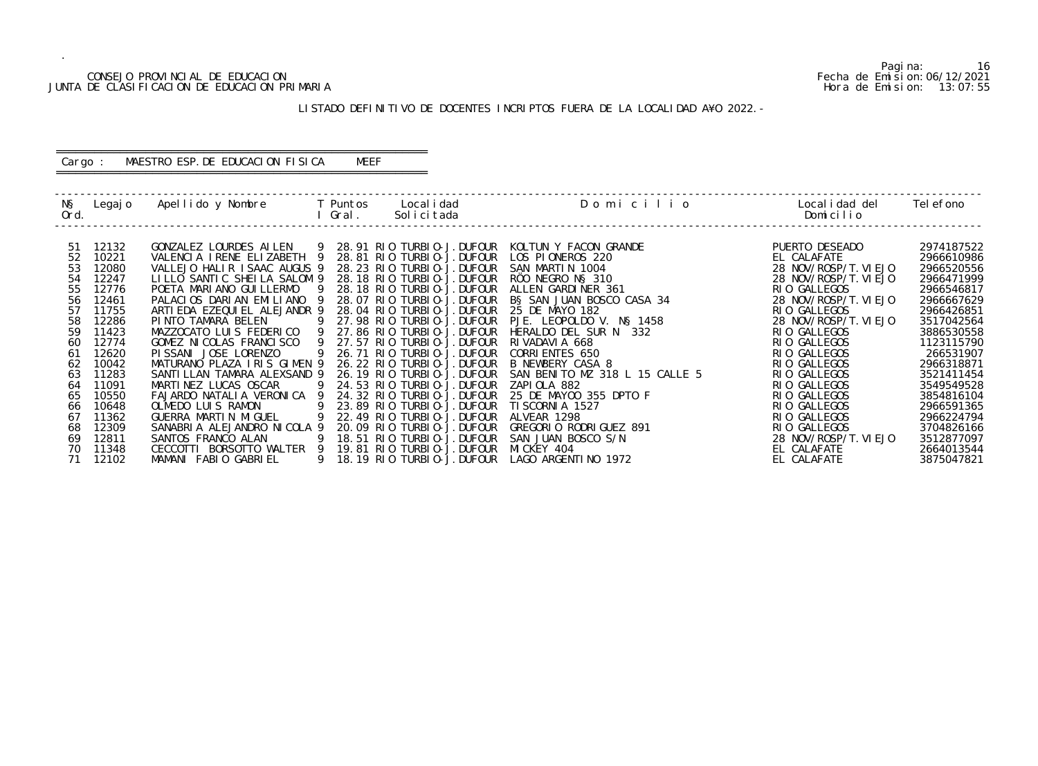CONSEJO PROVINCIAL DE EDUCACION
JUNTA DE CLASIFICACION DE EDUCACION PRIMARIA

Fecha de Emision:06/12/2021
Hora de Emision: 13:07:55

LISTADO DEFINITIVO DE DOCENTES INCRIPTOS FUERA DE LA LOCALIDAD A¥O 2022.-

Cargo : MAESTRO ESP.DE EDUCACION FISICA MEEF

| N§ Ord. | Legajo | Apellido y Nombre | T I | Puntos Gral. | Localidad Solicitada | D o m i c i l i o | Localidad del Domicilio | Telefono |
|---|---|---|---|---|---|---|---|---|
| 51 | 12132 | GONZALEZ LOURDES AILEN | 9 | 28.91 | RIO TURBIO-J.DUFOUR | KOLTUN Y FACON GRANDE | PUERTO DESEADO | 2974187522 |
| 52 | 10221 | VALENCIA IRENE ELIZABETH | 9 | 28.81 | RIO TURBIO-J.DUFOUR | LOS PIONEROS 220 | EL CALAFATE | 2966610986 |
| 53 | 12080 | VALLEJO HALIR ISAAC AUGUS | 9 | 28.23 | RIO TURBIO-J.DUFOUR | SAN MARTIN 1004 | 28 NOV/ROSP/T.VIEJO | 2966520556 |
| 54 | 12247 | LILLO SANTIC SHEILA SALOM | 9 | 28.18 | RIO TURBIO-J.DUFOUR | RÖO NEGRO N§ 310 | 28 NOV/ROSP/T.VIEJO | 2966471999 |
| 55 | 12776 | POETA MARIANO GUILLERMO | 9 | 28.18 | RIO TURBIO-J.DUFOUR | ALLEN GARDINER 361 | RIO GALLEGOS | 2966546817 |
| 56 | 12461 | PALACIOS DARIAN EMILIANO | 9 | 28.07 | RIO TURBIO-J.DUFOUR | B§ SAN JUAN BOSCO CASA 34 | 28 NOV/ROSP/T.VIEJO | 2966667629 |
| 57 | 11755 | ARTIEDA EZEQUIEL ALEJANDR | 9 | 28.04 | RIO TURBIO-J.DUFOUR | 25 DE MAYO 182 | RIO GALLEGOS | 2966426851 |
| 58 | 12286 | PINTO TAMARA BELEN | 9 | 27.98 | RIO TURBIO-J.DUFOUR | PJE. LEOPOLDO V. N§ 1458 | 28 NOV/ROSP/T.VIEJO | 3517042564 |
| 59 | 11423 | MAZZOCATO LUIS FEDERICO | 9 | 27.86 | RIO TURBIO-J.DUFOUR | HERALDO DEL SUR N 332 | RIO GALLEGOS | 3886530558 |
| 60 | 12774 | GOMEZ NICOLAS FRANCISCO | 9 | 27.57 | RIO TURBIO-J.DUFOUR | RIVADAVIA 668 | RIO GALLEGOS | 1123115790 |
| 61 | 12620 | PISSANI JOSE LORENZO | 9 | 26.71 | RIO TURBIO-J.DUFOUR | CORRIENTES 650 | RIO GALLEGOS | 266531907 |
| 62 | 10042 | MATURANO PLAZA IRIS GIMEN | 9 | 26.22 | RIO TURBIO-J.DUFOUR | B NEWBERY CASA 8 | RIO GALLEGOS | 2966318871 |
| 63 | 11283 | SANTILLAN TAMARA ALEXSAND | 9 | 26.19 | RIO TURBIO-J.DUFOUR | SAN BENITO MZ 318 L 15 CALLE 5 | RIO GALLEGOS | 3521411454 |
| 64 | 11091 | MARTINEZ LUCAS OSCAR | 9 | 24.53 | RIO TURBIO-J.DUFOUR | ZAPIOLA 882 | RIO GALLEGOS | 3549549528 |
| 65 | 10550 | FAJARDO NATALIA VERONICA | 9 | 24.32 | RIO TURBIO-J.DUFOUR | 25 DE MAYOO 355 DPTO F | RIO GALLEGOS | 3854816104 |
| 66 | 10648 | OLMEDO LUIS RAMON | 9 | 23.89 | RIO TURBIO-J.DUFOUR | TISCORNIA 1527 | RIO GALLEGOS | 2966591365 |
| 67 | 11362 | GUERRA MARTIN MIGUEL | 9 | 22.49 | RIO TURBIO-J.DUFOUR | ALVEAR 1298 | RIO GALLEGOS | 2966224794 |
| 68 | 12309 | SANABRIA ALEJANDRO NICOLA | 9 | 20.09 | RIO TURBIO-J.DUFOUR | GREGORIO RODRIGUEZ 891 | RIO GALLEGOS | 3704826166 |
| 69 | 12811 | SANTOS FRANCO ALAN | 9 | 18.51 | RIO TURBIO-J.DUFOUR | SAN JUAN BOSCO S/N | 28 NOV/ROSP/T.VIEJO | 3512877097 |
| 70 | 11348 | CECCOTTI BORSOTTO WALTER | 9 | 19.81 | RIO TURBIO-J.DUFOUR | MICKEY 404 | EL CALAFATE | 2664013544 |
| 71 | 12102 | MAMANI FABIO GABRIEL | 9 | 18.19 | RIO TURBIO-J.DUFOUR | LAGO ARGENTINO 1972 | EL CALAFATE | 3875047821 |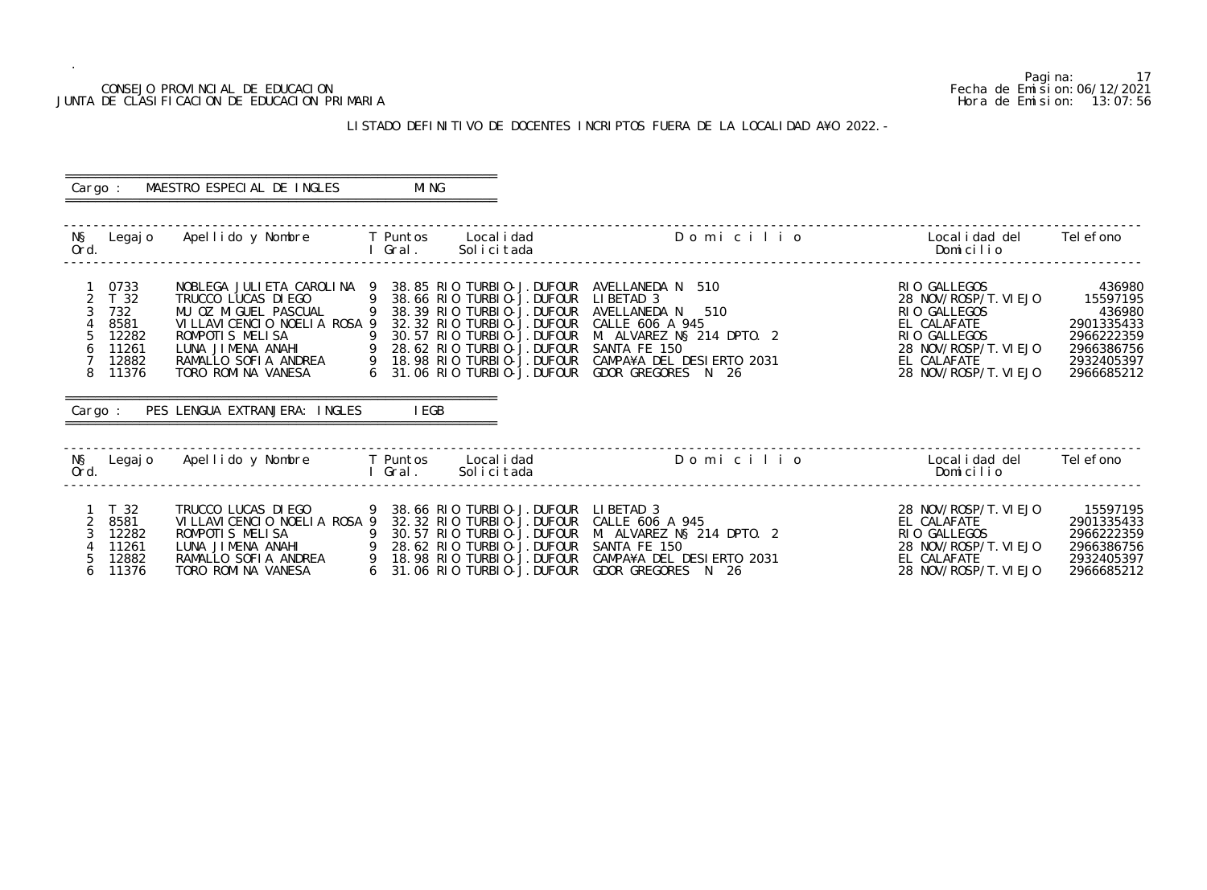CONSEJO PROVINCIAL DE EDUCACION
JUNTA DE CLASIFICACION DE EDUCACION PRIMARIA

Pagina: 17
Fecha de Emision: 06/12/2021
Hora de Emision: 13:07:56

LISTADO DEFINITIVO DE DOCENTES INCRIPTOS FUERA DE LA LOCALIDAD A¥O 2022.-

Cargo : MAESTRO ESPECIAL DE INGLES MING

| N§ Ord. | Legajo | Apellido y Nombre | T I | Puntos Gral. | Localidad Solicitada | Domicilio | Localidad del Domicilio | Telefono |
|---|---|---|---|---|---|---|---|---|
| 1 | 0733 | NOBLEGA JULIETA CAROLINA | 9 | 38.85 | RIO TURBIO-J.DUFOUR | AVELLANEDA N 510 | RIO GALLEGOS | 436980 |
| 2 | T 32 | TRUCCO LUCAS DIEGO | 9 | 38.66 | RIO TURBIO-J.DUFOUR | LIBETAD 3 | 28 NOV/ROSP/T.VIEJO | 15597195 |
| 3 | 732 | MU OZ MIGUEL PASCUAL | 9 | 38.39 | RIO TURBIO-J.DUFOUR | AVELLANEDA N 510 | RIO GALLEGOS | 436980 |
| 4 | 8581 | VILLAVICENCIO NOELIA ROSA | 9 | 32.32 | RIO TURBIO-J.DUFOUR | CALLE 606 A 945 | EL CALAFATE | 2901335433 |
| 5 | 12282 | ROMPOTIS MELISA | 9 | 30.57 | RIO TURBIO-J.DUFOUR | M. ALVAREZ N§ 214 DPTO. 2 | RIO GALLEGOS | 2966222359 |
| 6 | 11261 | LUNA JIMENA ANAHI | 9 | 28.62 | RIO TURBIO-J.DUFOUR | SANTA FE 150 | 28 NOV/ROSP/T.VIEJO | 2966386756 |
| 7 | 12882 | RAMALLO SOFIA ANDREA | 9 | 18.98 | RIO TURBIO-J.DUFOUR | CAMPA¥A DEL DESIERTO 2031 | EL CALAFATE | 2932405397 |
| 8 | 11376 | TORO ROMINA VANESA | 6 | 31.06 | RIO TURBIO-J.DUFOUR | GDOR GREGORES N 26 | 28 NOV/ROSP/T.VIEJO | 2966685212 |

Cargo : PES LENGUA EXTRANJERA: INGLES IEGB

| N§ Ord. | Legajo | Apellido y Nombre | T I | Puntos Gral. | Localidad Solicitada | Domicilio | Localidad del Domicilio | Telefono |
|---|---|---|---|---|---|---|---|---|
| 1 | T 32 | TRUCCO LUCAS DIEGO | 9 | 38.66 | RIO TURBIO-J.DUFOUR | LIBETAD 3 | 28 NOV/ROSP/T.VIEJO | 15597195 |
| 2 | 8581 | VILLAVICENCIO NOELIA ROSA | 9 | 32.32 | RIO TURBIO-J.DUFOUR | CALLE 606 A 945 | EL CALAFATE | 2901335433 |
| 3 | 12282 | ROMPOTIS MELISA | 9 | 30.57 | RIO TURBIO-J.DUFOUR | M. ALVAREZ N§ 214 DPTO. 2 | RIO GALLEGOS | 2966222359 |
| 4 | 11261 | LUNA JIMENA ANAHI | 9 | 28.62 | RIO TURBIO-J.DUFOUR | SANTA FE 150 | 28 NOV/ROSP/T.VIEJO | 2966386756 |
| 5 | 12882 | RAMALLO SOFIA ANDREA | 9 | 18.98 | RIO TURBIO-J.DUFOUR | CAMPA¥A DEL DESIERTO 2031 | EL CALAFATE | 2932405397 |
| 6 | 11376 | TORO ROMINA VANESA | 6 | 31.06 | RIO TURBIO-J.DUFOUR | GDOR GREGORES N 26 | 28 NOV/ROSP/T.VIEJO | 2966685212 |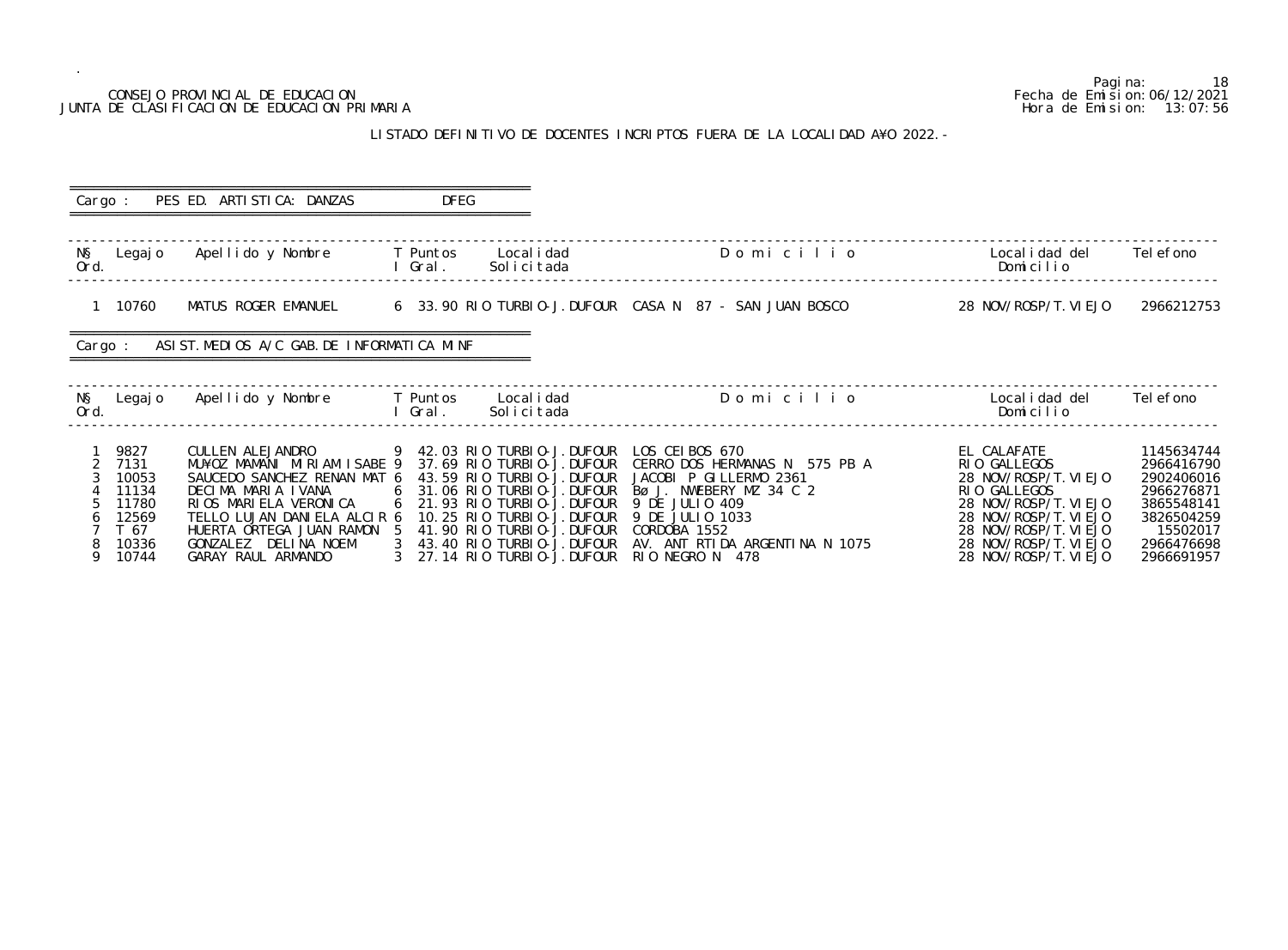CONSEJO PROVINCIAL DE EDUCACION
JUNTA DE CLASIFICACION DE EDUCACION PRIMARIA

Pagina: 18
Fecha de Emision: 06/12/2021
Hora de Emision: 13:07:56

LISTADO DEFINITIVO DE DOCENTES INCRIPTOS FUERA DE LA LOCALIDAD A¥O 2022.-

Cargo : PES ED. ARTISTICA: DANZAS DFEG

| Nº Ord. | Legajo | Apellido y Nombre | T I | Puntos Gral. | Localidad Solicitada | Domicilio | Localidad del Domicilio | Telefono |
|---|---|---|---|---|---|---|---|---|
| 1 | 10760 | MATUS ROGER EMANUEL | 6 | 33.90 | RIO TURBIO-J.DUFOUR | CASA N 87 - SAN JUAN BOSCO | 28 NOV/ROSP/T.VIEJO | 2966212753 |

Cargo : ASIST.MEDIOS A/C GAB.DE INFORMATICA MINF

| Nº Ord. | Legajo | Apellido y Nombre | T I | Puntos Gral. | Localidad Solicitada | Domicilio | Localidad del Domicilio | Telefono |
|---|---|---|---|---|---|---|---|---|
| 1 | 9827 | CULLEN ALEJANDRO | 9 | 42.03 | RIO TURBIO-J.DUFOUR | LOS CEIBOS 670 | EL CALAFATE | 1145634744 |
| 2 | 7131 | MU¥OZ MAMANI MIRIAM ISABE | 9 | 37.69 | RIO TURBIO-J.DUFOUR | CERRO DOS HERMANAS N 575 PB A | RIO GALLEGOS | 2966416790 |
| 3 | 10053 | SAUCEDO SANCHEZ RENAN MAT | 6 | 43.59 | RIO TURBIO-J.DUFOUR | JACOBI P GILLERMO 2361 | 28 NOV/ROSP/T.VIEJO | 2902406016 |
| 4 | 11134 | DECIMA MARIA IVANA | 6 | 31.06 | RIO TURBIO-J.DUFOUR | Bº J. NWEBERY MZ 34 C 2 | RIO GALLEGOS | 2966276871 |
| 5 | 11780 | RIOS MARIELA VERONICA | 6 | 21.93 | RIO TURBIO-J.DUFOUR | 9 DE JULIO 409 | 28 NOV/ROSP/T.VIEJO | 3865548141 |
| 6 | 12569 | TELLO LUJAN DANIELA ALCIR | 6 | 10.25 | RIO TURBIO-J.DUFOUR | 9 DE JULIO 1033 | 28 NOV/ROSP/T.VIEJO | 3826504259 |
| 7 | T 67 | HUERTA ORTEGA JUAN RAMON | 5 | 41.90 | RIO TURBIO-J.DUFOUR | CORDOBA 1552 | 28 NOV/ROSP/T.VIEJO | 15502017 |
| 8 | 10336 | GONZALEZ DELINA NOEM | 3 | 43.40 | RIO TURBIO-J.DUFOUR | AV. ANT RTIDA ARGENTINA N 1075 | 28 NOV/ROSP/T.VIEJO | 2966476698 |
| 9 | 10744 | GARAY RAUL ARMANDO | 3 | 27.14 | RIO TURBIO-J.DUFOUR | RIO NEGRO N 478 | 28 NOV/ROSP/T.VIEJO | 2966691957 |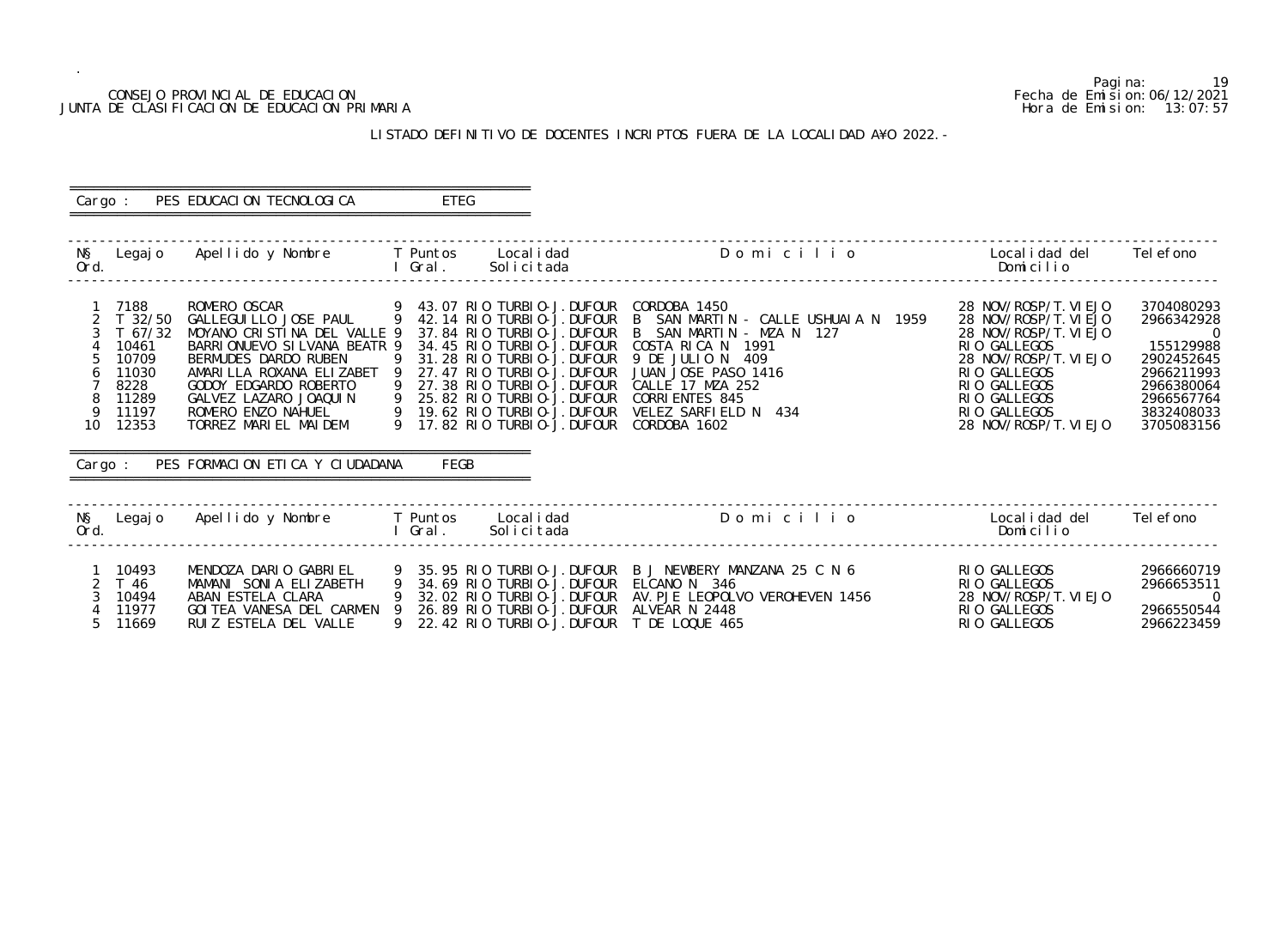CONSEJO PROVINCIAL DE EDUCACION
JUNTA DE CLASIFICACION DE EDUCACION PRIMARIA

Fecha de Emision:06/12/2021
Hora de Emision: 13:07:57

LISTADO DEFINITIVO DE DOCENTES INCRIPTOS FUERA DE LA LOCALIDAD A¥O 2022.-

Cargo : PES EDUCACION TECNOLOGICA ETEG

| Nº Ord. | Legajo | Apellido y Nombre | T I | Puntos Gral. | Localidad Solicitada | Domicilio | Localidad del Domicilio | Telefono |
|---|---|---|---|---|---|---|---|---|
| 1 | 7188 | ROMERO OSCAR | 9 | 43.07 | RIO TURBIO-J.DUFOUR | CORDOBA 1450 | 28 NOV/ROSP/T.VIEJO | 3704080293 |
| 2 | T 32/50 | GALLEGUILLO JOSE PAUL | 9 | 42.14 | RIO TURBIO-J.DUFOUR | B SAN MARTIN - CALLE USHUAIA N 1959 | 28 NOV/ROSP/T.VIEJO | 2966342928 |
| 3 | T 67/32 | MOYANO CRISTINA DEL VALLE | 9 | 37.84 | RIO TURBIO-J.DUFOUR | B SAN MARTIN - MZA N 127 | 28 NOV/ROSP/T.VIEJO | 0 |
| 4 | 10461 | BARRIONUEVO SILVANA BEATR | 9 | 34.45 | RIO TURBIO-J.DUFOUR | COSTA RICA N 1991 | RIO GALLEGOS | 155129988 |
| 5 | 10709 | BERMUDES DARDO RUBEN | 9 | 31.28 | RIO TURBIO-J.DUFOUR | 9 DE JULIO N 409 | 28 NOV/ROSP/T.VIEJO | 2902452645 |
| 6 | 11030 | AMARILLA ROXANA ELIZABET | 9 | 27.47 | RIO TURBIO-J.DUFOUR | JUAN JOSE PASO 1416 | RIO GALLEGOS | 2966211993 |
| 7 | 8228 | GODOY EDGARDO ROBERTO | 9 | 27.38 | RIO TURBIO-J.DUFOUR | CALLE 17 MZA 252 | RIO GALLEGOS | 2966380064 |
| 8 | 11289 | GALVEZ LAZARO JOAQUIN | 9 | 25.82 | RIO TURBIO-J.DUFOUR | CORRIENTES 845 | RIO GALLEGOS | 2966567764 |
| 9 | 11197 | ROMERO ENZO NAHUEL | 9 | 19.62 | RIO TURBIO-J.DUFOUR | VELEZ SARFIELD N 434 | RIO GALLEGOS | 3832408033 |
| 10 | 12353 | TORREZ MARIEL MAIDEM | 9 | 17.82 | RIO TURBIO-J.DUFOUR | CORDOBA 1602 | 28 NOV/ROSP/T.VIEJO | 3705083156 |

Cargo : PES FORMACION ETICA Y CIUDADANA FEGB

| Nº Ord. | Legajo | Apellido y Nombre | T I | Puntos Gral. | Localidad Solicitada | Domicilio | Localidad del Domicilio | Telefono |
|---|---|---|---|---|---|---|---|---|
| 1 | 10493 | MENDOZA DARIO GABRIEL | 9 | 35.95 | RIO TURBIO-J.DUFOUR | B J NEWBERY MANZANA 25 C N 6 | RIO GALLEGOS | 2966660719 |
| 2 | T 46 | MAMANI SONIA ELIZABETH | 9 | 34.69 | RIO TURBIO-J.DUFOUR | ELCANO N 346 | RIO GALLEGOS | 2966653511 |
| 3 | 10494 | ABAN ESTELA CLARA | 9 | 32.02 | RIO TURBIO-J.DUFOUR | AV.PJE LEOPOLVO VEROHEVEN 1456 | 28 NOV/ROSP/T.VIEJO | 0 |
| 4 | 11977 | GOITEA VANESA DEL CARMEN | 9 | 26.89 | RIO TURBIO-J.DUFOUR | ALVEAR N 2448 | RIO GALLEGOS | 2966550544 |
| 5 | 11669 | RUIZ ESTELA DEL VALLE | 9 | 22.42 | RIO TURBIO-J.DUFOUR | T DE LOQUE 465 | RIO GALLEGOS | 2966223459 |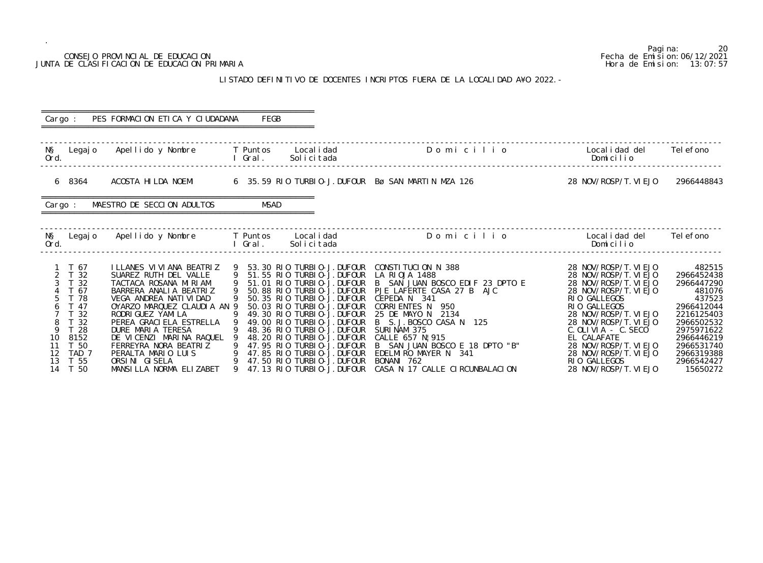CONSEJO PROVINCIAL DE EDUCACION
JUNTA DE CLASIFICACION DE EDUCACION PRIMARIA

Fecha de Emision:06/12/2021
Hora de Emision: 13:07:57

LISTADO DEFINITIVO DE DOCENTES INCRIPTOS FUERA DE LA LOCALIDAD A¥O 2022.-

Cargo : PES FORMACION ETICA Y CIUDADANA FEGB

| N§ Ord. | Legajo | Apellido y Nombre | T I | Puntos Gral. | Localidad Solicitada | D o m i c i l i o | Localidad del Domicilio | Telefono |
|---|---|---|---|---|---|---|---|---|
| 6 | 8364 | ACOSTA HILDA NOEMI | 6 | 35.59 | RIO TURBIO-J.DUFOUR | Bø SAN MARTIN MZA 126 | 28 NOV/ROSP/T.VIEJO | 2966448843 |

Cargo : MAESTRO DE SECCION ADULTOS MSAD

| N§ Ord. | Legajo | Apellido y Nombre | T I | Puntos Gral. | Localidad Solicitada | D o m i c i l i o | Localidad del Domicilio | Telefono |
|---|---|---|---|---|---|---|---|---|
| 1 | T 67 | ILLANES VIVIANA BEATRIZ | 9 | 53.30 | RIO TURBIO-J.DUFOUR | CONSTITUCION N 388 | 28 NOV/ROSP/T.VIEJO | 482515 |
| 2 | T 32 | SUAREZ RUTH DEL VALLE | 9 | 51.55 | RIO TURBIO-J.DUFOUR | LA RIOJA 1488 | 28 NOV/ROSP/T.VIEJO | 2966452438 |
| 3 | T 32 | TACTACA ROSANA MIRIAM | 9 | 51.01 | RIO TURBIO-J.DUFOUR | B SAN JUAN BOSCO EDIF 23 DPTO E | 28 NOV/ROSP/T.VIEJO | 2966447290 |
| 4 | T 67 | BARRERA ANALIA BEATRIZ | 9 | 50.88 | RIO TURBIO-J.DUFOUR | PJE LAFERTE CASA 27 B AJC | 28 NOV/ROSP/T.VIEJO | 481076 |
| 5 | T 78 | VEGA ANDREA NATIVIDAD | 9 | 50.35 | RIO TURBIO-J.DUFOUR | CEPEDA N 341 | RIO GALLEGOS | 437523 |
| 6 | T 47 | OYARZO MARQUEZ CLAUDIA AN | 9 | 50.03 | RIO TURBIO-J.DUFOUR | CORRIENTES N 950 | RIO GALLEGOS | 2966412044 |
| 7 | T 32 | RODRIGUEZ YAMILA | 9 | 49.30 | RIO TURBIO-J.DUFOUR | 25 DE MAYO N 2134 | 28 NOV/ROSP/T.VIEJO | 2216125403 |
| 8 | T 32 | PEREA GRACIELA ESTRELLA | 9 | 49.00 | RIO TURBIO-J.DUFOUR | B S.J.BOSCO CASA N 125 | 28 NOV/ROSP/T.VIEJO | 2966502532 |
| 9 | T 28 | DURE MARIA TERESA | 9 | 48.36 | RIO TURBIO-J.DUFOUR | SURINAM 375 | C.OLIVIA - C.SECO | 2975971622 |
| 10 | 8152 | DE VICENZI MARINA RAQUEL | 9 | 48.20 | RIO TURBIO-J.DUFOUR | CALLE 657 N¦915 | EL CALAFATE | 2966446219 |
| 11 | T 50 | FERREYRA NORA BEATRIZ | 9 | 47.95 | RIO TURBIO-J.DUFOUR | B SAN JUAN BOSCO E 18 DPTO "B" | 28 NOV/ROSP/T.VIEJO | 2966531740 |
| 12 | TAD 7 | PERALTA MARIO LUIS | 9 | 47.85 | RIO TURBIO-J.DUFOUR | EDELMIRO MAYER N 341 | 28 NOV/ROSP/T.VIEJO | 2966319388 |
| 13 | T 55 | ORSINI GISELA | 9 | 47.50 | RIO TURBIO-J.DUFOUR | BONANI 762 | RIO GALLEGOS | 2966542427 |
| 14 | T 50 | MANSILLA NORMA ELIZABET | 9 | 47.13 | RIO TURBIO-J.DUFOUR | CASA N 17 CALLE CIRCUNBALACION | 28 NOV/ROSP/T.VIEJO | 15650272 |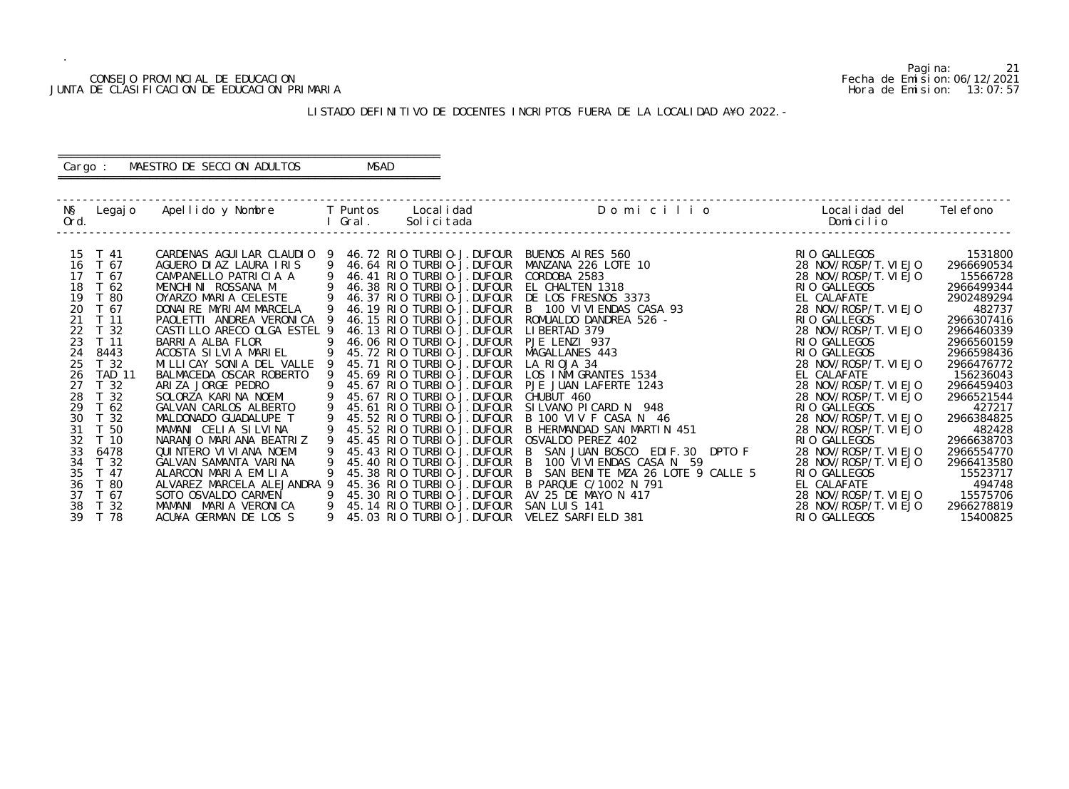CONSEJO PROVINCIAL DE EDUCACION
JUNTA DE CLASIFICACION DE EDUCACION PRIMARIA

Fecha de Emision: 06/12/2021
Hora de Emision: 13:07:57

LISTADO DEFINITIVO DE DOCENTES INCRIPTOS FUERA DE LA LOCALIDAD A¥O 2022.-

Cargo : MAESTRO DE SECCION ADULTOS MSAD

| Nº Ord. | Legajo | Apellido y Nombre | T I | Puntos Gral. | Localidad Solicitada | Domicilio | Localidad del Domicilio | Telefono |
|---|---|---|---|---|---|---|---|---|
| 15 | T 41 | CARDENAS AGUILAR CLAUDIO | 9 | 46.72 | RIO TURBIO-J.DUFOUR | BUENOS AIRES 560 | RIO GALLEGOS | 1531800 |
| 16 | T 67 | AGUERO DIAZ LAURA IRIS | 9 | 46.64 | RIO TURBIO-J.DUFOUR | MANZANA 226 LOTE 10 | 28 NOV/ROSP/T.VIEJO | 2966690534 |
| 17 | T 67 | CAMPANELLO PATRICIA A | 9 | 46.41 | RIO TURBIO-J.DUFOUR | CORDOBA 2583 | 28 NOV/ROSP/T.VIEJO | 15566728 |
| 18 | T 62 | MENCHINI ROSSANA M | 9 | 46.38 | RIO TURBIO-J.DUFOUR | EL CHALTEN 1318 | RIO GALLEGOS | 2966499344 |
| 19 | T 80 | OYARZO MARIA CELESTE | 9 | 46.37 | RIO TURBIO-J.DUFOUR | DE LOS FRESNOS 3373 | EL CALAFATE | 2902489294 |
| 20 | T 67 | DONAIRE MYRIAM MARCELA | 9 | 46.19 | RIO TURBIO-J.DUFOUR | B 100 VIVIENDAS CASA 93 | 28 NOV/ROSP/T.VIEJO | 482737 |
| 21 | T 11 | PAOLETTI ANDREA VERONICA | 9 | 46.15 | RIO TURBIO-J.DUFOUR | ROMUALDO DANDREA 526 - | RIO GALLEGOS | 2966307416 |
| 22 | T 32 | CASTILLO ARECO OLGA ESTEL | 9 | 46.13 | RIO TURBIO-J.DUFOUR | LIBERTAD 379 | 28 NOV/ROSP/T.VIEJO | 2966460339 |
| 23 | T 11 | BARRIA ALBA FLOR | 9 | 46.06 | RIO TURBIO-J.DUFOUR | PJE LENZI 937 | RIO GALLEGOS | 2966560159 |
| 24 | 8443 | ACOSTA SILVIA MARIEL | 9 | 45.72 | RIO TURBIO-J.DUFOUR | MAGALLANES 443 | RIO GALLEGOS | 2966598436 |
| 25 | T 32 | MILLICAY SONIA DEL VALLE | 9 | 45.71 | RIO TURBIO-J.DUFOUR | LA RIOJA 34 | 28 NOV/ROSP/T.VIEJO | 2966476772 |
| 26 | TAD 11 | BALMACEDA OSCAR ROBERTO | 9 | 45.69 | RIO TURBIO-J.DUFOUR | LOS INMIGRANTES 1534 | EL CALAFATE | 156236043 |
| 27 | T 32 | ARIZA JORGE PEDRO | 9 | 45.67 | RIO TURBIO-J.DUFOUR | PJE JUAN LAFERTE 1243 | 28 NOV/ROSP/T.VIEJO | 2966459403 |
| 28 | T 32 | SOLORZA KARINA NOEMI | 9 | 45.67 | RIO TURBIO-J.DUFOUR | CHUBUT 460 | 28 NOV/ROSP/T.VIEJO | 2966521544 |
| 29 | T 62 | GALVAN CARLOS ALBERTO | 9 | 45.61 | RIO TURBIO-J.DUFOUR | SILVANO PICARD N 948 | RIO GALLEGOS | 427217 |
| 30 | T 32 | MALDONADO GUADALUPE T | 9 | 45.52 | RIO TURBIO-J.DUFOUR | B 100 VIV F CASA N 46 | 28 NOV/ROSP/T.VIEJO | 2966384825 |
| 31 | T 50 | MAMANI CELIA SILVINA | 9 | 45.52 | RIO TURBIO-J.DUFOUR | B HERMANDAD SAN MARTIN 451 | 28 NOV/ROSP/T.VIEJO | 482428 |
| 32 | T 10 | NARANJO MARIANA BEATRIZ | 9 | 45.45 | RIO TURBIO-J.DUFOUR | OSVALDO PEREZ 402 | RIO GALLEGOS | 2966638703 |
| 33 | 6478 | QUINTERO VIVIANA NOEMI | 9 | 45.43 | RIO TURBIO-J.DUFOUR | B SAN JUAN BOSCO EDIF.30 DPTO F | 28 NOV/ROSP/T.VIEJO | 2966554770 |
| 34 | T 32 | GALVAN SAMANTA VARINA | 9 | 45.40 | RIO TURBIO-J.DUFOUR | B 100 VIVIENDAS CASA N 59 | 28 NOV/ROSP/T.VIEJO | 2966413580 |
| 35 | T 47 | ALARCON MARIA EMILIA | 9 | 45.38 | RIO TURBIO-J.DUFOUR | B SAN BENITE MZA 26 LOTE 9 CALLE 5 | RIO GALLEGOS | 15523717 |
| 36 | T 80 | ALVAREZ MARCELA ALEJANDRA | 9 | 45.36 | RIO TURBIO-J.DUFOUR | B PARQUE C/1002 N 791 | EL CALAFATE | 494748 |
| 37 | T 67 | SOTO OSVALDO CARMEN | 9 | 45.30 | RIO TURBIO-J.DUFOUR | AV 25 DE MAYO N 417 | 28 NOV/ROSP/T.VIEJO | 15575706 |
| 38 | T 32 | MAMANI MARIA VERONICA | 9 | 45.14 | RIO TURBIO-J.DUFOUR | SAN LUIS 141 | 28 NOV/ROSP/T.VIEJO | 2966278819 |
| 39 | T 78 | ACU¥A GERMAN DE LOS S | 9 | 45.03 | RIO TURBIO-J.DUFOUR | VELEZ SARFIELD 381 | RIO GALLEGOS | 15400825 |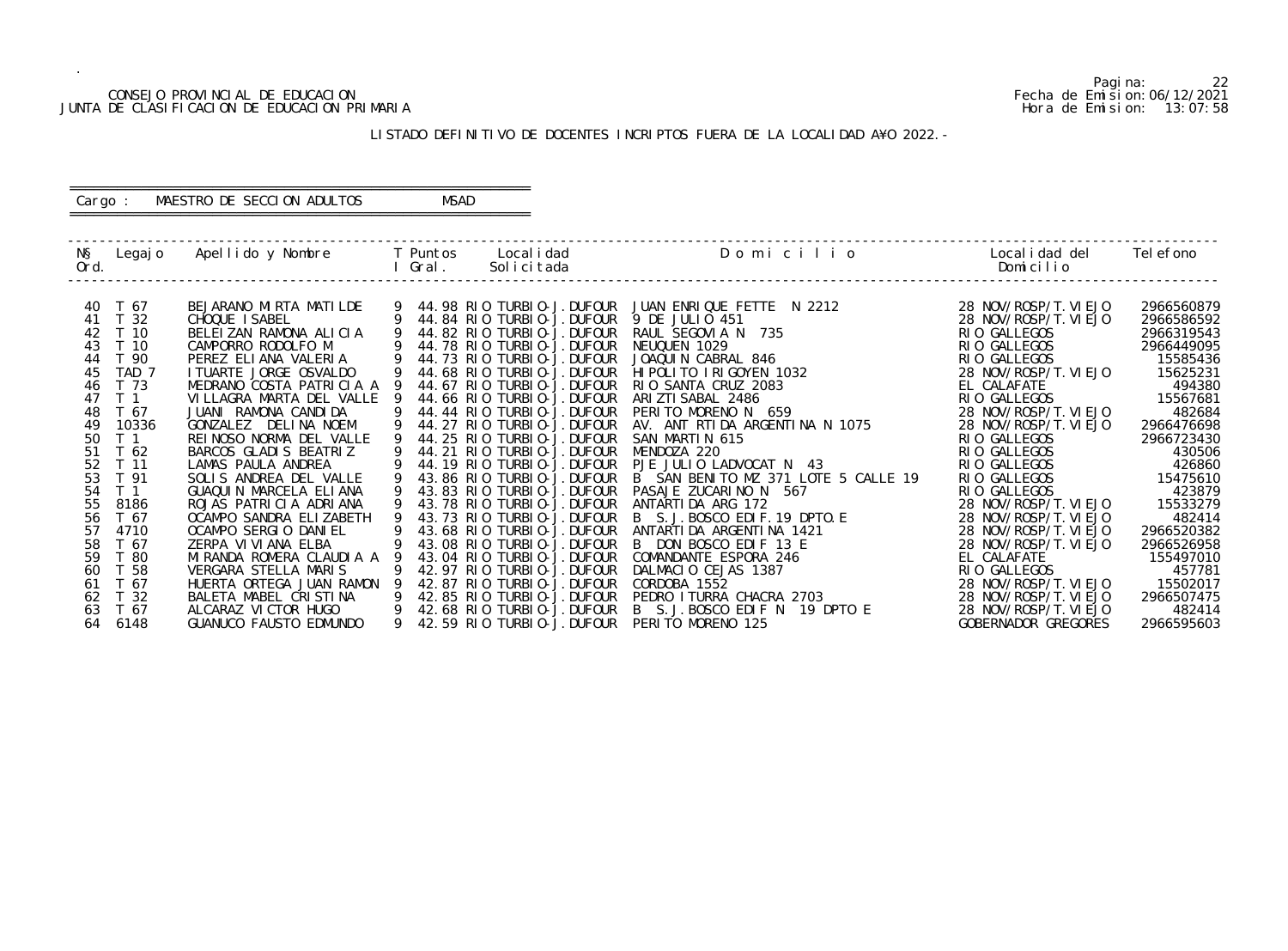CONSEJO PROVINCIAL DE EDUCACION
JUNTA DE CLASIFICACION DE EDUCACION PRIMARIA

Fecha de Emision: 06/12/2021
Hora de Emision: 13:07:58

LISTADO DEFINITIVO DE DOCENTES INCRIPTOS FUERA DE LA LOCALIDAD AÑO 2022.-

Cargo : MAESTRO DE SECCION ADULTOS    MSAD

| Nº Ord. | Legajo | Apellido y Nombre | T I | Puntos Gral. | Localidad Solicitada | Domicilio | Localidad del Domicilio | Telefono |
|---|---|---|---|---|---|---|---|---|
| 40 | T 67 | BEJARANO MIRTA MATILDE | 9 | 44.98 | RIO TURBIO-J.DUFOUR | JUAN ENRIQUE FETTE N 2212 | 28 NOV/ROSP/T.VIEJO | 2966560879 |
| 41 | T 32 | CHOQUE ISABEL | 9 | 44.84 | RIO TURBIO-J.DUFOUR | 9 DE JULIO 451 | 28 NOV/ROSP/T.VIEJO | 2966586592 |
| 42 | T 10 | BELEIZAN RAMONA ALICIA | 9 | 44.82 | RIO TURBIO-J.DUFOUR | RAUL SEGOVIA N 735 | RIO GALLEGOS | 2966319543 |
| 43 | T 10 | CAMPORRO RODOLFO M | 9 | 44.78 | RIO TURBIO-J.DUFOUR | NEUQUEN 1029 | RIO GALLEGOS | 2966449095 |
| 44 | T 90 | PEREZ ELIANA VALERIA | 9 | 44.73 | RIO TURBIO-J.DUFOUR | JOAQUIN CABRAL 846 | RIO GALLEGOS | 15585436 |
| 45 | TAD 7 | ITUARTE JORGE OSVALDO | 9 | 44.68 | RIO TURBIO-J.DUFOUR | HIPOLITO IRIGOYEN 1032 | 28 NOV/ROSP/T.VIEJO | 15625231 |
| 46 | T 73 | MEDRANO COSTA PATRICIA A | 9 | 44.67 | RIO TURBIO-J.DUFOUR | RIO SANTA CRUZ 2083 | EL CALAFATE | 494380 |
| 47 | T 1 | VILLAGRA MARTA DEL VALLE | 9 | 44.66 | RIO TURBIO-J.DUFOUR | ARIZTISABAL 2486 | RIO GALLEGOS | 15567681 |
| 48 | T 67 | JUANI RAMONA CANDIDA | 9 | 44.44 | RIO TURBIO-J.DUFOUR | PERITO MORENO N 659 | 28 NOV/ROSP/T.VIEJO | 482684 |
| 49 | 10336 | GONZALEZ DELINA NOEM | 9 | 44.27 | RIO TURBIO-J.DUFOUR | AV. ANT RTIDA ARGENTINA N 1075 | 28 NOV/ROSP/T.VIEJO | 2966476698 |
| 50 | T 1 | REINOSO NORMA DEL VALLE | 9 | 44.25 | RIO TURBIO-J.DUFOUR | SAN MARTIN 615 | RIO GALLEGOS | 2966723430 |
| 51 | T 62 | BARCOS GLADIS BEATRIZ | 9 | 44.21 | RIO TURBIO-J.DUFOUR | MENDOZA 220 | RIO GALLEGOS | 430506 |
| 52 | T 11 | LAMAS PAULA ANDREA | 9 | 44.19 | RIO TURBIO-J.DUFOUR | PJE JULIO LADVOCAT N 43 | RIO GALLEGOS | 426860 |
| 53 | T 91 | SOLIS ANDREA DEL VALLE | 9 | 43.86 | RIO TURBIO-J.DUFOUR | B SAN BENITO MZ 371 LOTE 5 CALLE 19 | RIO GALLEGOS | 15475610 |
| 54 | T 1 | GUAQUIN MARCELA ELIANA | 9 | 43.83 | RIO TURBIO-J.DUFOUR | PASAJE ZUCARINO N 567 | RIO GALLEGOS | 423879 |
| 55 | 8186 | ROJAS PATRICIA ADRIANA | 9 | 43.78 | RIO TURBIO-J.DUFOUR | ANTARTIDA ARG 172 | 28 NOV/ROSP/T.VIEJO | 15533279 |
| 56 | T 67 | OCAMPO SANDRA ELIZABETH | 9 | 43.73 | RIO TURBIO-J.DUFOUR | B S.J.BOSCO EDIF.19 DPTO.E | 28 NOV/ROSP/T.VIEJO | 482414 |
| 57 | 4710 | OCAMPO SERGIO DANIEL | 9 | 43.68 | RIO TURBIO-J.DUFOUR | ANTARTIDA ARGENTINA 1421 | 28 NOV/ROSP/T.VIEJO | 2966520382 |
| 58 | T 67 | ZERPA VIVIANA ELBA | 9 | 43.08 | RIO TURBIO-J.DUFOUR | B DON BOSCO EDIF 13 E | 28 NOV/ROSP/T.VIEJO | 2966526958 |
| 59 | T 80 | MIRANDA ROMERA CLAUDIA A | 9 | 43.04 | RIO TURBIO-J.DUFOUR | COMANDANTE ESPORA 246 | EL CALAFATE | 155497010 |
| 60 | T 58 | VERGARA STELLA MARIS | 9 | 42.97 | RIO TURBIO-J.DUFOUR | DALMACIO CEJAS 1387 | RIO GALLEGOS | 457781 |
| 61 | T 67 | HUERTA ORTEGA JUAN RAMON | 9 | 42.87 | RIO TURBIO-J.DUFOUR | CORDOBA 1552 | 28 NOV/ROSP/T.VIEJO | 15502017 |
| 62 | T 32 | BALETA MABEL CRISTINA | 9 | 42.85 | RIO TURBIO-J.DUFOUR | PEDRO ITURRA CHACRA 2703 | 28 NOV/ROSP/T.VIEJO | 2966507475 |
| 63 | T 67 | ALCARAZ VICTOR HUGO | 9 | 42.68 | RIO TURBIO-J.DUFOUR | B S.J.BOSCO EDIF N 19 DPTO E | 28 NOV/ROSP/T.VIEJO | 482414 |
| 64 | 6148 | GUANUCO FAUSTO EDMUNDO | 9 | 42.59 | RIO TURBIO-J.DUFOUR | PERITO MORENO 125 | GOBERNADOR GREGORES | 2966595603 |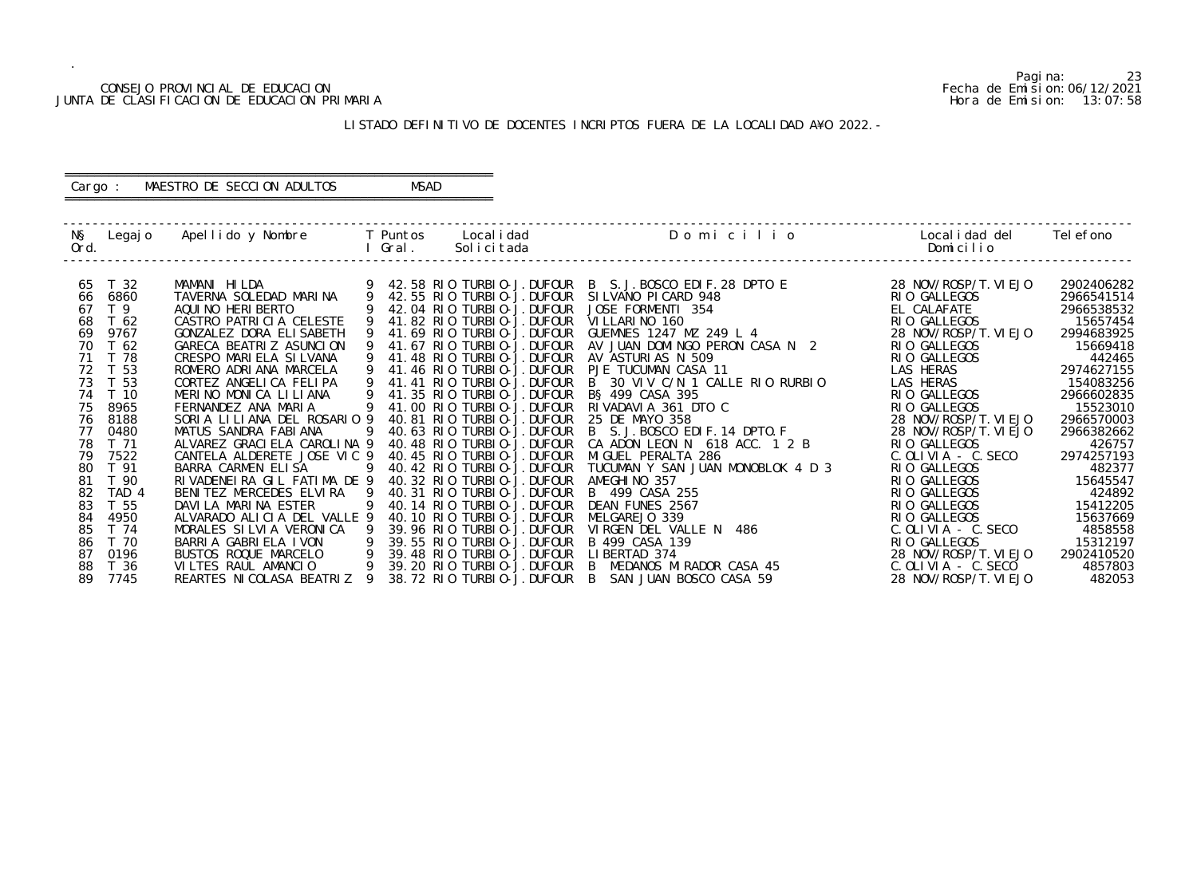CONSEJO PROVINCIAL DE EDUCACION
JUNTA DE CLASIFICACION DE EDUCACION PRIMARIA

Pagina: 23
Fecha de Emision: 06/12/2021
Hora de Emision: 13:07:58

## LISTADO DEFINITIVO DE DOCENTES INCRIPTOS FUERA DE LA LOCALIDAD AÑO 2022.-

Cargo : MAESTRO DE SECCION ADULTOS MSAD

| Nº Ord. | Legajo | Apellido y Nombre | T | Puntos I Gral. | Localidad Solicitada | Domicilio | Localidad del Domicilio | Telefono |
|---|---|---|---|---|---|---|---|---|
| 65 | T 32 | MAMANI HILDA | 9 | 42.58 | RIO TURBIO-J.DUFOUR | B S.J.BOSCO EDIF.28 DPTO E | 28 NOV/ROSP/T.VIEJO | 2902406282 |
| 66 | 6860 | TAVERNA SOLEDAD MARINA | 9 | 42.55 | RIO TURBIO-J.DUFOUR | SILVANO PICARD 948 | RIO GALLEGOS | 2966541514 |
| 67 | T 9 | AQUINO HERIBERTO | 9 | 42.04 | RIO TURBIO-J.DUFOUR | JOSE FORMENTI 354 | EL CALAFATE | 2966538532 |
| 68 | T 62 | CASTRO PATRICIA CELESTE | 9 | 41.82 | RIO TURBIO-J.DUFOUR | VILLARINO 160 | RIO GALLEGOS | 15657454 |
| 69 | 9767 | GONZALEZ DORA ELISABETH | 9 | 41.69 | RIO TURBIO-J.DUFOUR | GUEMNES 1247 MZ 249 L 4 | 28 NOV/ROSP/T.VIEJO | 2994683925 |
| 70 | T 62 | GARECA BEATRIZ ASUNCION | 9 | 41.67 | RIO TURBIO-J.DUFOUR | AV JUAN DOMINGO PERON CASA N 2 | RIO GALLEGOS | 15669418 |
| 71 | T 78 | CRESPO MARIELA SILVANA | 9 | 41.48 | RIO TURBIO-J.DUFOUR | AV ASTURIAS N 509 | RIO GALLEGOS | 442465 |
| 72 | T 53 | ROMERO ADRIANA MARCELA | 9 | 41.46 | RIO TURBIO-J.DUFOUR | PJE TUCUMAN CASA 11 | LAS HERAS | 2974627155 |
| 73 | T 53 | CORTEZ ANGELICA FELIPA | 9 | 41.41 | RIO TURBIO-J.DUFOUR | B 30 VIV C/N 1 CALLE RIO RURBIO | LAS HERAS | 154083256 |
| 74 | T 10 | MERINO MONICA LILIANA | 9 | 41.35 | RIO TURBIO-J.DUFOUR | B§ 499 CASA 395 | RIO GALLEGOS | 2966602835 |
| 75 | 8965 | FERNANDEZ ANA MARIA | 9 | 41.00 | RIO TURBIO-J.DUFOUR | RIVADAVIA 361 DTO C | RIO GALLEGOS | 15523010 |
| 76 | 8188 | SORIA LILIANA DEL ROSARIO | 9 | 40.81 | RIO TURBIO-J.DUFOUR | 25 DE MAYO 358 | 28 NOV/ROSP/T.VIEJO | 2966570003 |
| 77 | 0480 | MATUS SANDRA FABIANA | 9 | 40.63 | RIO TURBIO-J.DUFOUR | B S.J.BOSCO EDIF.14 DPTO.F | 28 NOV/ROSP/T.VIEJO | 2966382662 |
| 78 | T 71 | ALVAREZ GRACIELA CAROLINA | 9 | 40.48 | RIO TURBIO-J.DUFOUR | CA ADON LEON N 618 ACC. 1 2 B | RIO GALLEGOS | 426757 |
| 79 | 7522 | CANTELA ALDERETE JOSE VIC | 9 | 40.45 | RIO TURBIO-J.DUFOUR | MIGUEL PERALTA 286 | C.OLIVIA - C.SECO | 2974257193 |
| 80 | T 91 | BARRA CARMEN ELISA | 9 | 40.42 | RIO TURBIO-J.DUFOUR | TUCUMAN Y SAN JUAN MONOBLOK 4 D 3 | RIO GALLEGOS | 482377 |
| 81 | T 90 | RIVADENEIRA GIL FATIMA DE | 9 | 40.32 | RIO TURBIO-J.DUFOUR | AMEGHINO 357 | RIO GALLEGOS | 15645547 |
| 82 | TAD 4 | BENITEZ MERCEDES ELVIRA | 9 | 40.31 | RIO TURBIO-J.DUFOUR | B 499 CASA 255 | RIO GALLEGOS | 424892 |
| 83 | T 55 | DAVILA MARINA ESTER | 9 | 40.14 | RIO TURBIO-J.DUFOUR | DEAN FUNES 2567 | RIO GALLEGOS | 15412205 |
| 84 | 4950 | ALVARADO ALICIA DEL VALLE | 9 | 40.10 | RIO TURBIO-J.DUFOUR | MELGAREJO 339 | RIO GALLEGOS | 15637669 |
| 85 | T 74 | MORALES SILVIA VERONICA | 9 | 39.96 | RIO TURBIO-J.DUFOUR | VIRGEN DEL VALLE N 486 | C.OLIVIA - C.SECO | 4858558 |
| 86 | T 70 | BARRIA GABRIELA IVON | 9 | 39.55 | RIO TURBIO-J.DUFOUR | B 499 CASA 139 | RIO GALLEGOS | 15312197 |
| 87 | 0196 | BUSTOS ROQUE MARCELO | 9 | 39.48 | RIO TURBIO-J.DUFOUR | LIBERTAD 374 | 28 NOV/ROSP/T.VIEJO | 2902410520 |
| 88 | T 36 | VILTES RAUL AMANCIO | 9 | 39.20 | RIO TURBIO-J.DUFOUR | B MEDANOS MIRADOR CASA 45 | C.OLIVIA - C.SECO | 4857803 |
| 89 | 7745 | REARTES NICOLASA BEATRIZ | 9 | 38.72 | RIO TURBIO-J.DUFOUR | B SAN JUAN BOSCO CASA 59 | 28 NOV/ROSP/T.VIEJO | 482053 |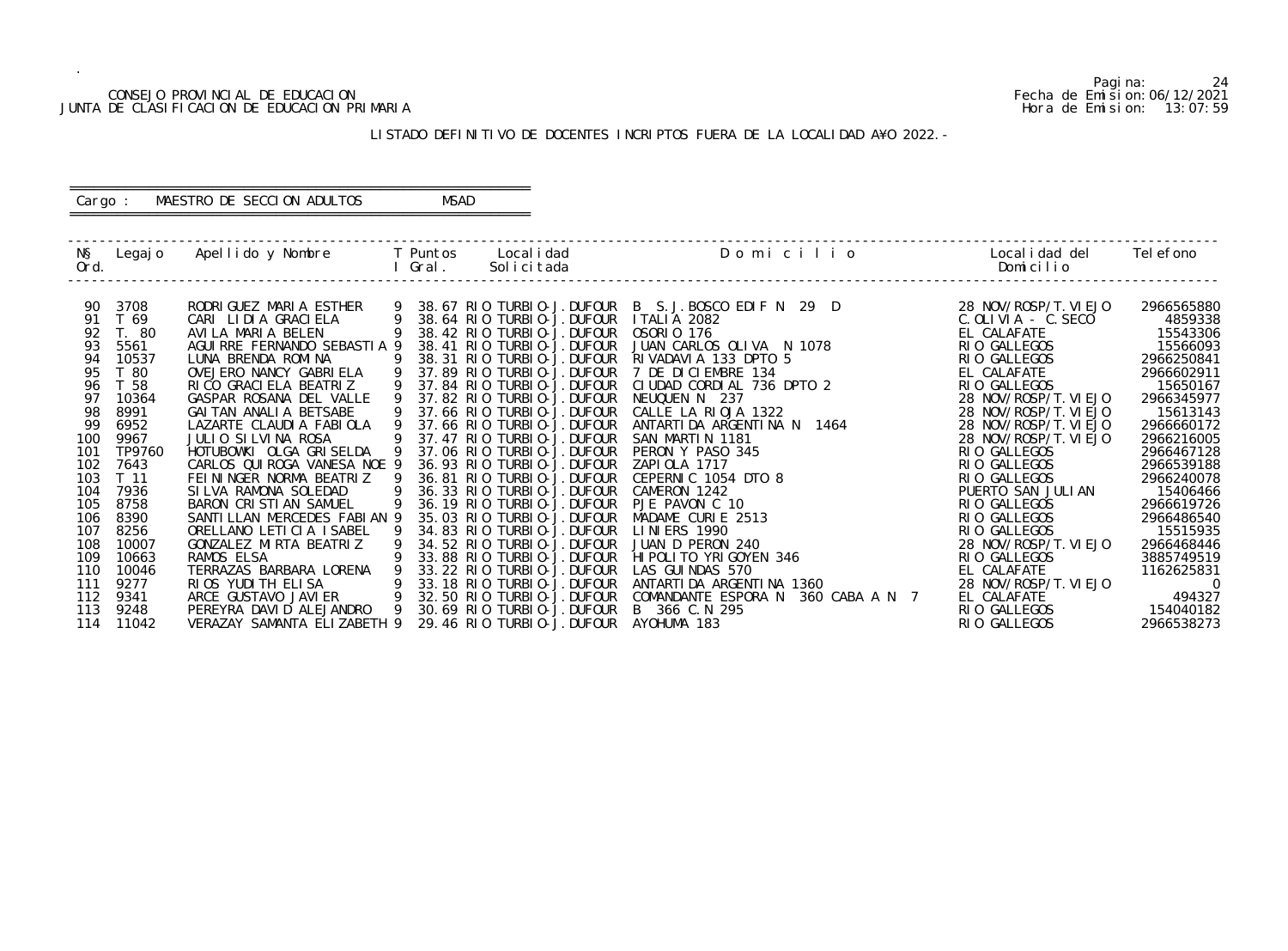CONSEJO PROVINCIAL DE EDUCACION
JUNTA DE CLASIFICACION DE EDUCACION PRIMARIA

Pagina: 24
Fecha de Emision: 06/12/2021
Hora de Emision: 13:07:59

LISTADO DEFINITIVO DE DOCENTES INCRIPTOS FUERA DE LA LOCALIDAD A¥O 2022.-

Cargo : MAESTRO DE SECCION ADULTOS MSAD

| Nº Ord. | Legajo | Apellido y Nombre | T | Puntos I Gral. | Localidad Solicitada | Domicilio | Localidad del Domicilio | Telefono |
|---|---|---|---|---|---|---|---|---|
| 90 | 3708 | RODRIGUEZ MARIA ESTHER | 9 | 38.67 | RIO TURBIO-J.DUFOUR | B S.J.BOSCO EDIF N 29 D | 28 NOV/ROSP/T.VIEJO | 2966565880 |
| 91 | T 69 | CARI LIDIA GRACIELA | 9 | 38.64 | RIO TURBIO-J.DUFOUR | ITALIA 2082 | C.OLIVIA - C.SECO | 4859338 |
| 92 | T. 80 | AVILA MARIA BELEN | 9 | 38.42 | RIO TURBIO-J.DUFOUR | OSORIO 176 | EL CALAFATE | 15543306 |
| 93 | 5561 | AGUIRRE FERNANDO SEBASTIA | 9 | 38.41 | RIO TURBIO-J.DUFOUR | JUAN CARLOS OLIVA N 1078 | RIO GALLEGOS | 15566093 |
| 94 | 10537 | LUNA BRENDA ROMINA | 9 | 38.31 | RIO TURBIO-J.DUFOUR | RIVADAVIA 133 DPTO 5 | RIO GALLEGOS | 2966250841 |
| 95 | T 80 | OVEJERO NANCY GABRIELA | 9 | 37.89 | RIO TURBIO-J.DUFOUR | 7 DE DICIEMBRE 134 | EL CALAFATE | 2966602911 |
| 96 | T 58 | RICO GRACIELA BEATRIZ | 9 | 37.84 | RIO TURBIO-J.DUFOUR | CIUDAD CORDIAL 736 DPTO 2 | RIO GALLEGOS | 15650167 |
| 97 | 10364 | GASPAR ROSANA DEL VALLE | 9 | 37.82 | RIO TURBIO-J.DUFOUR | NEUQUEN N 237 | 28 NOV/ROSP/T.VIEJO | 2966345977 |
| 98 | 8991 | GAITAN ANALIA BETSABE | 9 | 37.66 | RIO TURBIO-J.DUFOUR | CALLE LA RIOJA 1322 | 28 NOV/ROSP/T.VIEJO | 15613143 |
| 99 | 6952 | LAZARTE CLAUDIA FABIOLA | 9 | 37.66 | RIO TURBIO-J.DUFOUR | ANTARTIDA ARGENTINA N 1464 | 28 NOV/ROSP/T.VIEJO | 2966660172 |
| 100 | 9967 | JULIO SILVINA ROSA | 9 | 37.47 | RIO TURBIO-J.DUFOUR | SAN MARTIN 1181 | 28 NOV/ROSP/T.VIEJO | 2966216005 |
| 101 | TP9760 | HOTUBOWKI OLGA GRISELDA | 9 | 37.06 | RIO TURBIO-J.DUFOUR | PERON Y PASO 345 | RIO GALLEGOS | 2966467128 |
| 102 | 7643 | CARLOS QUIROGA VANESA NOE | 9 | 36.93 | RIO TURBIO-J.DUFOUR | ZAPIOLA 1717 | RIO GALLEGOS | 2966539188 |
| 103 | T 11 | FEININGER NORMA BEATRIZ | 9 | 36.81 | RIO TURBIO-J.DUFOUR | CEPERNIC 1054 DTO 8 | RIO GALLEGOS | 2966240078 |
| 104 | 7936 | SILVA RAMONA SOLEDAD | 9 | 36.33 | RIO TURBIO-J.DUFOUR | CAMERON 1242 | PUERTO SAN JULIAN | 15406466 |
| 105 | 8758 | BARON CRISTIAN SAMUEL | 9 | 36.19 | RIO TURBIO-J.DUFOUR | PJE PAVON C 10 | RIO GALLEGOS | 2966619726 |
| 106 | 8390 | SANTILLAN MERCEDES FABIAN | 9 | 35.03 | RIO TURBIO-J.DUFOUR | MADAME CURIE 2513 | RIO GALLEGOS | 2966486540 |
| 107 | 8256 | ORELLANO LETICIA ISABEL | 9 | 34.83 | RIO TURBIO-J.DUFOUR | LINIERS 1990 | RIO GALLEGOS | 15515935 |
| 108 | 10007 | GONZALEZ MIRTA BEATRIZ | 9 | 34.52 | RIO TURBIO-J.DUFOUR | JUAN D PERON 240 | 28 NOV/ROSP/T.VIEJO | 2966468446 |
| 109 | 10663 | RAMOS ELSA | 9 | 33.88 | RIO TURBIO-J.DUFOUR | HIPOLITO YRIGOYEN 346 | RIO GALLEGOS | 3885749519 |
| 110 | 10046 | TERRAZAS BARBARA LORENA | 9 | 33.22 | RIO TURBIO-J.DUFOUR | LAS GUINDAS 570 | EL CALAFATE | 1162625831 |
| 111 | 9277 | RIOS YUDITH ELISA | 9 | 33.18 | RIO TURBIO-J.DUFOUR | ANTARTIDA ARGENTINA 1360 | 28 NOV/ROSP/T.VIEJO | 0 |
| 112 | 9341 | ARCE GUSTAVO JAVIER | 9 | 32.50 | RIO TURBIO-J.DUFOUR | COMANDANTE ESPORA N 360 CABA A N 7 | EL CALAFATE | 494327 |
| 113 | 9248 | PEREYRA DAVID ALEJANDRO | 9 | 30.69 | RIO TURBIO-J.DUFOUR | B 366 C.N 295 | RIO GALLEGOS | 154040182 |
| 114 | 11042 | VERAZAY SAMANTA ELIZABETH | 9 | 29.46 | RIO TURBIO-J.DUFOUR | AYOHUMA 183 | RIO GALLEGOS | 2966538273 |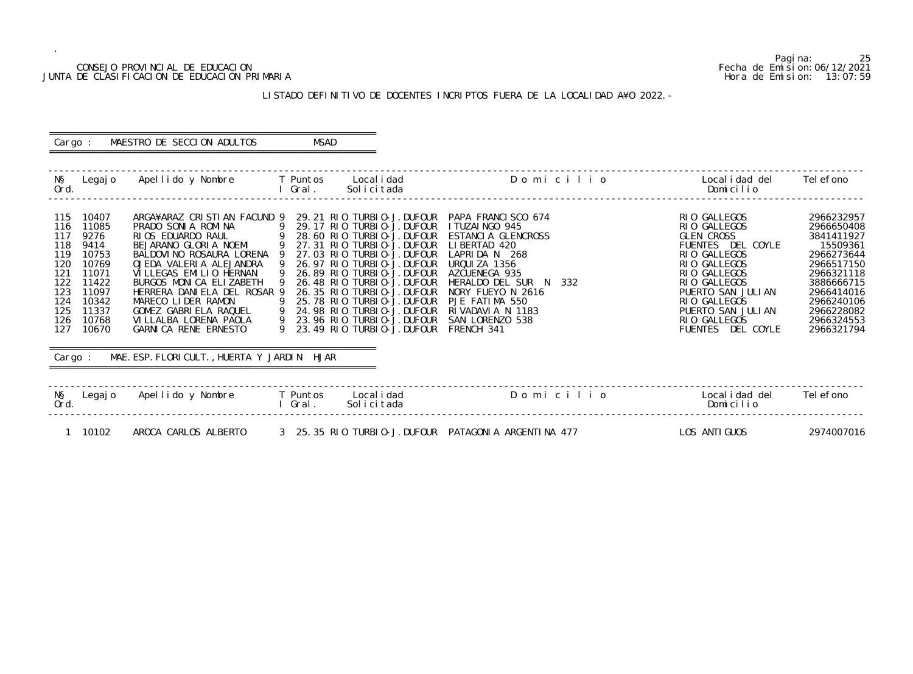CONSEJO PROVINCIAL DE EDUCACION
JUNTA DE CLASIFICACION DE EDUCACION PRIMARIA

Fecha de Emision: 06/12/2021
Hora de Emision: 13:07:59

LISTADO DEFINITIVO DE DOCENTES INCRIPTOS FUERA DE LA LOCALIDAD A¥O 2022.-

Cargo : MAESTRO DE SECCION ADULTOS MSAD

| Nº Ord. | Legajo | Apellido y Nombre | T I | Puntos Gral. | Localidad Solicitada | Domicilio | Localidad del Domicilio | Telefono |
|---|---|---|---|---|---|---|---|---|
| 115 | 10407 | ARGA¥ARAZ CRISTIAN FACUND | 9 | 29.21 | RIO TURBIO-J.DUFOUR | PAPA FRANCISCO 674 | RIO GALLEGOS | 2966232957 |
| 116 | 11085 | PRADO SONIA ROMINA | 9 | 29.17 | RIO TURBIO-J.DUFOUR | ITUZAINGO 945 | RIO GALLEGOS | 2966650408 |
| 117 | 9276 | RIOS EDUARDO RAUL | 9 | 28.60 | RIO TURBIO-J.DUFOUR | ESTANCIA GLENCROSS | GLEN CROSS | 3841411927 |
| 118 | 9414 | BEJARANO GLORIA NOEMI | 9 | 27.31 | RIO TURBIO-J.DUFOUR | LIBERTAD 420 | FUENTES DEL COYLE | 15509361 |
| 119 | 10753 | BALDOVINO ROSAURA LORENA | 9 | 27.03 | RIO TURBIO-J.DUFOUR | LAPRIDA N 268 | RIO GALLEGOS | 2966273644 |
| 120 | 10769 | OJEDA VALERIA ALEJANDRA | 9 | 26.97 | RIO TURBIO-J.DUFOUR | URQUIZA 1356 | RIO GALLEGOS | 2966517150 |
| 121 | 11071 | VILLEGAS EMILIO HERNAN | 9 | 26.89 | RIO TURBIO-J.DUFOUR | AZCUENEGA 935 | RIO GALLEGOS | 2966321118 |
| 122 | 11422 | BURGOS MONICA ELIZABETH | 9 | 26.48 | RIO TURBIO-J.DUFOUR | HERALDO DEL SUR N 332 | RIO GALLEGOS | 3886666715 |
| 123 | 11097 | HERRERA DANIELA DEL ROSAR | 9 | 26.35 | RIO TURBIO-J.DUFOUR | NORY FUEYO N 2616 | PUERTO SAN JULIAN | 2966414016 |
| 124 | 10342 | MARECO LIDER RAMON | 9 | 25.78 | RIO TURBIO-J.DUFOUR | PJE FATIMA 550 | RIO GALLEGOS | 2966240106 |
| 125 | 11337 | GOMEZ GABRIELA RAQUEL | 9 | 24.98 | RIO TURBIO-J.DUFOUR | RIVADAVIA N 1183 | PUERTO SAN JULIAN | 2966228082 |
| 126 | 10768 | VILLALBA LORENA PAOLA | 9 | 23.96 | RIO TURBIO-J.DUFOUR | SAN LORENZO 538 | RIO GALLEGOS | 2966324553 |
| 127 | 10670 | GARNICA RENE ERNESTO | 9 | 23.49 | RIO TURBIO-J.DUFOUR | FRENCH 341 | FUENTES DEL COYLE | 2966321794 |

Cargo : MAE.ESP.FLORICULT.,HUERTA Y JARDIN HJAR

| Nº Ord. | Legajo | Apellido y Nombre | T I | Puntos Gral. | Localidad Solicitada | Domicilio | Localidad del Domicilio | Telefono |
|---|---|---|---|---|---|---|---|---|
| 1 | 10102 | AROCA CARLOS ALBERTO | 3 | 25.35 | RIO TURBIO-J.DUFOUR | PATAGONIA ARGENTINA 477 | LOS ANTIGUOS | 2974007016 |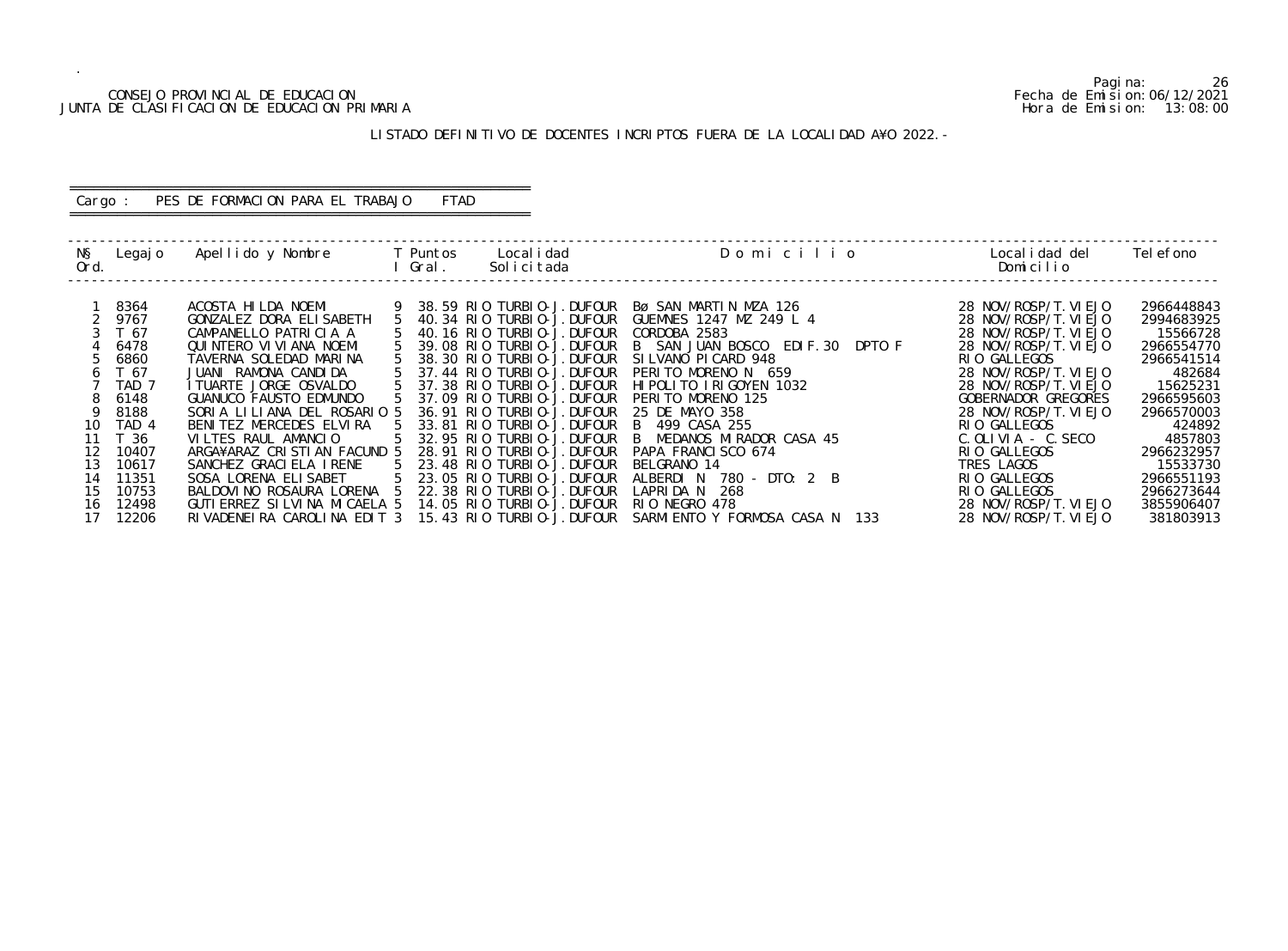CONSEJO PROVINCIAL DE EDUCACION
JUNTA DE CLASIFICACION DE EDUCACION PRIMARIA

Fecha de Emision: 06/12/2021
Hora de Emision: 13:08:00

LISTADO DEFINITIVO DE DOCENTES INCRIPTOS FUERA DE LA LOCALIDAD A¥O 2022.-

Cargo : PES DE FORMACION PARA EL TRABAJO FTAD

| Nº Ord. | Legajo | Apellido y Nombre | T I | Puntos Gral. | Localidad Solicitada | Domicilio | Localidad del Domicilio | Telefono |
|---|---|---|---|---|---|---|---|---|
| 1 | 8364 | ACOSTA HILDA NOEMI | 9 | 38.59 | RIO TURBIO-J.DUFOUR | Bø SAN MARTIN MZA 126 | 28 NOV/ROSP/T.VIEJO | 2966448843 |
| 2 | 9767 | GONZALEZ DORA ELISABETH | 5 | 40.34 | RIO TURBIO-J.DUFOUR | GUEMNES 1247 MZ 249 L 4 | 28 NOV/ROSP/T.VIEJO | 2994683925 |
| 3 | T 67 | CAMPANELLO PATRICIA A | 5 | 40.16 | RIO TURBIO-J.DUFOUR | CORDOBA 2583 | 28 NOV/ROSP/T.VIEJO | 15566728 |
| 4 | 6478 | QUINTERO VIVIANA NOEMI | 5 | 39.08 | RIO TURBIO-J.DUFOUR | B SAN JUAN BOSCO EDIF.30 DPTO F | 28 NOV/ROSP/T.VIEJO | 2966554770 |
| 5 | 6860 | TAVERNA SOLEDAD MARINA | 5 | 38.30 | RIO TURBIO-J.DUFOUR | SILVANO PICARD 948 | RIO GALLEGOS | 2966541514 |
| 6 | T 67 | JUANI RAMONA CANDIDA | 5 | 37.44 | RIO TURBIO-J.DUFOUR | PERITO MORENO N 659 | 28 NOV/ROSP/T.VIEJO | 482684 |
| 7 | TAD 7 | ITUARTE JORGE OSVALDO | 5 | 37.38 | RIO TURBIO-J.DUFOUR | HIPOLITO IRIGOYEN 1032 | 28 NOV/ROSP/T.VIEJO | 15625231 |
| 8 | 6148 | GUANUCO FAUSTO EDMUNDO | 5 | 37.09 | RIO TURBIO-J.DUFOUR | PERITO MORENO 125 | GOBERNADOR GREGORES | 2966595603 |
| 9 | 8188 | SORIA LILIANA DEL ROSARIO | 5 | 36.91 | RIO TURBIO-J.DUFOUR | 25 DE MAYO 358 | 28 NOV/ROSP/T.VIEJO | 2966570003 |
| 10 | TAD 4 | BENITEZ MERCEDES ELVIRA | 5 | 33.81 | RIO TURBIO-J.DUFOUR | B 499 CASA 255 | RIO GALLEGOS | 424892 |
| 11 | T 36 | VILTES RAUL AMANCIO | 5 | 32.95 | RIO TURBIO-J.DUFOUR | B MEDANOS MIRADOR CASA 45 | C.OLIVIA - C.SECO | 4857803 |
| 12 | 10407 | ARGA¥ARAZ CRISTIAN FACUND | 5 | 28.91 | RIO TURBIO-J.DUFOUR | PAPA FRANCISCO 674 | RIO GALLEGOS | 2966232957 |
| 13 | 10617 | SANCHEZ GRACIELA IRENE | 5 | 23.48 | RIO TURBIO-J.DUFOUR | BELGRANO 14 | TRES LAGOS | 15533730 |
| 14 | 11351 | SOSA LORENA ELISABET | 5 | 23.05 | RIO TURBIO-J.DUFOUR | ALBERDI N 780 - DTO: 2 B | RIO GALLEGOS | 2966551193 |
| 15 | 10753 | BALDOVINO ROSAURA LORENA | 5 | 22.38 | RIO TURBIO-J.DUFOUR | LAPRIDA N 268 | RIO GALLEGOS | 2966273644 |
| 16 | 12498 | GUTIERREZ SILVINA MICAELA | 5 | 14.05 | RIO TURBIO-J.DUFOUR | RIO NEGRO 478 | 28 NOV/ROSP/T.VIEJO | 3855906407 |
| 17 | 12206 | RIVADENEIRA CAROLINA EDIT | 3 | 15.43 | RIO TURBIO-J.DUFOUR | SARMIENTO Y FORMOSA CASA N 133 | 28 NOV/ROSP/T.VIEJO | 381803913 |